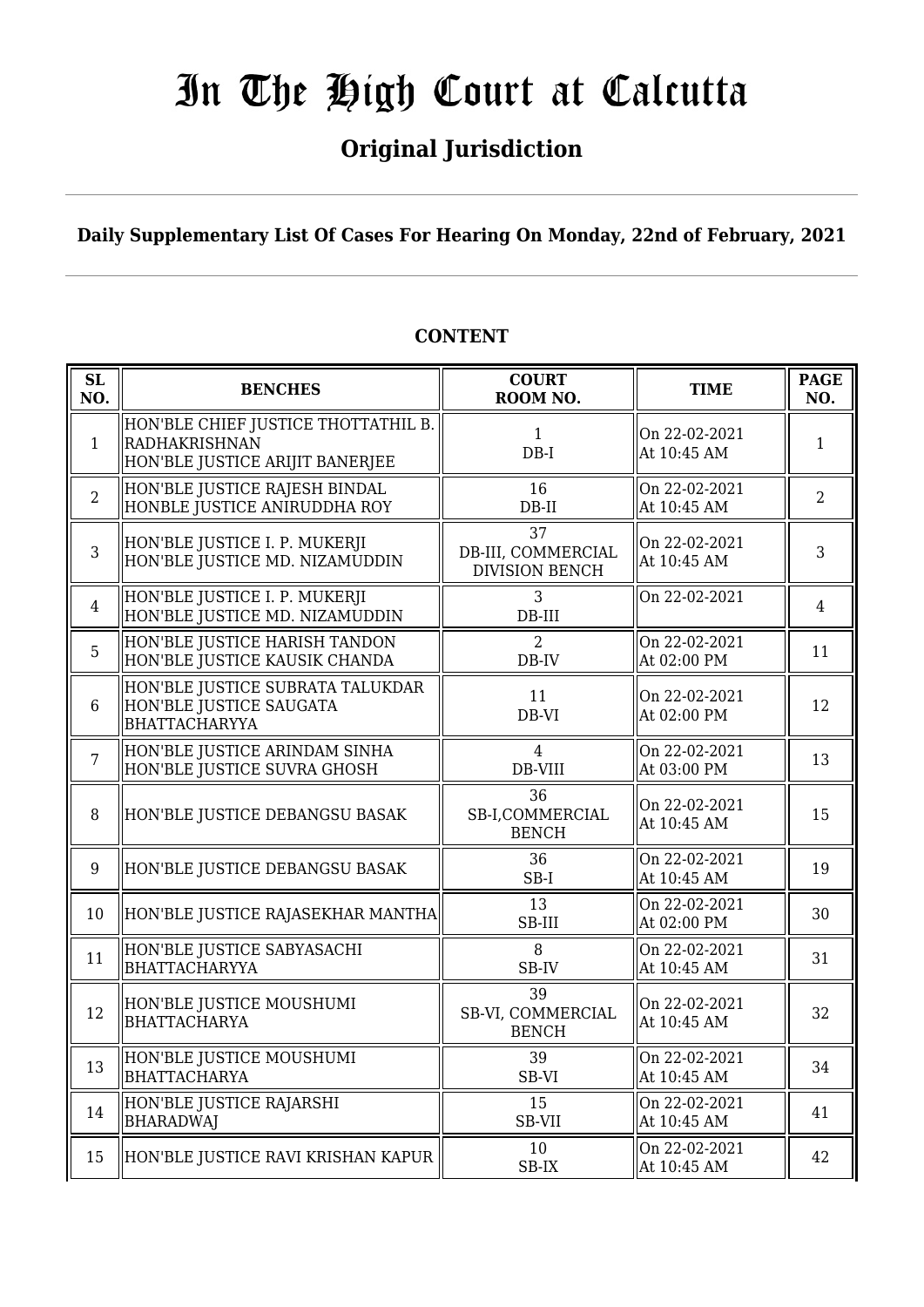# In The High Court at Calcutta

## Original Jurisdiction

**Daily Supplementary List Of Cases For Hearing On Monday, 22nd of February, 2021**

**CONTENT**

| SL NO. | BENCHES | COURT ROOM NO. | TIME | PAGE NO. |
|---|---|---|---|---|
| 1 | HON'BLE CHIEF JUSTICE THOTTATHIL B. RADHAKRISHNAN<br>HON'BLE JUSTICE ARIJIT BANERJEE | 1<br>DB-I | On 22-02-2021<br>At 10:45 AM | 1 |
| 2 | HON'BLE JUSTICE RAJESH BINDAL<br>HONBLE JUSTICE ANIRUDDHA ROY | 16<br>DB-II | On 22-02-2021<br>At 10:45 AM | 2 |
| 3 | HON'BLE JUSTICE I. P. MUKERJI<br>HON'BLE JUSTICE MD. NIZAMUDDIN | 37<br>DB-III, COMMERCIAL DIVISION BENCH | On 22-02-2021<br>At 10:45 AM | 3 |
| 4 | HON'BLE JUSTICE I. P. MUKERJI<br>HON'BLE JUSTICE MD. NIZAMUDDIN | 3<br>DB-III | On 22-02-2021 | 4 |
| 5 | HON'BLE JUSTICE HARISH TANDON<br>HON'BLE JUSTICE KAUSIK CHANDA | 2<br>DB-IV | On 22-02-2021<br>At 02:00 PM | 11 |
| 6 | HON'BLE JUSTICE SUBRATA TALUKDAR<br>HON'BLE JUSTICE SAUGATA BHATTACHARYYA | 11<br>DB-VI | On 22-02-2021<br>At 02:00 PM | 12 |
| 7 | HON'BLE JUSTICE ARINDAM SINHA<br>HON'BLE JUSTICE SUVRA GHOSH | 4<br>DB-VIII | On 22-02-2021<br>At 03:00 PM | 13 |
| 8 | HON'BLE JUSTICE DEBANGSU BASAK | 36<br>SB-I,COMMERCIAL BENCH | On 22-02-2021<br>At 10:45 AM | 15 |
| 9 | HON'BLE JUSTICE DEBANGSU BASAK | 36<br>SB-I | On 22-02-2021<br>At 10:45 AM | 19 |
| 10 | HON'BLE JUSTICE RAJASEKHAR MANTHA | 13<br>SB-III | On 22-02-2021<br>At 02:00 PM | 30 |
| 11 | HON'BLE JUSTICE SABYASACHI BHATTACHARYYA | 8<br>SB-IV | On 22-02-2021<br>At 10:45 AM | 31 |
| 12 | HON'BLE JUSTICE MOUSHUMI BHATTACHARYA | 39<br>SB-VI, COMMERCIAL BENCH | On 22-02-2021<br>At 10:45 AM | 32 |
| 13 | HON'BLE JUSTICE MOUSHUMI BHATTACHARYA | 39<br>SB-VI | On 22-02-2021<br>At 10:45 AM | 34 |
| 14 | HON'BLE JUSTICE RAJARSHI BHARADWAJ | 15<br>SB-VII | On 22-02-2021<br>At 10:45 AM | 41 |
| 15 | HON'BLE JUSTICE RAVI KRISHAN KAPUR | 10<br>SB-IX | On 22-02-2021<br>At 10:45 AM | 42 |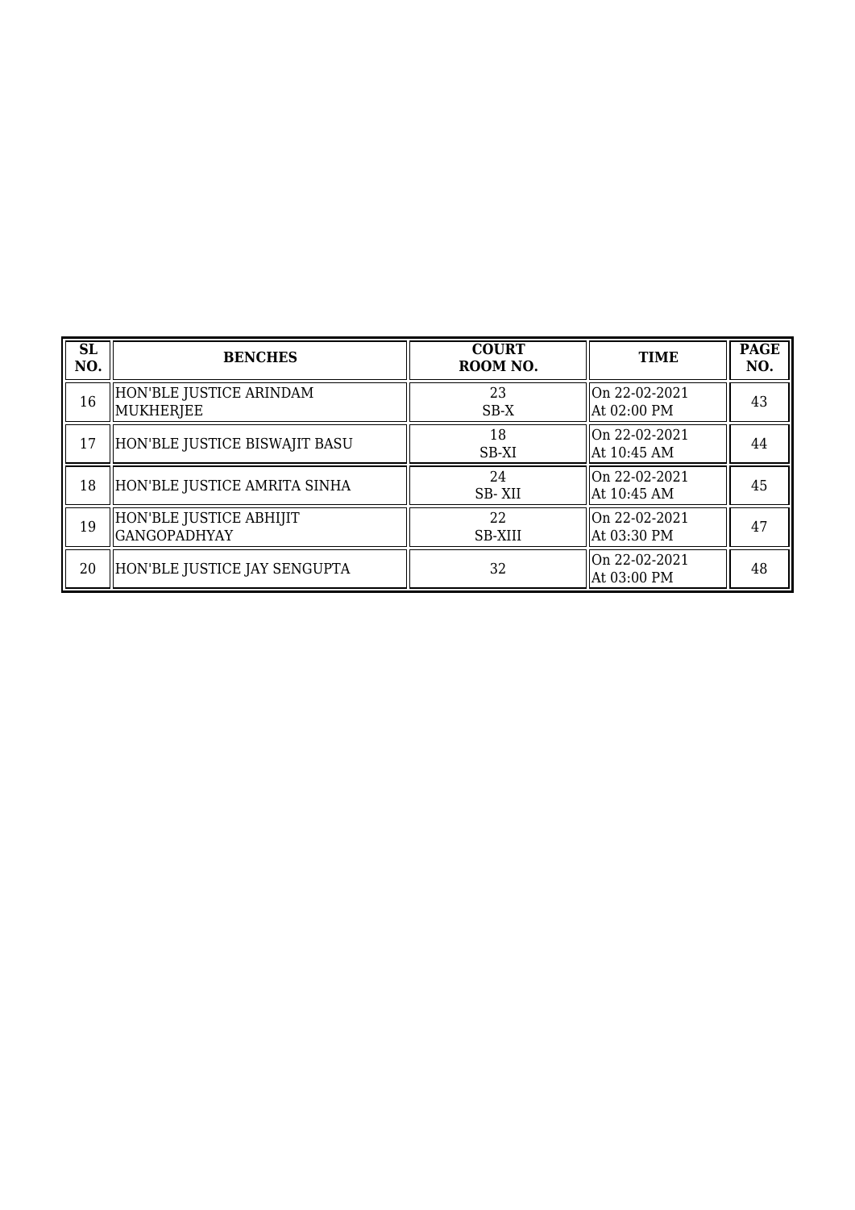| SL NO. | BENCHES | COURT ROOM NO. | TIME | PAGE NO. |
|---|---|---|---|---|
| 16 | HON'BLE JUSTICE ARINDAM MUKHERJEE | 23<br>SB-X | On 22-02-2021<br>At 02:00 PM | 43 |
| 17 | HON'BLE JUSTICE BISWAJIT BASU | 18<br>SB-XI | On 22-02-2021<br>At 10:45 AM | 44 |
| 18 | HON'BLE JUSTICE AMRITA SINHA | 24<br>SB- XII | On 22-02-2021<br>At 10:45 AM | 45 |
| 19 | HON'BLE JUSTICE ABHIJIT GANGOPADHYAY | 22<br>SB-XIII | On 22-02-2021<br>At 03:30 PM | 47 |
| 20 | HON'BLE JUSTICE JAY SENGUPTA | 32 | On 22-02-2021<br>At 03:00 PM | 48 |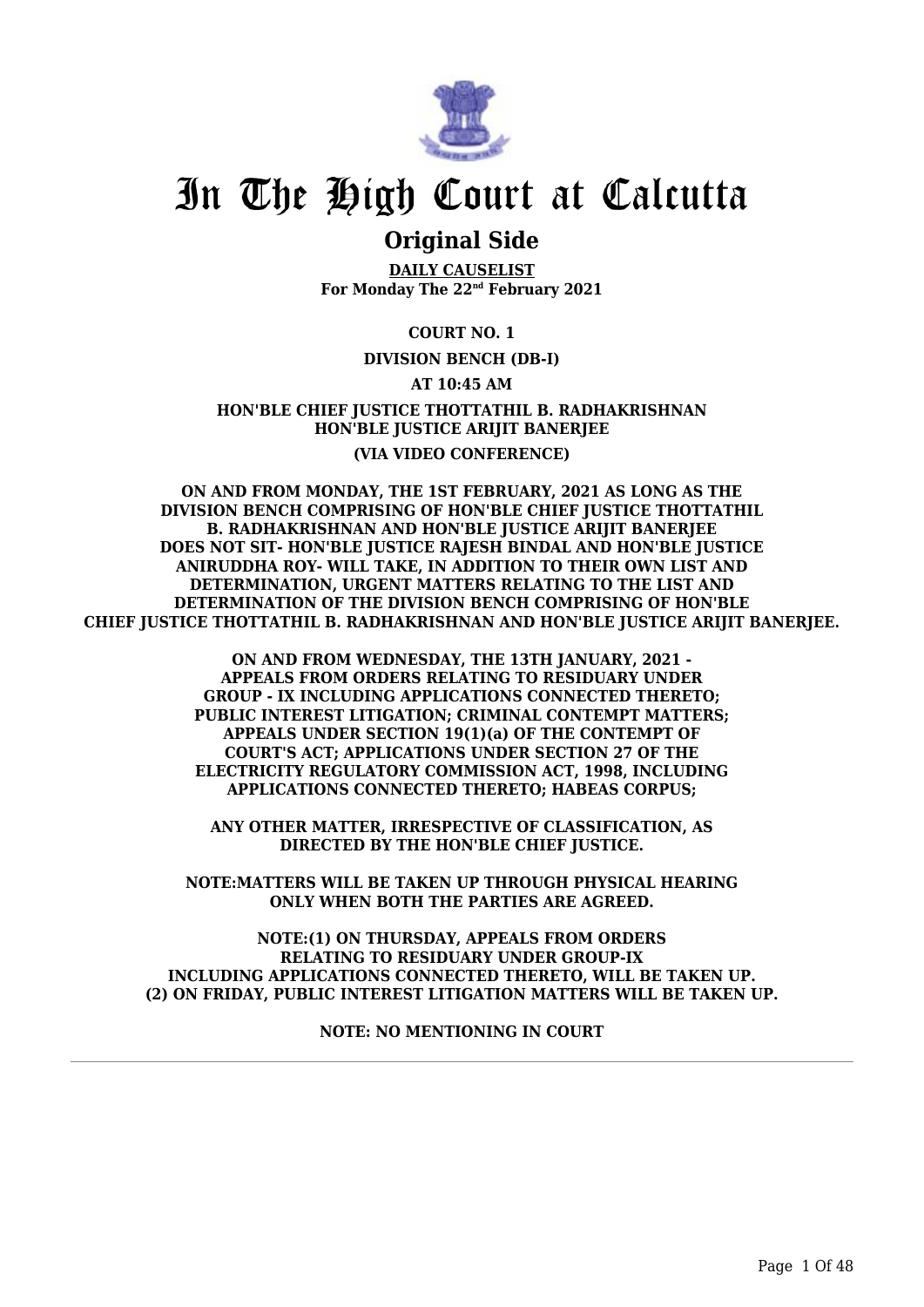# In The High Court at Calcutta

## Original Side

**DAILY CAUSELIST**
**For Monday The 22nd February 2021**

**COURT NO. 1**

**DIVISION BENCH (DB-I)**

**AT 10:45 AM**

**HON'BLE CHIEF JUSTICE THOTTATHIL B. RADHAKRISHNAN**
**HON'BLE JUSTICE ARIJIT BANERJEE**

**(VIA VIDEO CONFERENCE)**

**ON AND FROM MONDAY, THE 1ST FEBRUARY, 2021 AS LONG AS THE DIVISION BENCH COMPRISING OF HON'BLE CHIEF JUSTICE THOTTATHIL B. RADHAKRISHNAN AND HON'BLE JUSTICE ARIJIT BANERJEE DOES NOT SIT- HON'BLE JUSTICE RAJESH BINDAL AND HON'BLE JUSTICE ANIRUDDHA ROY- WILL TAKE, IN ADDITION TO THEIR OWN LIST AND DETERMINATION, URGENT MATTERS RELATING TO THE LIST AND DETERMINATION OF THE DIVISION BENCH COMPRISING OF HON'BLE CHIEF JUSTICE THOTTATHIL B. RADHAKRISHNAN AND HON'BLE JUSTICE ARIJIT BANERJEE.**

**ON AND FROM WEDNESDAY, THE 13TH JANUARY, 2021 - APPEALS FROM ORDERS RELATING TO RESIDUARY UNDER GROUP - IX INCLUDING APPLICATIONS CONNECTED THERETO; PUBLIC INTEREST LITIGATION; CRIMINAL CONTEMPT MATTERS; APPEALS UNDER SECTION 19(1)(a) OF THE CONTEMPT OF COURT'S ACT; APPLICATIONS UNDER SECTION 27 OF THE ELECTRICITY REGULATORY COMMISSION ACT, 1998, INCLUDING APPLICATIONS CONNECTED THERETO; HABEAS CORPUS;**

**ANY OTHER MATTER, IRRESPECTIVE OF CLASSIFICATION, AS DIRECTED BY THE HON'BLE CHIEF JUSTICE.**

**NOTE:MATTERS WILL BE TAKEN UP THROUGH PHYSICAL HEARING ONLY WHEN BOTH THE PARTIES ARE AGREED.**

**NOTE:(1) ON THURSDAY, APPEALS FROM ORDERS RELATING TO RESIDUARY UNDER GROUP-IX INCLUDING APPLICATIONS CONNECTED THERETO, WILL BE TAKEN UP.**
**(2) ON FRIDAY, PUBLIC INTEREST LITIGATION MATTERS WILL BE TAKEN UP.**

**NOTE: NO MENTIONING IN COURT**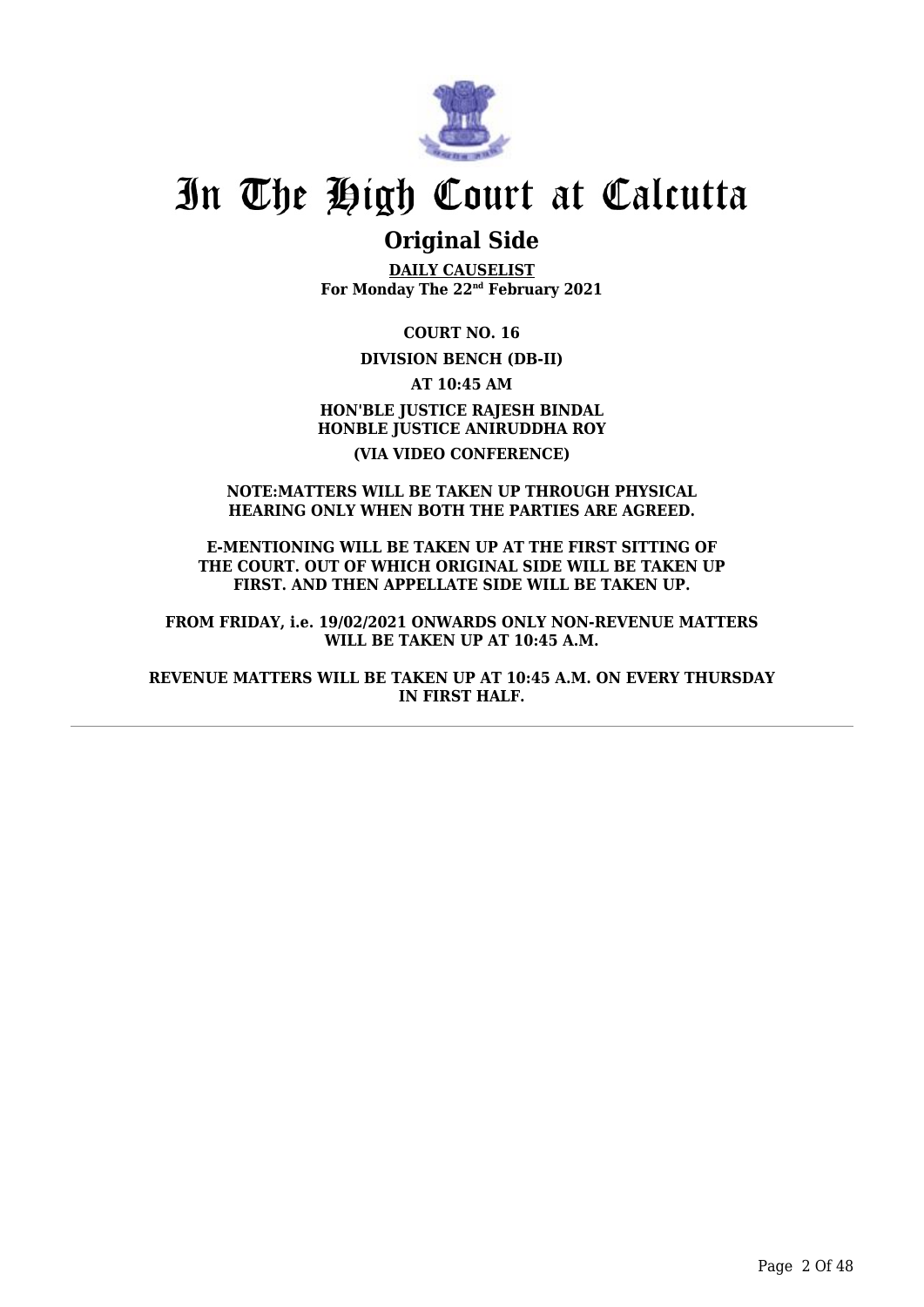# In The High Court at Calcutta

## Original Side

**DAILY CAUSELIST**
**For Monday The 22nd February 2021**

**COURT NO. 16**

**DIVISION BENCH (DB-II)**

**AT 10:45 AM**

**HON'BLE JUSTICE RAJESH BINDAL**
**HONBLE JUSTICE ANIRUDDHA ROY**

**(VIA VIDEO CONFERENCE)**

**NOTE:MATTERS WILL BE TAKEN UP THROUGH PHYSICAL HEARING ONLY WHEN BOTH THE PARTIES ARE AGREED.**

**E-MENTIONING WILL BE TAKEN UP AT THE FIRST SITTING OF THE COURT. OUT OF WHICH ORIGINAL SIDE WILL BE TAKEN UP FIRST. AND THEN APPELLATE SIDE WILL BE TAKEN UP.**

**FROM FRIDAY, i.e. 19/02/2021 ONWARDS ONLY NON-REVENUE MATTERS WILL BE TAKEN UP AT 10:45 A.M.**

**REVENUE MATTERS WILL BE TAKEN UP AT 10:45 A.M. ON EVERY THURSDAY IN FIRST HALF.**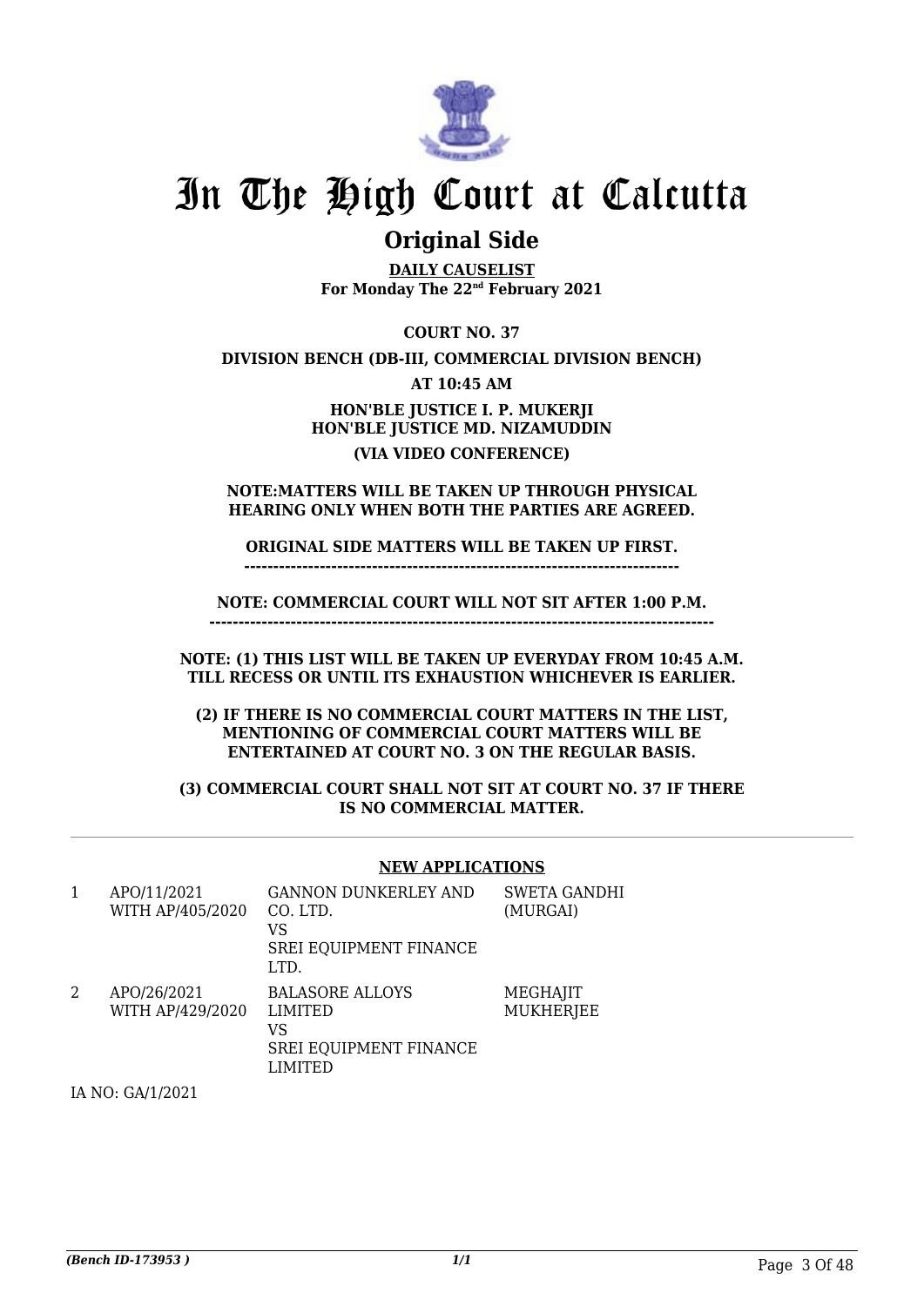# In The High Court at Calcutta

## Original Side

**DAILY CAUSELIST**
**For Monday The 22nd February 2021**

**COURT NO. 37**

**DIVISION BENCH (DB-III, COMMERCIAL DIVISION BENCH)**

**AT 10:45 AM**

**HON'BLE JUSTICE I. P. MUKERJI**
**HON'BLE JUSTICE MD. NIZAMUDDIN**

**(VIA VIDEO CONFERENCE)**

**NOTE:MATTERS WILL BE TAKEN UP THROUGH PHYSICAL HEARING ONLY WHEN BOTH THE PARTIES ARE AGREED.**

**ORIGINAL SIDE MATTERS WILL BE TAKEN UP FIRST.**
**------------------------------------------------------------------------**

**NOTE: COMMERCIAL COURT WILL NOT SIT AFTER 1:00 P.M.**
**-----------------------------------------------------------------------------------**

**NOTE: (1) THIS LIST WILL BE TAKEN UP EVERYDAY FROM 10:45 A.M. TILL RECESS OR UNTIL ITS EXHAUSTION WHICHEVER IS EARLIER.**

**(2) IF THERE IS NO COMMERCIAL COURT MATTERS IN THE LIST, MENTIONING OF COMMERCIAL COURT MATTERS WILL BE ENTERTAINED AT COURT NO. 3 ON THE REGULAR BASIS.**

**(3) COMMERCIAL COURT SHALL NOT SIT AT COURT NO. 37 IF THERE IS NO COMMERCIAL MATTER.**

**NEW APPLICATIONS**

| | | | |
|---|---|---|---|
| 1 | APO/11/2021 WITH AP/405/2020 | GANNON DUNKERLEY AND CO. LTD. VS SREI EQUIPMENT FINANCE LTD. | SWETA GANDHI (MURGAI) |
| 2 | APO/26/2021 WITH AP/429/2020 | BALASORE ALLOYS LIMITED VS SREI EQUIPMENT FINANCE LIMITED | MEGHAJIT MUKHERJEE |

IA NO: GA/1/2021

*(Bench ID-173953 )* 1/1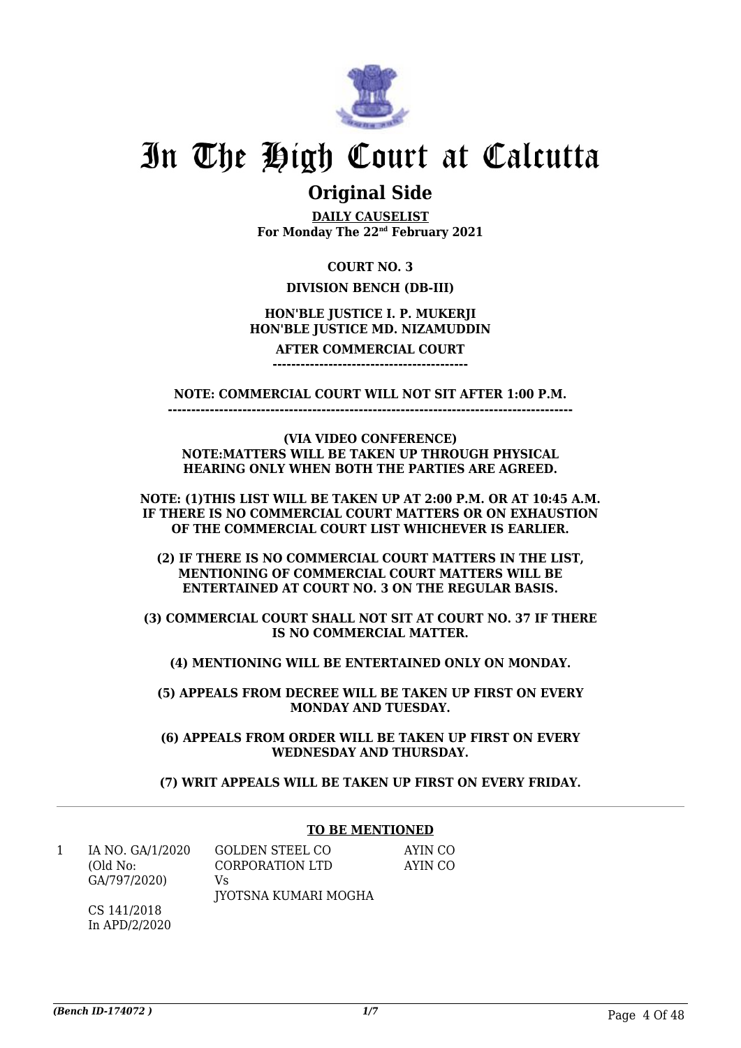# In The High Court at Calcutta

## Original Side

**DAILY CAUSELIST**
**For Monday The 22nd February 2021**

**COURT NO. 3**

**DIVISION BENCH (DB-III)**

**HON'BLE JUSTICE I. P. MUKERJI**
**HON'BLE JUSTICE MD. NIZAMUDDIN**

**AFTER COMMERCIAL COURT**
**------------------------------------------**

**NOTE: COMMERCIAL COURT WILL NOT SIT AFTER 1:00 P.M.**
**-------------------------------------------------------------------------------------**

**(VIA VIDEO CONFERENCE)**
**NOTE:MATTERS WILL BE TAKEN UP THROUGH PHYSICAL HEARING ONLY WHEN BOTH THE PARTIES ARE AGREED.**

**NOTE: (1)THIS LIST WILL BE TAKEN UP AT 2:00 P.M. OR AT 10:45 A.M. IF THERE IS NO COMMERCIAL COURT MATTERS OR ON EXHAUSTION OF THE COMMERCIAL COURT LIST WHICHEVER IS EARLIER.**

**(2) IF THERE IS NO COMMERCIAL COURT MATTERS IN THE LIST, MENTIONING OF COMMERCIAL COURT MATTERS WILL BE ENTERTAINED AT COURT NO. 3 ON THE REGULAR BASIS.**

**(3) COMMERCIAL COURT SHALL NOT SIT AT COURT NO. 37 IF THERE IS NO COMMERCIAL MATTER.**

**(4) MENTIONING WILL BE ENTERTAINED ONLY ON MONDAY.**

**(5) APPEALS FROM DECREE WILL BE TAKEN UP FIRST ON EVERY MONDAY AND TUESDAY.**

**(6) APPEALS FROM ORDER WILL BE TAKEN UP FIRST ON EVERY WEDNESDAY AND THURSDAY.**

**(7) WRIT APPEALS WILL BE TAKEN UP FIRST ON EVERY FRIDAY.**

**TO BE MENTIONED**

| | | | |
|---|---|---|---|
| 1 | IA NO. GA/1/2020 (Old No: GA/797/2020)<br><br>CS 141/2018 In APD/2/2020 | GOLDEN STEEL CO CORPORATION LTD<br>Vs<br>JYOTSNA KUMARI MOGHA | AYIN CO<br>AYIN CO |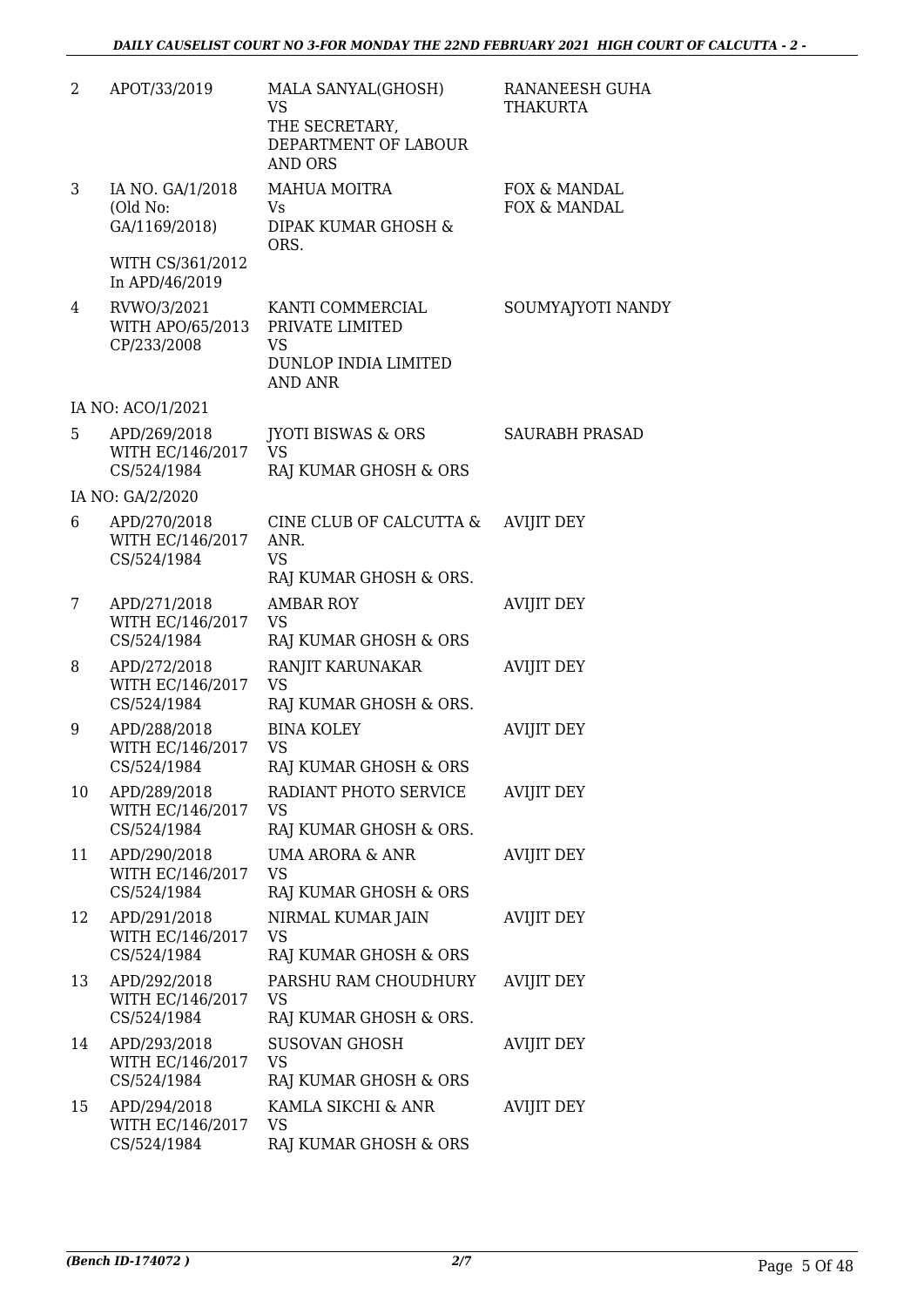| | | | |
|---|---|---|---|
| 2 | APOT/33/2019 | MALA SANYAL(GHOSH)<br>VS<br>THE SECRETARY, DEPARTMENT OF LABOUR AND ORS | RANANEESH GUHA THAKURTA |
| 3 | IA NO. GA/1/2018<br>(Old No: GA/1169/2018)<br><br>WITH CS/361/2012<br>In APD/46/2019 | MAHUA MOITRA<br>Vs<br>DIPAK KUMAR GHOSH & ORS. | FOX & MANDAL<br>FOX & MANDAL |
| 4 | RVWO/3/2021<br>WITH APO/65/2013<br>CP/233/2008 | KANTI COMMERCIAL PRIVATE LIMITED<br>VS<br>DUNLOP INDIA LIMITED AND ANR | SOUMYAJYOTI NANDY |
| | IA NO: ACO/1/2021 | | |
| 5 | APD/269/2018<br>WITH EC/146/2017<br>CS/524/1984 | JYOTI BISWAS & ORS<br>VS<br>RAJ KUMAR GHOSH & ORS | SAURABH PRASAD |
| | IA NO: GA/2/2020 | | |
| 6 | APD/270/2018<br>WITH EC/146/2017<br>CS/524/1984 | CINE CLUB OF CALCUTTA & ANR.<br>VS<br>RAJ KUMAR GHOSH & ORS. | AVIJIT DEY |
| 7 | APD/271/2018<br>WITH EC/146/2017<br>CS/524/1984 | AMBAR ROY<br>VS<br>RAJ KUMAR GHOSH & ORS | AVIJIT DEY |
| 8 | APD/272/2018<br>WITH EC/146/2017<br>CS/524/1984 | RANJIT KARUNAKAR<br>VS<br>RAJ KUMAR GHOSH & ORS. | AVIJIT DEY |
| 9 | APD/288/2018<br>WITH EC/146/2017<br>CS/524/1984 | BINA KOLEY<br>VS<br>RAJ KUMAR GHOSH & ORS | AVIJIT DEY |
| 10 | APD/289/2018<br>WITH EC/146/2017<br>CS/524/1984 | RADIANT PHOTO SERVICE<br>VS<br>RAJ KUMAR GHOSH & ORS. | AVIJIT DEY |
| 11 | APD/290/2018<br>WITH EC/146/2017<br>CS/524/1984 | UMA ARORA & ANR<br>VS<br>RAJ KUMAR GHOSH & ORS | AVIJIT DEY |
| 12 | APD/291/2018<br>WITH EC/146/2017<br>CS/524/1984 | NIRMAL KUMAR JAIN<br>VS<br>RAJ KUMAR GHOSH & ORS | AVIJIT DEY |
| 13 | APD/292/2018<br>WITH EC/146/2017<br>CS/524/1984 | PARSHU RAM CHOUDHURY<br>VS<br>RAJ KUMAR GHOSH & ORS. | AVIJIT DEY |
| 14 | APD/293/2018<br>WITH EC/146/2017<br>CS/524/1984 | SUSOVAN GHOSH<br>VS<br>RAJ KUMAR GHOSH & ORS | AVIJIT DEY |
| 15 | APD/294/2018<br>WITH EC/146/2017<br>CS/524/1984 | KAMLA SIKCHI & ANR<br>VS<br>RAJ KUMAR GHOSH & ORS | AVIJIT DEY |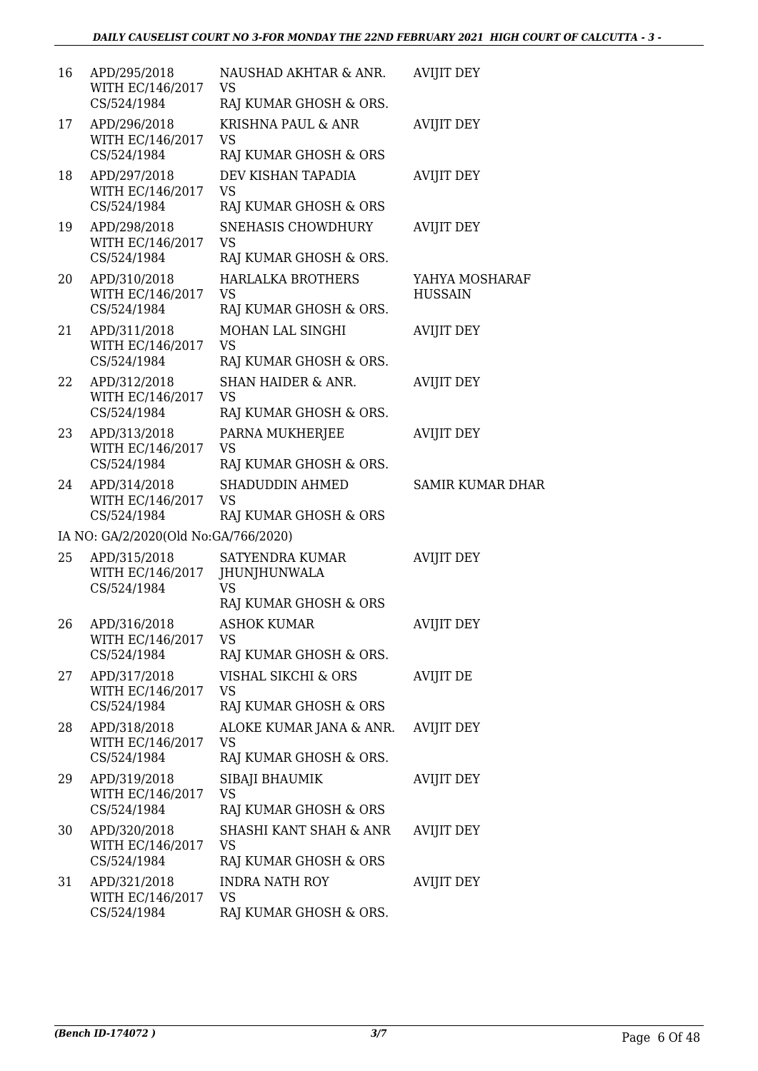| 16 | APD/295/2018 WITH EC/146/2017 CS/524/1984 | NAUSHAD AKHTAR & ANR. VS RAJ KUMAR GHOSH & ORS. | AVIJIT DEY |
|---|---|---|---|
| 17 | APD/296/2018 WITH EC/146/2017 CS/524/1984 | KRISHNA PAUL & ANR VS RAJ KUMAR GHOSH & ORS | AVIJIT DEY |
| 18 | APD/297/2018 WITH EC/146/2017 CS/524/1984 | DEV KISHAN TAPADIA VS RAJ KUMAR GHOSH & ORS | AVIJIT DEY |
| 19 | APD/298/2018 WITH EC/146/2017 CS/524/1984 | SNEHASIS CHOWDHURY VS RAJ KUMAR GHOSH & ORS. | AVIJIT DEY |
| 20 | APD/310/2018 WITH EC/146/2017 CS/524/1984 | HARLALKA BROTHERS VS RAJ KUMAR GHOSH & ORS. | YAHYA MOSHARAF HUSSAIN |
| 21 | APD/311/2018 WITH EC/146/2017 CS/524/1984 | MOHAN LAL SINGHI VS RAJ KUMAR GHOSH & ORS. | AVIJIT DEY |
| 22 | APD/312/2018 WITH EC/146/2017 CS/524/1984 | SHAN HAIDER & ANR. VS RAJ KUMAR GHOSH & ORS. | AVIJIT DEY |
| 23 | APD/313/2018 WITH EC/146/2017 CS/524/1984 | PARNA MUKHERJEE VS RAJ KUMAR GHOSH & ORS. | AVIJIT DEY |
| 24 | APD/314/2018 WITH EC/146/2017 CS/524/1984 | SHADUDDIN AHMED VS RAJ KUMAR GHOSH & ORS | SAMIR KUMAR DHAR |
| | IA NO: GA/2/2020(Old No:GA/766/2020) | | |
| 25 | APD/315/2018 WITH EC/146/2017 CS/524/1984 | SATYENDRA KUMAR JHUNJHUNWALA VS RAJ KUMAR GHOSH & ORS | AVIJIT DEY |
| 26 | APD/316/2018 WITH EC/146/2017 CS/524/1984 | ASHOK KUMAR VS RAJ KUMAR GHOSH & ORS. | AVIJIT DEY |
| 27 | APD/317/2018 WITH EC/146/2017 CS/524/1984 | VISHAL SIKCHI & ORS VS RAJ KUMAR GHOSH & ORS | AVIJIT DE |
| 28 | APD/318/2018 WITH EC/146/2017 CS/524/1984 | ALOKE KUMAR JANA & ANR. VS RAJ KUMAR GHOSH & ORS. | AVIJIT DEY |
| 29 | APD/319/2018 WITH EC/146/2017 CS/524/1984 | SIBAJI BHAUMIK VS RAJ KUMAR GHOSH & ORS | AVIJIT DEY |
| 30 | APD/320/2018 WITH EC/146/2017 CS/524/1984 | SHASHI KANT SHAH & ANR VS RAJ KUMAR GHOSH & ORS | AVIJIT DEY |
| 31 | APD/321/2018 WITH EC/146/2017 CS/524/1984 | INDRA NATH ROY VS RAJ KUMAR GHOSH & ORS. | AVIJIT DEY |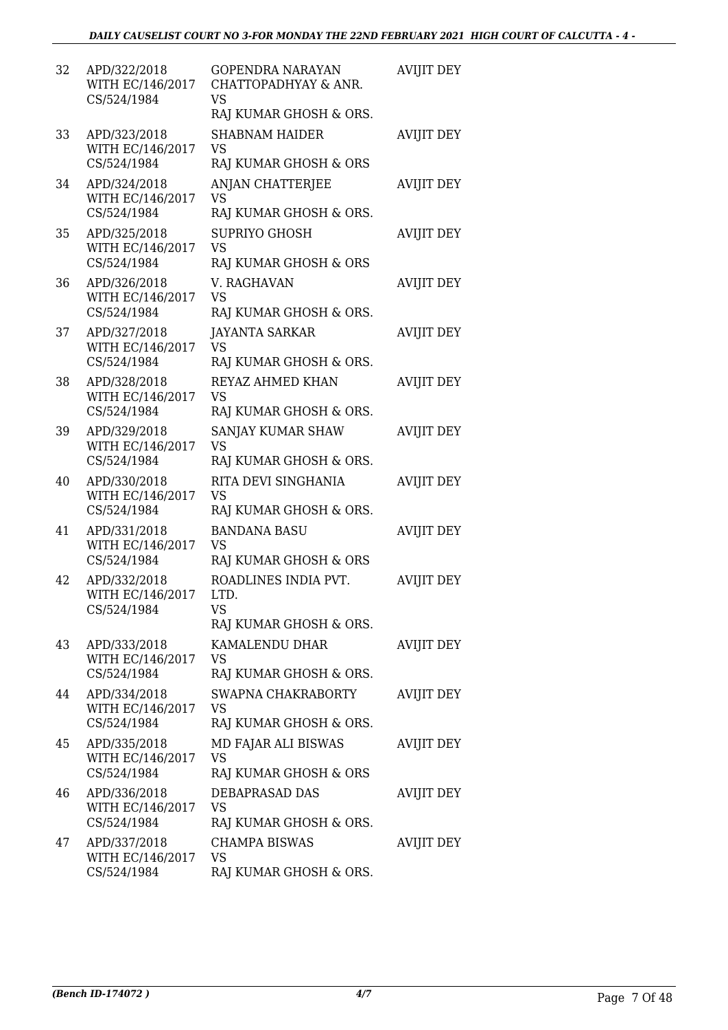| 32 | APD/322/2018 WITH EC/146/2017 CS/524/1984 | GOPENDRA NARAYAN CHATTOPADHYAY & ANR. VS RAJ KUMAR GHOSH & ORS. | AVIJIT DEY |
|---|---|---|---|
| 33 | APD/323/2018 WITH EC/146/2017 CS/524/1984 | SHABNAM HAIDER VS RAJ KUMAR GHOSH & ORS | AVIJIT DEY |
| 34 | APD/324/2018 WITH EC/146/2017 CS/524/1984 | ANJAN CHATTERJEE VS RAJ KUMAR GHOSH & ORS. | AVIJIT DEY |
| 35 | APD/325/2018 WITH EC/146/2017 CS/524/1984 | SUPRIYO GHOSH VS RAJ KUMAR GHOSH & ORS | AVIJIT DEY |
| 36 | APD/326/2018 WITH EC/146/2017 CS/524/1984 | V. RAGHAVAN VS RAJ KUMAR GHOSH & ORS. | AVIJIT DEY |
| 37 | APD/327/2018 WITH EC/146/2017 CS/524/1984 | JAYANTA SARKAR VS RAJ KUMAR GHOSH & ORS. | AVIJIT DEY |
| 38 | APD/328/2018 WITH EC/146/2017 CS/524/1984 | REYAZ AHMED KHAN VS RAJ KUMAR GHOSH & ORS. | AVIJIT DEY |
| 39 | APD/329/2018 WITH EC/146/2017 CS/524/1984 | SANJAY KUMAR SHAW VS RAJ KUMAR GHOSH & ORS. | AVIJIT DEY |
| 40 | APD/330/2018 WITH EC/146/2017 CS/524/1984 | RITA DEVI SINGHANIA VS RAJ KUMAR GHOSH & ORS. | AVIJIT DEY |
| 41 | APD/331/2018 WITH EC/146/2017 CS/524/1984 | BANDANA BASU VS RAJ KUMAR GHOSH & ORS | AVIJIT DEY |
| 42 | APD/332/2018 WITH EC/146/2017 CS/524/1984 | ROADLINES INDIA PVT. LTD. VS RAJ KUMAR GHOSH & ORS. | AVIJIT DEY |
| 43 | APD/333/2018 WITH EC/146/2017 CS/524/1984 | KAMALENDU DHAR VS RAJ KUMAR GHOSH & ORS. | AVIJIT DEY |
| 44 | APD/334/2018 WITH EC/146/2017 CS/524/1984 | SWAPNA CHAKRABORTY VS RAJ KUMAR GHOSH & ORS. | AVIJIT DEY |
| 45 | APD/335/2018 WITH EC/146/2017 CS/524/1984 | MD FAJAR ALI BISWAS VS RAJ KUMAR GHOSH & ORS | AVIJIT DEY |
| 46 | APD/336/2018 WITH EC/146/2017 CS/524/1984 | DEBAPRASAD DAS VS RAJ KUMAR GHOSH & ORS. | AVIJIT DEY |
| 47 | APD/337/2018 WITH EC/146/2017 CS/524/1984 | CHAMPA BISWAS VS RAJ KUMAR GHOSH & ORS. | AVIJIT DEY |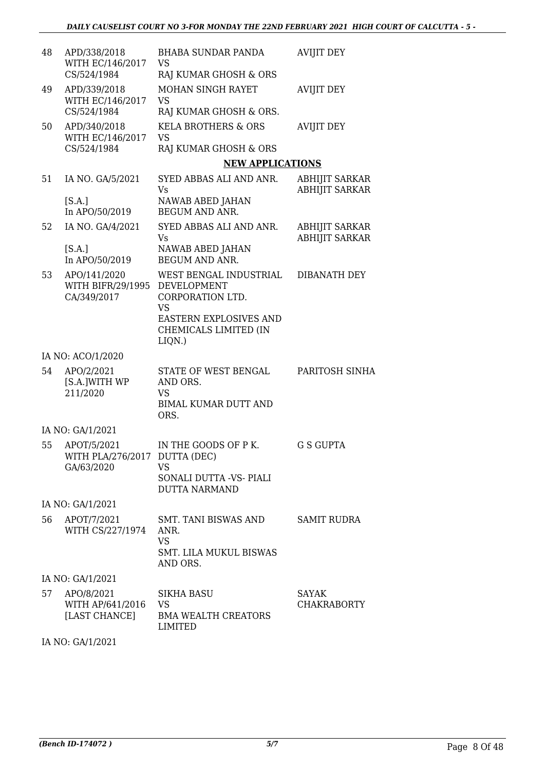| | | | |
|---|---|---|---|
| 48 | APD/338/2018 WITH EC/146/2017 CS/524/1984 | BHABA SUNDAR PANDA VS RAJ KUMAR GHOSH & ORS | AVIJIT DEY |
| 49 | APD/339/2018 WITH EC/146/2017 CS/524/1984 | MOHAN SINGH RAYET VS RAJ KUMAR GHOSH & ORS. | AVIJIT DEY |
| 50 | APD/340/2018 WITH EC/146/2017 CS/524/1984 | KELA BROTHERS & ORS VS RAJ KUMAR GHOSH & ORS | AVIJIT DEY |

## NEW APPLICATIONS

| | | | |
|---|---|---|---|
| 51 | IA NO. GA/5/2021 [S.A.] In APO/50/2019 | SYED ABBAS ALI AND ANR. Vs NAWAB ABED JAHAN BEGUM AND ANR. | ABHIJIT SARKAR ABHIJIT SARKAR |
| 52 | IA NO. GA/4/2021 [S.A.] In APO/50/2019 | SYED ABBAS ALI AND ANR. Vs NAWAB ABED JAHAN BEGUM AND ANR. | ABHIJIT SARKAR ABHIJIT SARKAR |
| 53 | APO/141/2020 WITH BIFR/29/1995 CA/349/2017 | WEST BENGAL INDUSTRIAL DEVELOPMENT CORPORATION LTD. VS EASTERN EXPLOSIVES AND CHEMICALS LIMITED (IN LIQN.) | DIBANATH DEY |
| | IA NO: ACO/1/2020 | | |
| 54 | APO/2/2021 [S.A.]WITH WP 211/2020 | STATE OF WEST BENGAL AND ORS. VS BIMAL KUMAR DUTT AND ORS. | PARITOSH SINHA |
| | IA NO: GA/1/2021 | | |
| 55 | APOT/5/2021 WITH PLA/276/2017 GA/63/2020 | IN THE GOODS OF P K. DUTTA (DEC) VS SONALI DUTTA -VS- PIALI DUTTA NARMAND | G S GUPTA |
| | IA NO: GA/1/2021 | | |
| 56 | APOT/7/2021 WITH CS/227/1974 | SMT. TANI BISWAS AND ANR. VS SMT. LILA MUKUL BISWAS AND ORS. | SAMIT RUDRA |
| | IA NO: GA/1/2021 | | |
| 57 | APO/8/2021 WITH AP/641/2016 [LAST CHANCE] | SIKHA BASU VS BMA WEALTH CREATORS LIMITED | SAYAK CHAKRABORTY |
| | IA NO: GA/1/2021 | | |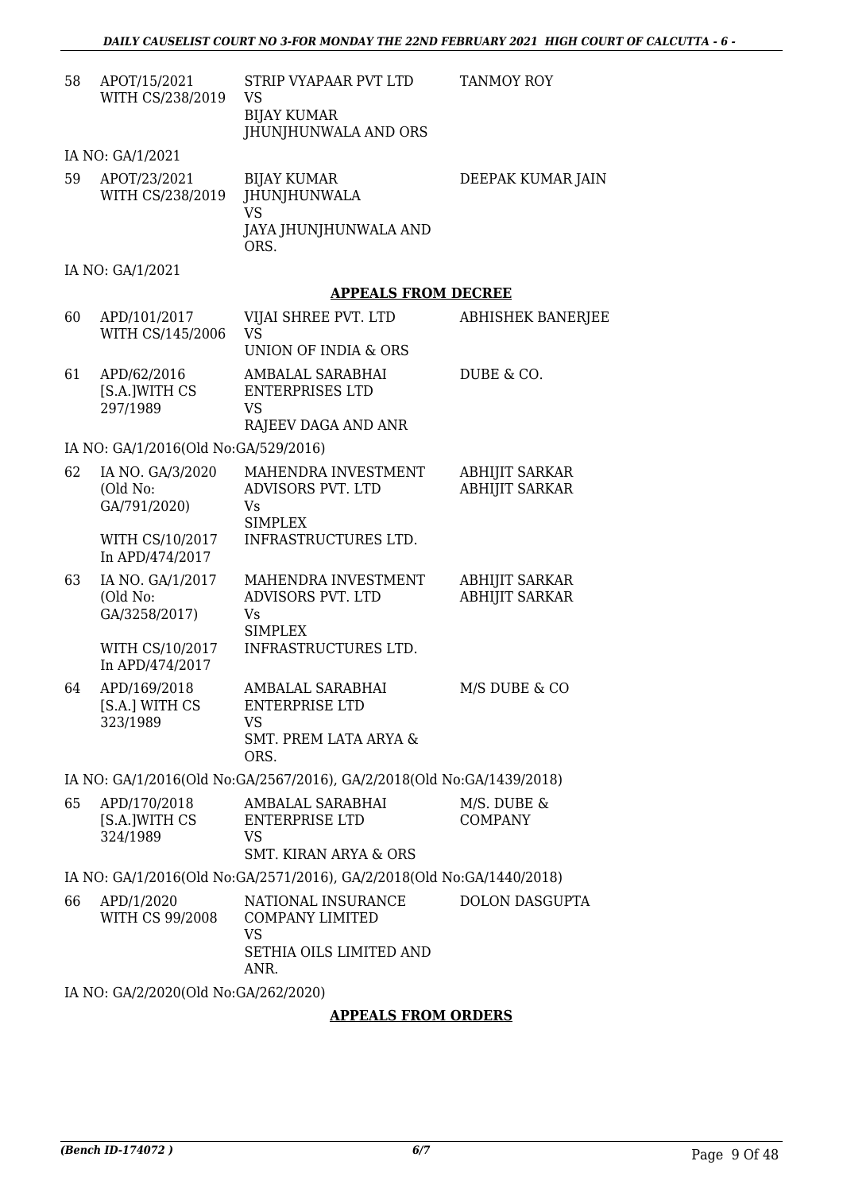| | | | |
|---|---|---|---|
| 58 | APOT/15/2021 WITH CS/238/2019 | STRIP VYAPAAR PVT LTD VS BIJAY KUMAR JHUNJHUNWALA AND ORS | TANMOY ROY |

IA NO: GA/1/2021

| | | | |
|---|---|---|---|
| 59 | APOT/23/2021 WITH CS/238/2019 | BIJAY KUMAR JHUNJHUNWALA VS JAYA JHUNJHUNWALA AND ORS. | DEEPAK KUMAR JAIN |

IA NO: GA/1/2021

## APPEALS FROM DECREE

| | | | |
|---|---|---|---|
| 60 | APD/101/2017 WITH CS/145/2006 | VIJAI SHREE PVT. LTD VS UNION OF INDIA & ORS | ABHISHEK BANERJEE |
| 61 | APD/62/2016 [S.A.]WITH CS 297/1989 | AMBALAL SARABHAI ENTERPRISES LTD VS RAJEEV DAGA AND ANR | DUBE & CO. |

IA NO: GA/1/2016(Old No:GA/529/2016)

| | | | |
|---|---|---|---|
| 62 | IA NO. GA/3/2020 (Old No: GA/791/2020) WITH CS/10/2017 In APD/474/2017 | MAHENDRA INVESTMENT ADVISORS PVT. LTD Vs SIMPLEX INFRASTRUCTURES LTD. | ABHIJIT SARKAR ABHIJIT SARKAR |
| 63 | IA NO. GA/1/2017 (Old No: GA/3258/2017) WITH CS/10/2017 In APD/474/2017 | MAHENDRA INVESTMENT ADVISORS PVT. LTD Vs SIMPLEX INFRASTRUCTURES LTD. | ABHIJIT SARKAR ABHIJIT SARKAR |
| 64 | APD/169/2018 [S.A.] WITH CS 323/1989 | AMBALAL SARABHAI ENTERPRISE LTD VS SMT. PREM LATA ARYA & ORS. | M/S DUBE & CO |

IA NO: GA/1/2016(Old No:GA/2567/2016), GA/2/2018(Old No:GA/1439/2018)

| | | | |
|---|---|---|---|
| 65 | APD/170/2018 [S.A.]WITH CS 324/1989 | AMBALAL SARABHAI ENTERPRISE LTD VS SMT. KIRAN ARYA & ORS | M/S. DUBE & COMPANY |

IA NO: GA/1/2016(Old No:GA/2571/2016), GA/2/2018(Old No:GA/1440/2018)

| | | | |
|---|---|---|---|
| 66 | APD/1/2020 WITH CS 99/2008 | NATIONAL INSURANCE COMPANY LIMITED VS SETHIA OILS LIMITED AND ANR. | DOLON DASGUPTA |

IA NO: GA/2/2020(Old No:GA/262/2020)

## APPEALS FROM ORDERS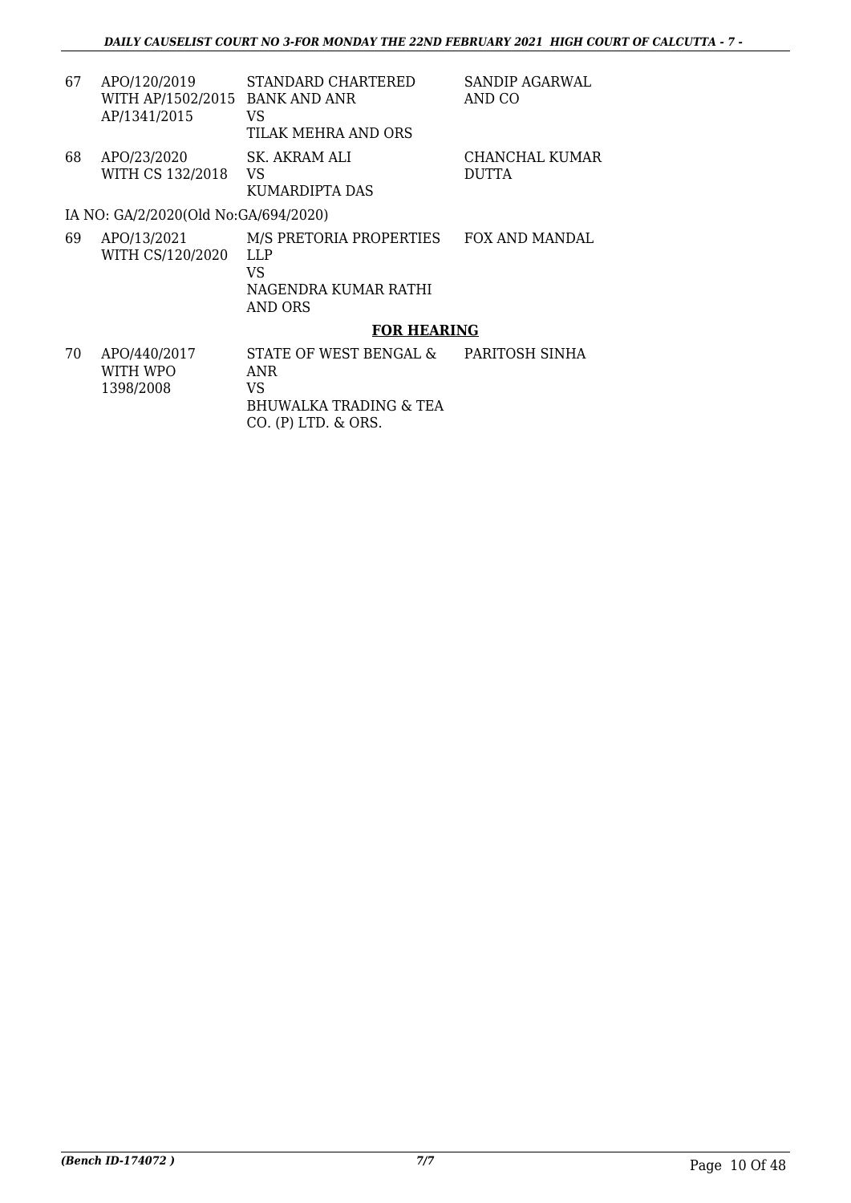| | | | |
|---|---|---|---|
| 67 | APO/120/2019 WITH AP/1502/2015 AP/1341/2015 | STANDARD CHARTERED BANK AND ANR VS TILAK MEHRA AND ORS | SANDIP AGARWAL AND CO |
| 68 | APO/23/2020 WITH CS 132/2018 | SK. AKRAM ALI VS KUMARDIPTA DAS | CHANCHAL KUMAR DUTTA |

IA NO: GA/2/2020(Old No:GA/694/2020)

| | | | |
|---|---|---|---|
| 69 | APO/13/2021 WITH CS/120/2020 | M/S PRETORIA PROPERTIES LLP VS NAGENDRA KUMAR RATHI AND ORS | FOX AND MANDAL |

**FOR HEARING**

| | | | |
|---|---|---|---|
| 70 | APO/440/2017 WITH WPO 1398/2008 | STATE OF WEST BENGAL & ANR VS BHUWALKA TRADING & TEA CO. (P) LTD. & ORS. | PARITOSH SINHA |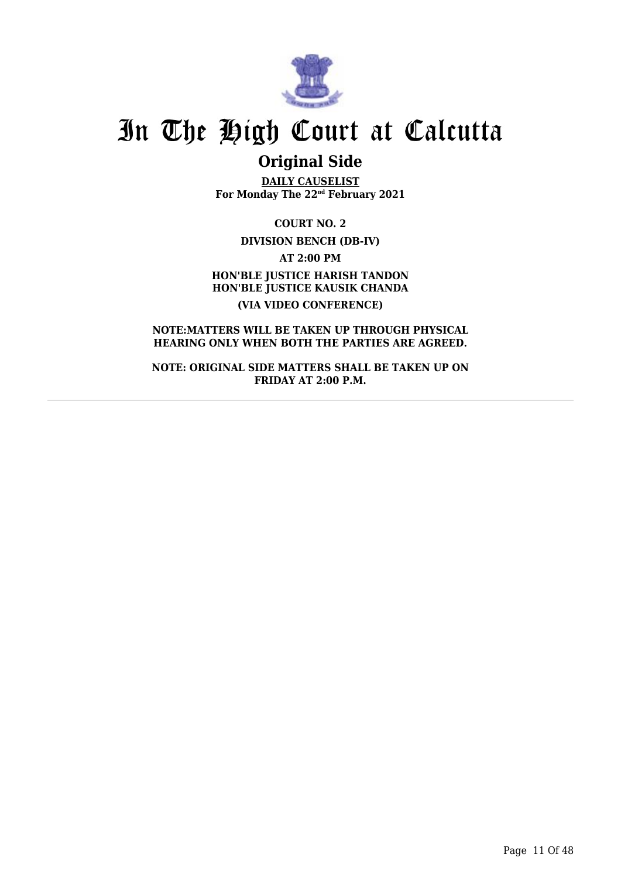# In The High Court at Calcutta

## Original Side

**DAILY CAUSELIST**
**For Monday The 22nd February 2021**

**COURT NO. 2**

**DIVISION BENCH (DB-IV)**

**AT 2:00 PM**

**HON'BLE JUSTICE HARISH TANDON**
**HON'BLE JUSTICE KAUSIK CHANDA**

**(VIA VIDEO CONFERENCE)**

**NOTE:MATTERS WILL BE TAKEN UP THROUGH PHYSICAL HEARING ONLY WHEN BOTH THE PARTIES ARE AGREED.**

**NOTE: ORIGINAL SIDE MATTERS SHALL BE TAKEN UP ON FRIDAY AT 2:00 P.M.**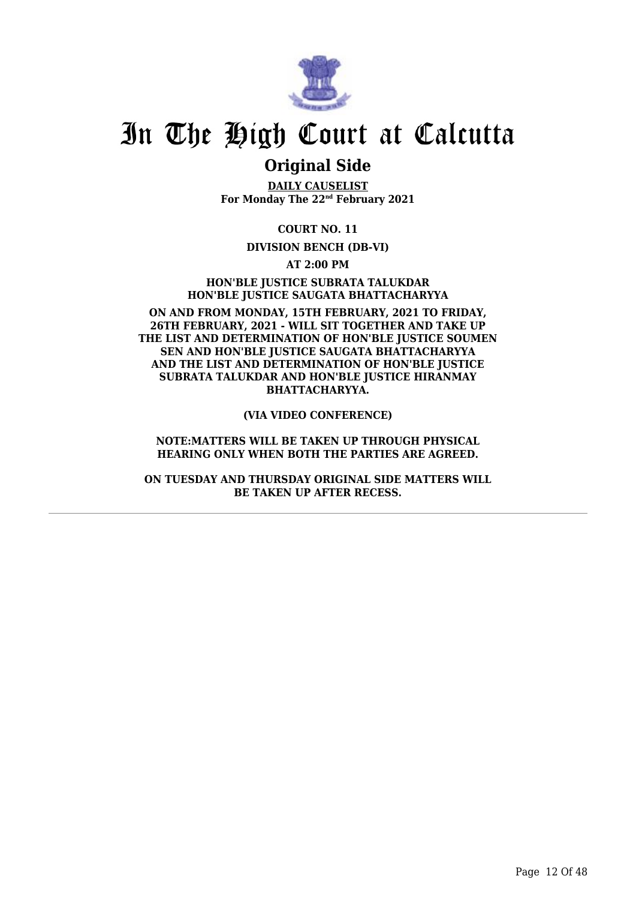# In The High Court at Calcutta

## Original Side

**DAILY CAUSELIST**
**For Monday The 22nd February 2021**

**COURT NO. 11**

**DIVISION BENCH (DB-VI)**

**AT 2:00 PM**

**HON'BLE JUSTICE SUBRATA TALUKDAR**
**HON'BLE JUSTICE SAUGATA BHATTACHARYYA**

**ON AND FROM MONDAY, 15TH FEBRUARY, 2021 TO FRIDAY, 26TH FEBRUARY, 2021 - WILL SIT TOGETHER AND TAKE UP THE LIST AND DETERMINATION OF HON'BLE JUSTICE SOUMEN SEN AND HON'BLE JUSTICE SAUGATA BHATTACHARYYA AND THE LIST AND DETERMINATION OF HON'BLE JUSTICE SUBRATA TALUKDAR AND HON'BLE JUSTICE HIRANMAY BHATTACHARYYA.**

**(VIA VIDEO CONFERENCE)**

**NOTE:MATTERS WILL BE TAKEN UP THROUGH PHYSICAL HEARING ONLY WHEN BOTH THE PARTIES ARE AGREED.**

**ON TUESDAY AND THURSDAY ORIGINAL SIDE MATTERS WILL BE TAKEN UP AFTER RECESS.**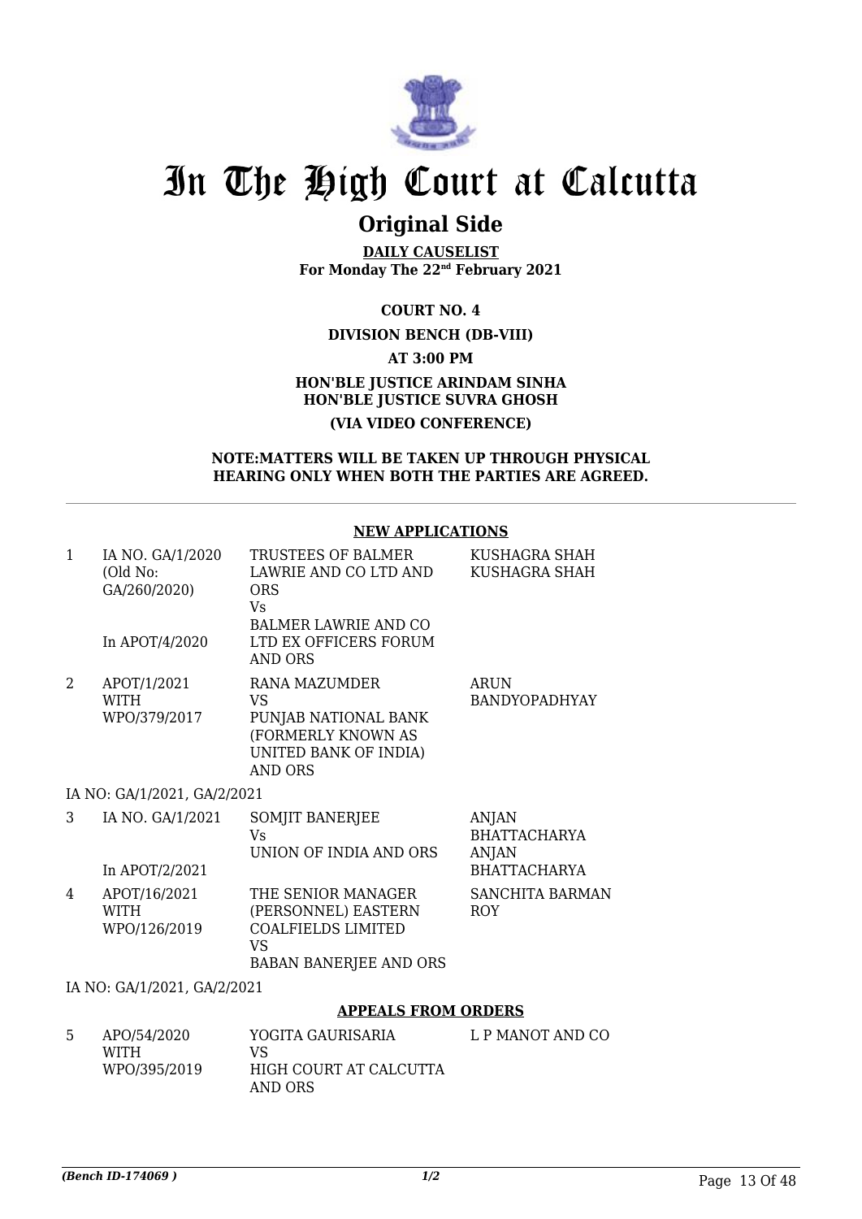# In The High Court at Calcutta

## Original Side

**DAILY CAUSELIST**
**For Monday The 22nd February 2021**

**COURT NO. 4**

**DIVISION BENCH (DB-VIII)**

**AT 3:00 PM**

**HON'BLE JUSTICE ARINDAM SINHA**
**HON'BLE JUSTICE SUVRA GHOSH**

**(VIA VIDEO CONFERENCE)**

**NOTE:MATTERS WILL BE TAKEN UP THROUGH PHYSICAL HEARING ONLY WHEN BOTH THE PARTIES ARE AGREED.**

### NEW APPLICATIONS

| | | | |
|---|---|---|---|
| 1 | IA NO. GA/1/2020 (Old No: GA/260/2020)<br><br>In APOT/4/2020 | TRUSTEES OF BALMER LAWRIE AND CO LTD AND ORS<br>Vs<br>BALMER LAWRIE AND CO LTD EX OFFICERS FORUM AND ORS | KUSHAGRA SHAH<br>KUSHAGRA SHAH |
| 2 | APOT/1/2021<br>WITH<br>WPO/379/2017 | RANA MAZUMDER<br>VS<br>PUNJAB NATIONAL BANK (FORMERLY KNOWN AS UNITED BANK OF INDIA) AND ORS | ARUN BANDYOPADHYAY |

IA NO: GA/1/2021, GA/2/2021

| | | | |
|---|---|---|---|
| 3 | IA NO. GA/1/2021<br><br>In APOT/2/2021 | SOMJIT BANERJEE<br>Vs<br>UNION OF INDIA AND ORS | ANJAN BHATTACHARYA<br>ANJAN BHATTACHARYA |
| 4 | APOT/16/2021<br>WITH<br>WPO/126/2019 | THE SENIOR MANAGER (PERSONNEL) EASTERN COALFIELDS LIMITED<br>VS<br>BABAN BANERJEE AND ORS | SANCHITA BARMAN ROY |

IA NO: GA/1/2021, GA/2/2021

### APPEALS FROM ORDERS

| | | | |
|---|---|---|---|
| 5 | APO/54/2020<br>WITH<br>WPO/395/2019 | YOGITA GAURISARIA<br>VS<br>HIGH COURT AT CALCUTTA AND ORS | L P MANOT AND CO |

*(Bench ID-174069 )*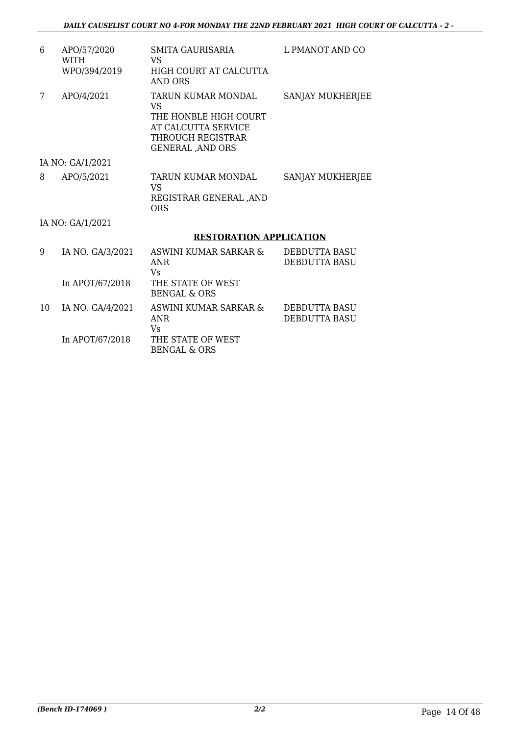| | | | |
|---|---|---|---|
| 6 | APO/57/2020 WITH WPO/394/2019 | SMITA GAURISARIA VS HIGH COURT AT CALCUTTA AND ORS | L PMANOT AND CO |
| 7 | APO/4/2021 | TARUN KUMAR MONDAL VS THE HONBLE HIGH COURT AT CALCUTTA SERVICE THROUGH REGISTRAR GENERAL ,AND ORS | SANJAY MUKHERJEE |
| | IA NO: GA/1/2021 | | |
| 8 | APO/5/2021 | TARUN KUMAR MONDAL VS REGISTRAR GENERAL ,AND ORS | SANJAY MUKHERJEE |
| | IA NO: GA/1/2021 | | |

## RESTORATION APPLICATION

| | | | |
|---|---|---|---|
| 9 | IA NO. GA/3/2021 In APOT/67/2018 | ASWINI KUMAR SARKAR & ANR Vs THE STATE OF WEST BENGAL & ORS | DEBDUTTA BASU DEBDUTTA BASU |
| 10 | IA NO. GA/4/2021 In APOT/67/2018 | ASWINI KUMAR SARKAR & ANR Vs THE STATE OF WEST BENGAL & ORS | DEBDUTTA BASU DEBDUTTA BASU |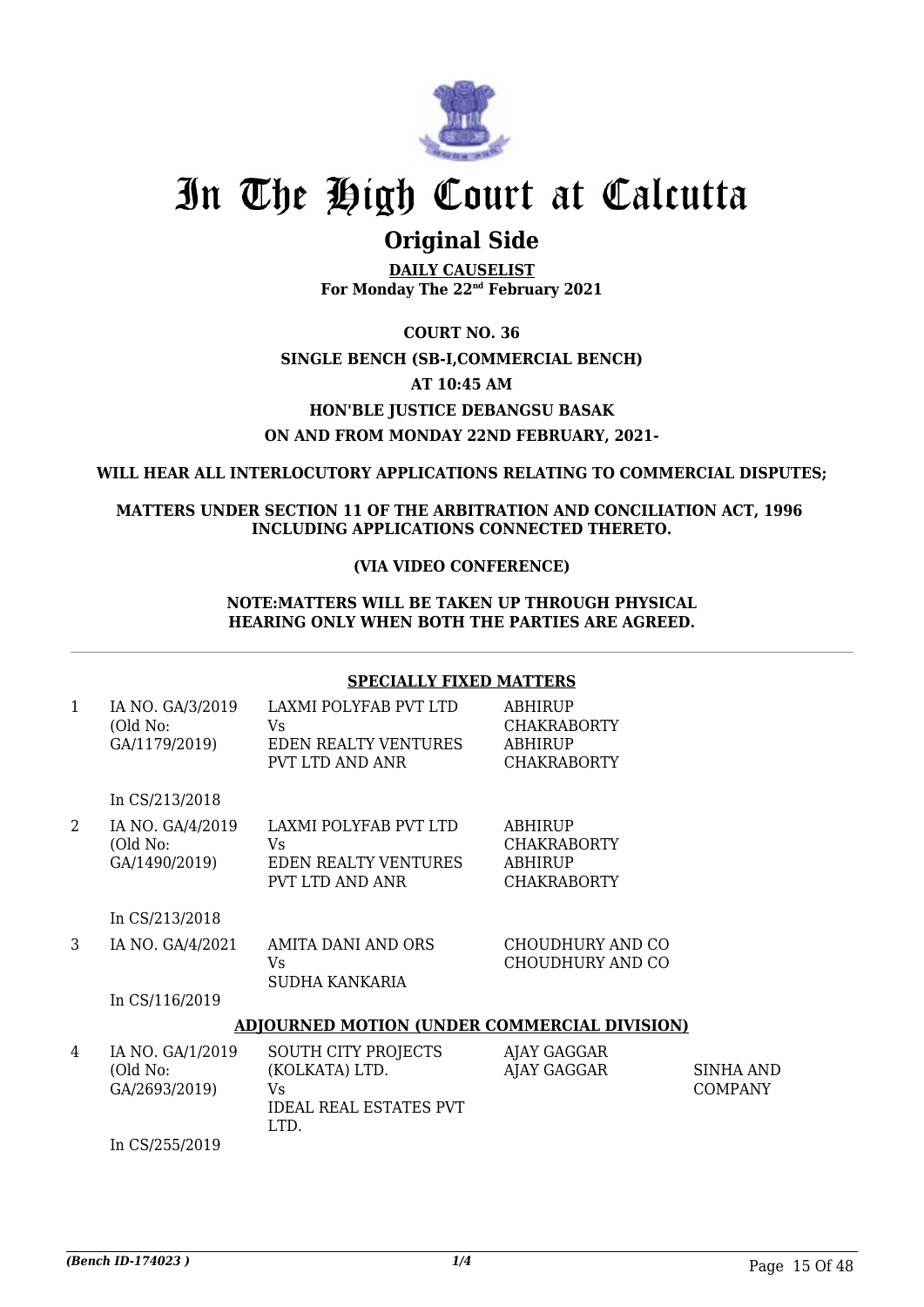# In The High Court at Calcutta

## Original Side

**DAILY CAUSELIST**
**For Monday The 22nd February 2021**

**COURT NO. 36**

**SINGLE BENCH (SB-I,COMMERCIAL BENCH)**

**AT 10:45 AM**

**HON'BLE JUSTICE DEBANGSU BASAK**

**ON AND FROM MONDAY 22ND FEBRUARY, 2021-**

**WILL HEAR ALL INTERLOCUTORY APPLICATIONS RELATING TO COMMERCIAL DISPUTES;**

**MATTERS UNDER SECTION 11 OF THE ARBITRATION AND CONCILIATION ACT, 1996 INCLUDING APPLICATIONS CONNECTED THERETO.**

**(VIA VIDEO CONFERENCE)**

**NOTE:MATTERS WILL BE TAKEN UP THROUGH PHYSICAL HEARING ONLY WHEN BOTH THE PARTIES ARE AGREED.**

**SPECIALLY FIXED MATTERS**

| | | | | |
|---|---|---|---|---|
| 1 | IA NO. GA/3/2019 (Old No: GA/1179/2019) In CS/213/2018 | LAXMI POLYFAB PVT LTD Vs EDEN REALTY VENTURES PVT LTD AND ANR | ABHIRUP CHAKRABORTY ABHIRUP CHAKRABORTY | |
| 2 | IA NO. GA/4/2019 (Old No: GA/1490/2019) In CS/213/2018 | LAXMI POLYFAB PVT LTD Vs EDEN REALTY VENTURES PVT LTD AND ANR | ABHIRUP CHAKRABORTY ABHIRUP CHAKRABORTY | |
| 3 | IA NO. GA/4/2021 In CS/116/2019 | AMITA DANI AND ORS Vs SUDHA KANKARIA | CHOUDHURY AND CO CHOUDHURY AND CO | |

**ADJOURNED MOTION (UNDER COMMERCIAL DIVISION)**

| | | | | |
|---|---|---|---|---|
| 4 | IA NO. GA/1/2019 (Old No: GA/2693/2019) In CS/255/2019 | SOUTH CITY PROJECTS (KOLKATA) LTD. Vs IDEAL REAL ESTATES PVT LTD. | AJAY GAGGAR AJAY GAGGAR | SINHA AND COMPANY |

*(Bench ID-174023 )*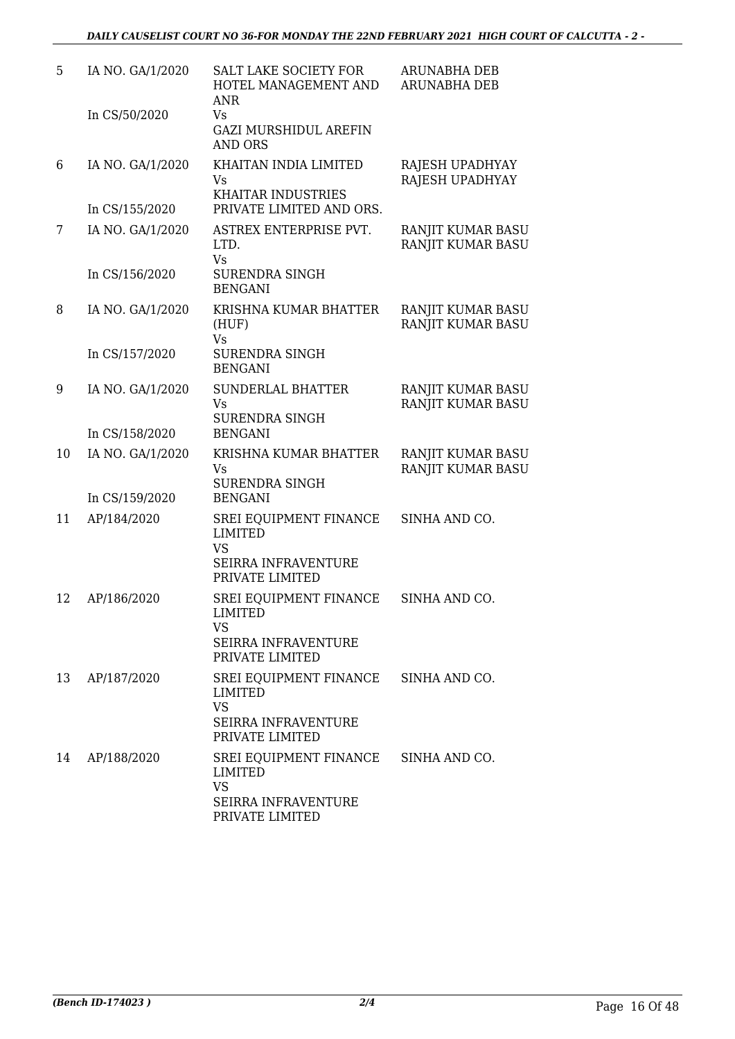| 5 | IA NO. GA/1/2020<br><br>In CS/50/2020 | SALT LAKE SOCIETY FOR HOTEL MANAGEMENT AND ANR<br>Vs<br>GAZI MURSHIDUL AREFIN AND ORS | ARUNABHA DEB<br>ARUNABHA DEB |
|---|---|---|---|
| 6 | IA NO. GA/1/2020<br><br>In CS/155/2020 | KHAITAN INDIA LIMITED<br>Vs<br>KHAITAR INDUSTRIES PRIVATE LIMITED AND ORS. | RAJESH UPADHYAY<br>RAJESH UPADHYAY |
| 7 | IA NO. GA/1/2020<br><br>In CS/156/2020 | ASTREX ENTERPRISE PVT. LTD.<br>Vs<br>SURENDRA SINGH BENGANI | RANJIT KUMAR BASU<br>RANJIT KUMAR BASU |
| 8 | IA NO. GA/1/2020<br><br>In CS/157/2020 | KRISHNA KUMAR BHATTER (HUF)<br>Vs<br>SURENDRA SINGH BENGANI | RANJIT KUMAR BASU<br>RANJIT KUMAR BASU |
| 9 | IA NO. GA/1/2020<br><br>In CS/158/2020 | SUNDERLAL BHATTER<br>Vs<br>SURENDRA SINGH BENGANI | RANJIT KUMAR BASU<br>RANJIT KUMAR BASU |
| 10 | IA NO. GA/1/2020<br><br>In CS/159/2020 | KRISHNA KUMAR BHATTER<br>Vs<br>SURENDRA SINGH BENGANI | RANJIT KUMAR BASU<br>RANJIT KUMAR BASU |
| 11 | AP/184/2020 | SREI EQUIPMENT FINANCE LIMITED<br>VS<br>SEIRRA INFRAVENTURE PRIVATE LIMITED | SINHA AND CO. |
| 12 | AP/186/2020 | SREI EQUIPMENT FINANCE LIMITED<br>VS<br>SEIRRA INFRAVENTURE PRIVATE LIMITED | SINHA AND CO. |
| 13 | AP/187/2020 | SREI EQUIPMENT FINANCE LIMITED<br>VS<br>SEIRRA INFRAVENTURE PRIVATE LIMITED | SINHA AND CO. |
| 14 | AP/188/2020 | SREI EQUIPMENT FINANCE LIMITED<br>VS<br>SEIRRA INFRAVENTURE PRIVATE LIMITED | SINHA AND CO. |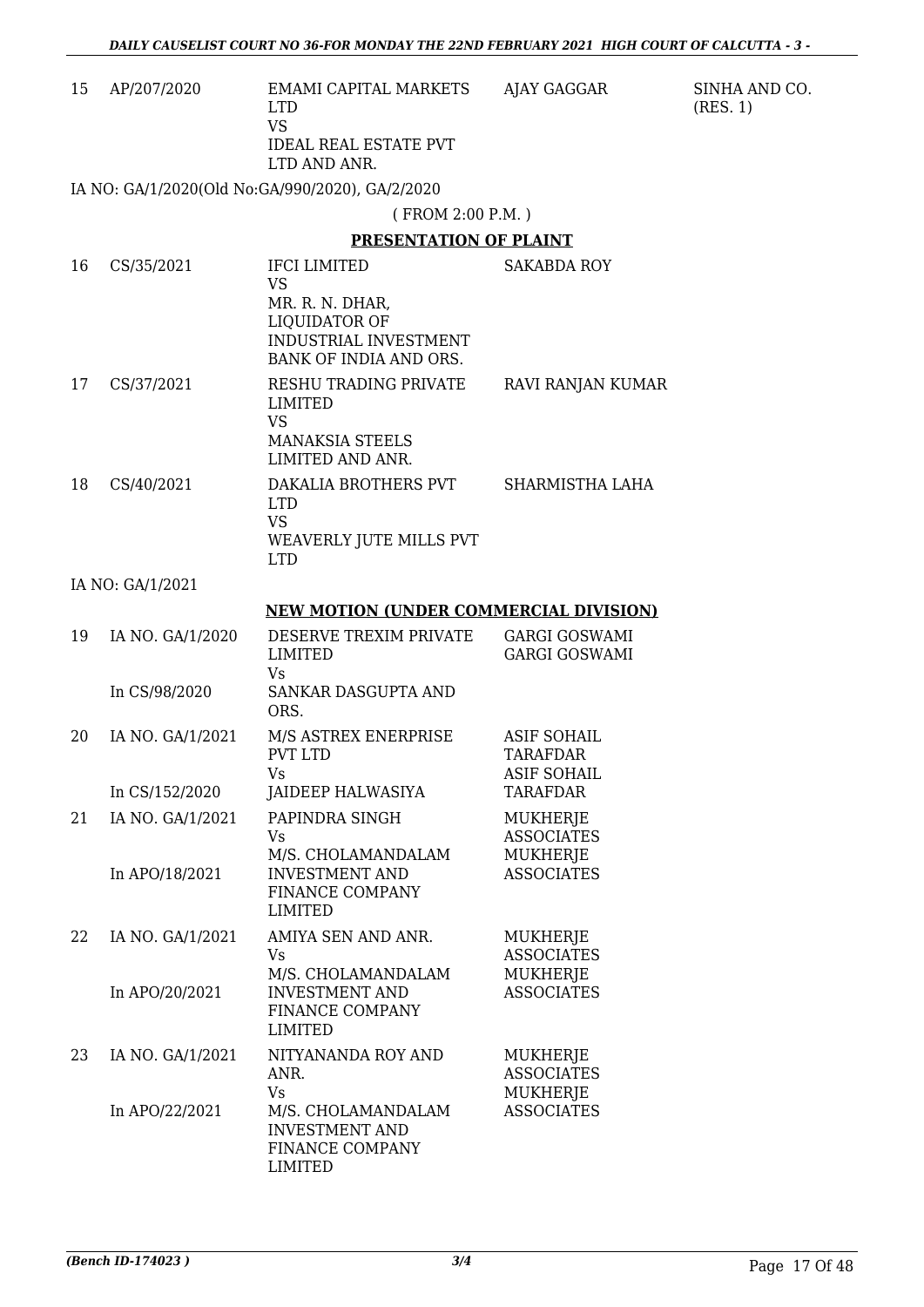| 15 | AP/207/2020 | EMAMI CAPITAL MARKETS LTD<br>VS<br>IDEAL REAL ESTATE PVT LTD AND ANR. | AJAY GAGGAR | SINHA AND CO. (RES. 1) |
|---|---|---|---|---|

IA NO: GA/1/2020(Old No:GA/990/2020), GA/2/2020

( FROM 2:00 P.M. )

**PRESENTATION OF PLAINT**

| 16 | CS/35/2021 | IFCI LIMITED<br>VS<br>MR. R. N. DHAR, LIQUIDATOR OF INDUSTRIAL INVESTMENT BANK OF INDIA AND ORS. | SAKABDA ROY |
|---|---|---|---|
| 17 | CS/37/2021 | RESHU TRADING PRIVATE LIMITED<br>VS<br>MANAKSIA STEELS LIMITED AND ANR. | RAVI RANJAN KUMAR |
| 18 | CS/40/2021 | DAKALIA BROTHERS PVT LTD<br>VS<br>WEAVERLY JUTE MILLS PVT LTD | SHARMISTHA LAHA |

IA NO: GA/1/2021

**NEW MOTION (UNDER COMMERCIAL DIVISION)**

| 19 | IA NO. GA/1/2020<br><br>In CS/98/2020 | DESERVE TREXIM PRIVATE LIMITED<br>Vs<br>SANKAR DASGUPTA AND ORS. | GARGI GOSWAMI<br>GARGI GOSWAMI |
|---|---|---|---|
| 20 | IA NO. GA/1/2021<br><br>In CS/152/2020 | M/S ASTREX ENERPRISE PVT LTD<br>Vs<br>JAIDEEP HALWASIYA | ASIF SOHAIL TARAFDAR<br>ASIF SOHAIL TARAFDAR |
| 21 | IA NO. GA/1/2021<br><br>In APO/18/2021 | PAPINDRA SINGH<br>Vs<br>M/S. CHOLAMANDALAM INVESTMENT AND FINANCE COMPANY LIMITED | MUKHERJE ASSOCIATES<br>MUKHERJE ASSOCIATES |
| 22 | IA NO. GA/1/2021<br><br>In APO/20/2021 | AMIYA SEN AND ANR.<br>Vs<br>M/S. CHOLAMANDALAM INVESTMENT AND FINANCE COMPANY LIMITED | MUKHERJE ASSOCIATES<br>MUKHERJE ASSOCIATES |
| 23 | IA NO. GA/1/2021<br><br>In APO/22/2021 | NITYANANDA ROY AND ANR.<br>Vs<br>M/S. CHOLAMANDALAM INVESTMENT AND FINANCE COMPANY LIMITED | MUKHERJE ASSOCIATES<br>MUKHERJE ASSOCIATES |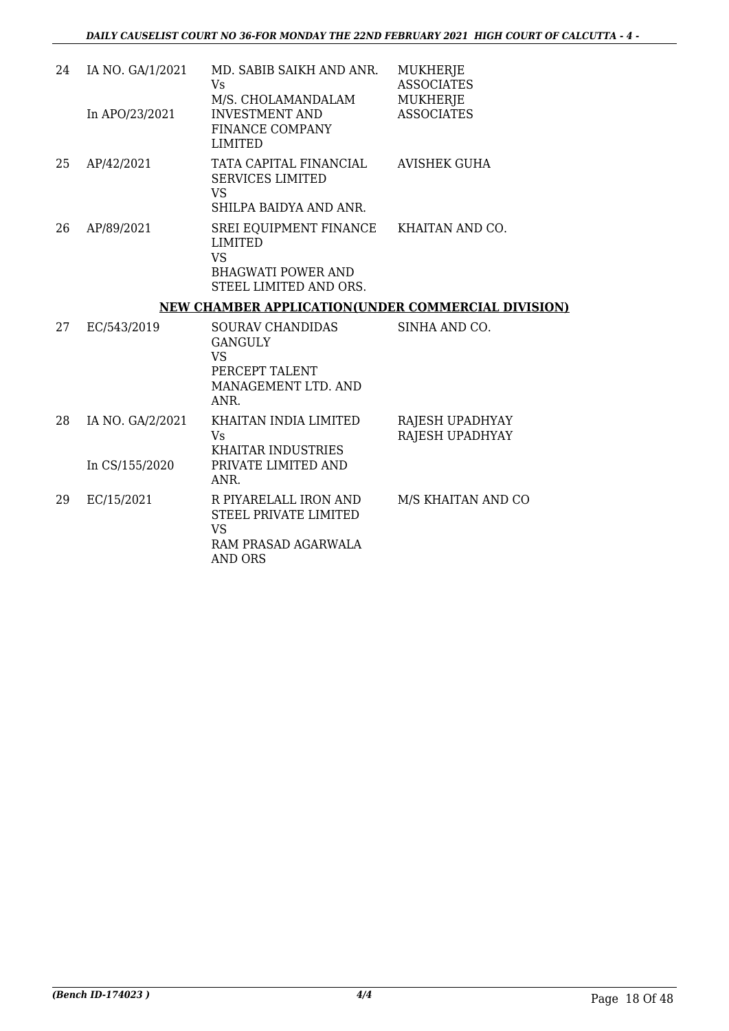| | | | |
|---|---|---|---|
| 24 | IA NO. GA/1/2021<br><br>In APO/23/2021 | MD. SABIB SAIKH AND ANR.<br>Vs<br>M/S. CHOLAMANDALAM INVESTMENT AND FINANCE COMPANY LIMITED | MUKHERJE ASSOCIATES<br>MUKHERJE ASSOCIATES |
| 25 | AP/42/2021 | TATA CAPITAL FINANCIAL SERVICES LIMITED<br>VS<br>SHILPA BAIDYA AND ANR. | AVISHEK GUHA |
| 26 | AP/89/2021 | SREI EQUIPMENT FINANCE LIMITED<br>VS<br>BHAGWATI POWER AND STEEL LIMITED AND ORS. | KHAITAN AND CO. |

**NEW CHAMBER APPLICATION(UNDER COMMERCIAL DIVISION)**

| | | | |
|---|---|---|---|
| 27 | EC/543/2019 | SOURAV CHANDIDAS GANGULY<br>VS<br>PERCEPT TALENT MANAGEMENT LTD. AND ANR. | SINHA AND CO. |
| 28 | IA NO. GA/2/2021<br><br>In CS/155/2020 | KHAITAN INDIA LIMITED<br>Vs<br>KHAITAR INDUSTRIES PRIVATE LIMITED AND ANR. | RAJESH UPADHYAY<br>RAJESH UPADHYAY |
| 29 | EC/15/2021 | R PIYARELALL IRON AND STEEL PRIVATE LIMITED<br>VS<br>RAM PRASAD AGARWALA AND ORS | M/S KHAITAN AND CO |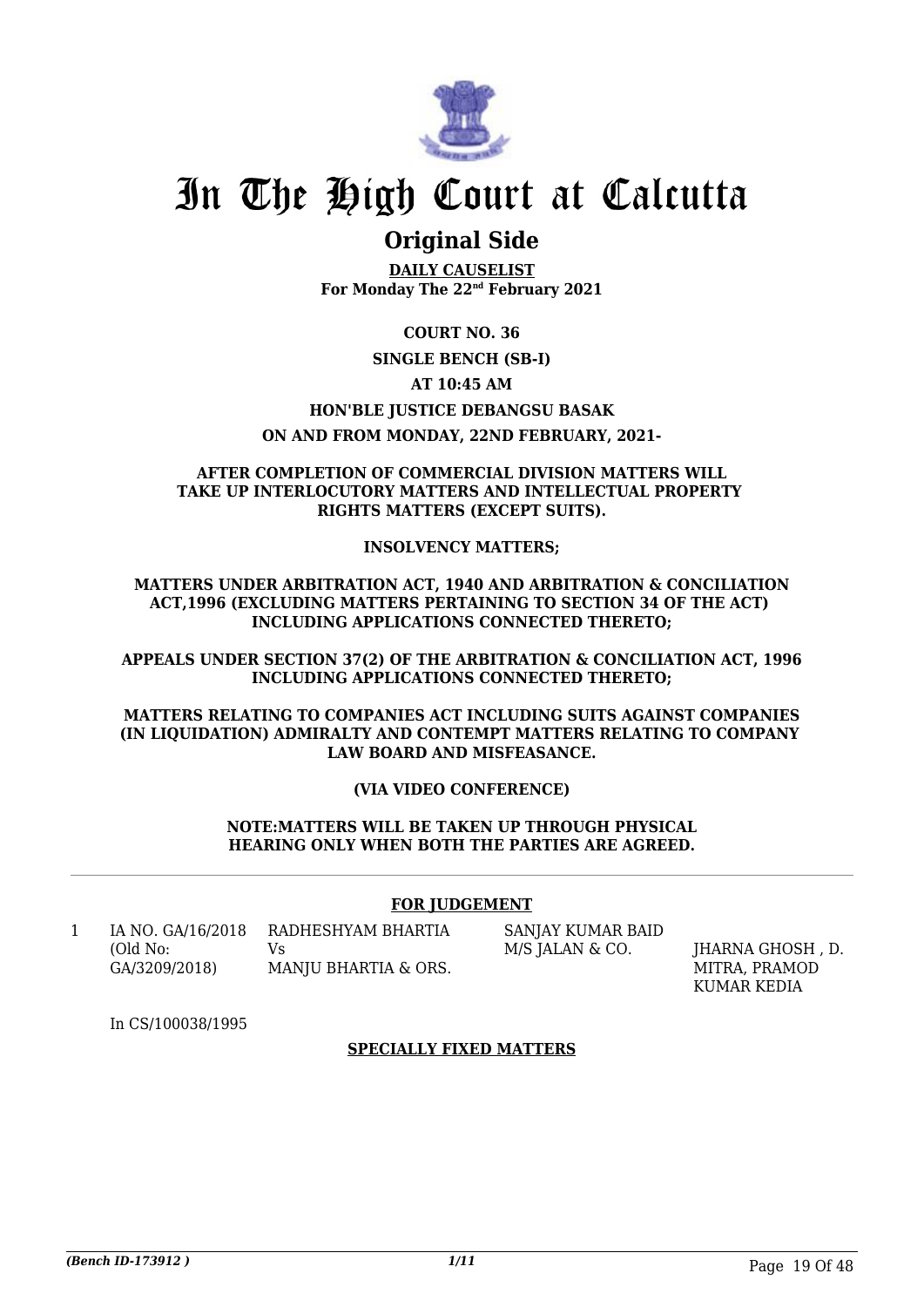# In The High Court at Calcutta

## Original Side

**DAILY CAUSELIST**
**For Monday The 22nd February 2021**

**COURT NO. 36**

**SINGLE BENCH (SB-I)**

**AT 10:45 AM**

**HON'BLE JUSTICE DEBANGSU BASAK**

**ON AND FROM MONDAY, 22ND FEBRUARY, 2021-**

**AFTER COMPLETION OF COMMERCIAL DIVISION MATTERS WILL TAKE UP INTERLOCUTORY MATTERS AND INTELLECTUAL PROPERTY RIGHTS MATTERS (EXCEPT SUITS).**

**INSOLVENCY MATTERS;**

**MATTERS UNDER ARBITRATION ACT, 1940 AND ARBITRATION & CONCILIATION ACT,1996 (EXCLUDING MATTERS PERTAINING TO SECTION 34 OF THE ACT) INCLUDING APPLICATIONS CONNECTED THERETO;**

**APPEALS UNDER SECTION 37(2) OF THE ARBITRATION & CONCILIATION ACT, 1996 INCLUDING APPLICATIONS CONNECTED THERETO;**

**MATTERS RELATING TO COMPANIES ACT INCLUDING SUITS AGAINST COMPANIES (IN LIQUIDATION) ADMIRALTY AND CONTEMPT MATTERS RELATING TO COMPANY LAW BOARD AND MISFEASANCE.**

**(VIA VIDEO CONFERENCE)**

**NOTE:MATTERS WILL BE TAKEN UP THROUGH PHYSICAL HEARING ONLY WHEN BOTH THE PARTIES ARE AGREED.**

**FOR JUDGEMENT**

| | | | | |
|---|---|---|---|---|
| 1 | IA NO. GA/16/2018 (Old No: GA/3209/2018) | RADHESHYAM BHARTIA Vs MANJU BHARTIA & ORS. | SANJAY KUMAR BAID M/S JALAN & CO. | JHARNA GHOSH , D. MITRA, PRAMOD KUMAR KEDIA |

In CS/100038/1995

**SPECIALLY FIXED MATTERS**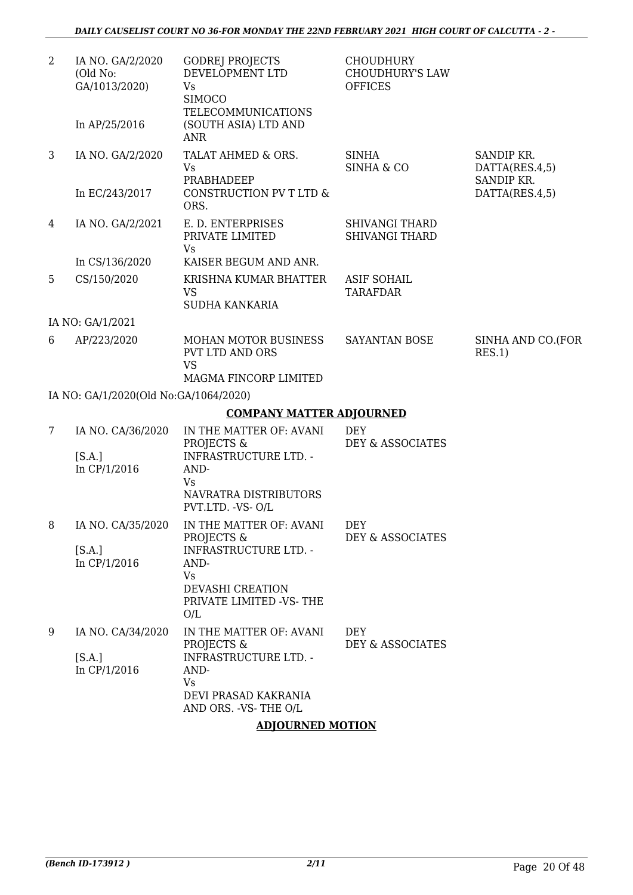| | | | | |
|---|---|---|---|---|
| 2 | IA NO. GA/2/2020 (Old No: GA/1013/2020) In AP/25/2016 | GODREJ PROJECTS DEVELOPMENT LTD Vs SIMOCO TELECOMMUNICATIONS (SOUTH ASIA) LTD AND ANR | CHOUDHURY CHOUDHURY'S LAW OFFICES | |
| 3 | IA NO. GA/2/2020 In EC/243/2017 | TALAT AHMED & ORS. Vs PRABHADEEP CONSTRUCTION PV T LTD & ORS. | SINHA SINHA & CO | SANDIP KR. DATTA(RES.4,5) SANDIP KR. DATTA(RES.4,5) |
| 4 | IA NO. GA/2/2021 In CS/136/2020 | E. D. ENTERPRISES PRIVATE LIMITED Vs KAISER BEGUM AND ANR. | SHIVANGI THARD SHIVANGI THARD | |
| 5 | CS/150/2020 | KRISHNA KUMAR BHATTER VS SUDHA KANKARIA | ASIF SOHAIL TARAFDAR | |

IA NO: GA/1/2021

| | | | | |
|---|---|---|---|---|
| 6 | AP/223/2020 | MOHAN MOTOR BUSINESS PVT LTD AND ORS VS MAGMA FINCORP LIMITED | SAYANTAN BOSE | SINHA AND CO.(FOR RES.1) |

IA NO: GA/1/2020(Old No:GA/1064/2020)

**COMPANY MATTER ADJOURNED**

| | | | | |
|---|---|---|---|---|
| 7 | IA NO. CA/36/2020 [S.A.] In CP/1/2016 | IN THE MATTER OF: AVANI PROJECTS & INFRASTRUCTURE LTD. -AND- Vs NAVRATRA DISTRIBUTORS PVT.LTD. -VS- O/L | DEY DEY & ASSOCIATES | |
| 8 | IA NO. CA/35/2020 [S.A.] In CP/1/2016 | IN THE MATTER OF: AVANI PROJECTS & INFRASTRUCTURE LTD. -AND- Vs DEVASHI CREATION PRIVATE LIMITED -VS- THE O/L | DEY DEY & ASSOCIATES | |
| 9 | IA NO. CA/34/2020 [S.A.] In CP/1/2016 | IN THE MATTER OF: AVANI PROJECTS & INFRASTRUCTURE LTD. -AND- Vs DEVI PRASAD KAKRANIA AND ORS. -VS- THE O/L | DEY DEY & ASSOCIATES | |

**ADJOURNED MOTION**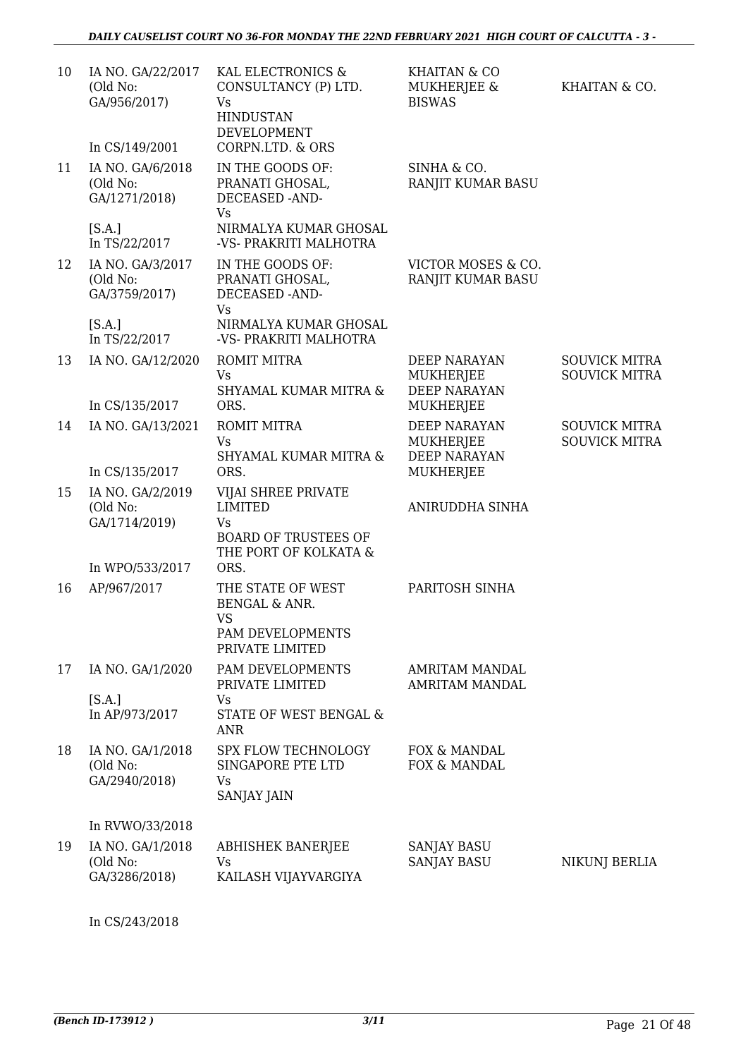| | | | | |
|---|---|---|---|---|
| 10 | IA NO. GA/22/2017 (Old No: GA/956/2017) In CS/149/2001 | KAL ELECTRONICS & CONSULTANCY (P) LTD. Vs HINDUSTAN DEVELOPMENT CORPN.LTD. & ORS | KHAITAN & CO MUKHERJEE & BISWAS | KHAITAN & CO. |
| 11 | IA NO. GA/6/2018 (Old No: GA/1271/2018) [S.A.] In TS/22/2017 | IN THE GOODS OF: PRANATI GHOSAL, DECEASED -AND- Vs NIRMALYA KUMAR GHOSAL -VS- PRAKRITI MALHOTRA | SINHA & CO. RANJIT KUMAR BASU | |
| 12 | IA NO. GA/3/2017 (Old No: GA/3759/2017) [S.A.] In TS/22/2017 | IN THE GOODS OF: PRANATI GHOSAL, DECEASED -AND- Vs NIRMALYA KUMAR GHOSAL -VS- PRAKRITI MALHOTRA | VICTOR MOSES & CO. RANJIT KUMAR BASU | |
| 13 | IA NO. GA/12/2020 In CS/135/2017 | ROMIT MITRA Vs SHYAMAL KUMAR MITRA & ORS. | DEEP NARAYAN MUKHERJEE DEEP NARAYAN MUKHERJEE | SOUVICK MITRA SOUVICK MITRA |
| 14 | IA NO. GA/13/2021 In CS/135/2017 | ROMIT MITRA Vs SHYAMAL KUMAR MITRA & ORS. | DEEP NARAYAN MUKHERJEE DEEP NARAYAN MUKHERJEE | SOUVICK MITRA SOUVICK MITRA |
| 15 | IA NO. GA/2/2019 (Old No: GA/1714/2019) In WPO/533/2017 | VIJAI SHREE PRIVATE LIMITED Vs BOARD OF TRUSTEES OF THE PORT OF KOLKATA & ORS. | ANIRUDDHA SINHA | |
| 16 | AP/967/2017 | THE STATE OF WEST BENGAL & ANR. VS PAM DEVELOPMENTS PRIVATE LIMITED | PARITOSH SINHA | |
| 17 | IA NO. GA/1/2020 [S.A.] In AP/973/2017 | PAM DEVELOPMENTS PRIVATE LIMITED Vs STATE OF WEST BENGAL & ANR | AMRITAM MANDAL AMRITAM MANDAL | |
| 18 | IA NO. GA/1/2018 (Old No: GA/2940/2018) In RVWO/33/2018 | SPX FLOW TECHNOLOGY SINGAPORE PTE LTD Vs SANJAY JAIN | FOX & MANDAL FOX & MANDAL | |
| 19 | IA NO. GA/1/2018 (Old No: GA/3286/2018) In CS/243/2018 | ABHISHEK BANERJEE Vs KAILASH VIJAYVARGIYA | SANJAY BASU SANJAY BASU | NIKUNJ BERLIA |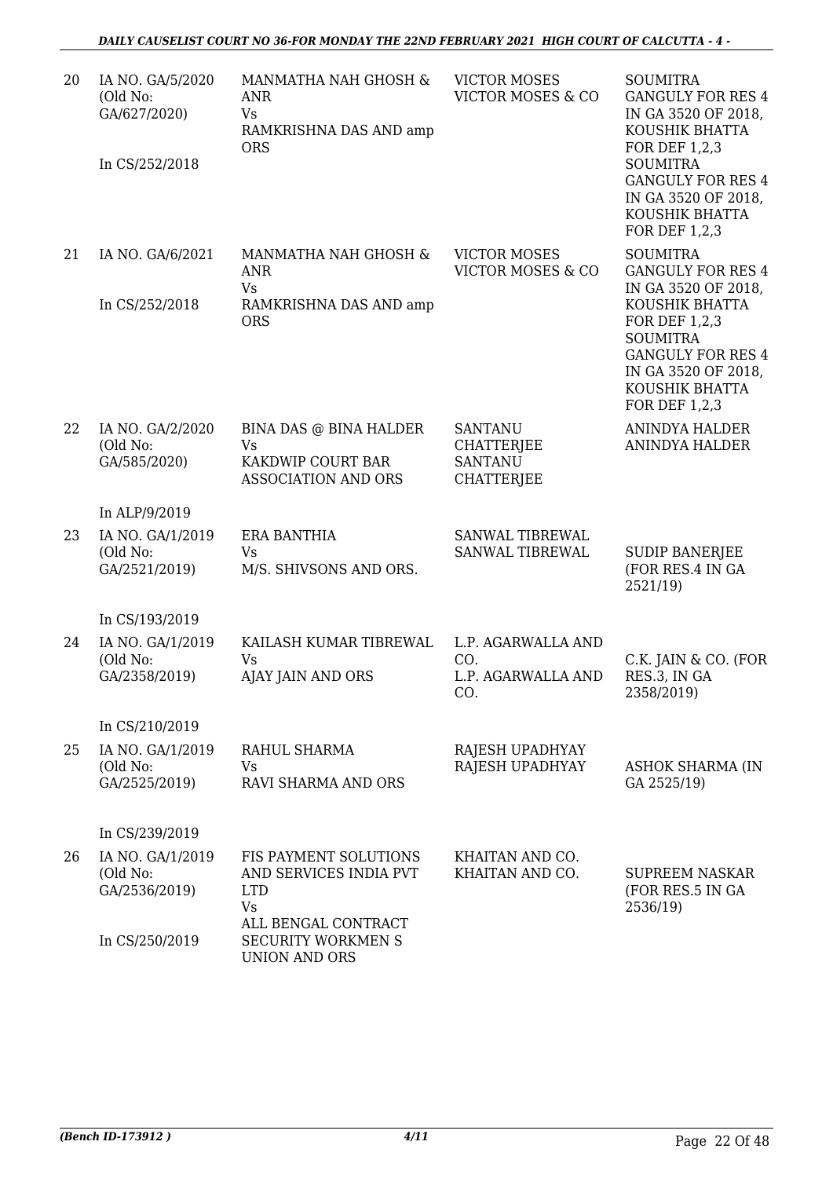| | | | | |
|---|---|---|---|---|
| 20 | IA NO. GA/5/2020 (Old No: GA/627/2020) In CS/252/2018 | MANMATHA NAH GHOSH & ANR Vs RAMKRISHNA DAS AND amp ORS | VICTOR MOSES VICTOR MOSES & CO | SOUMITRA GANGULY FOR RES 4 IN GA 3520 OF 2018, KOUSHIK BHATTA FOR DEF 1,2,3 SOUMITRA GANGULY FOR RES 4 IN GA 3520 OF 2018, KOUSHIK BHATTA FOR DEF 1,2,3 |
| 21 | IA NO. GA/6/2021 In CS/252/2018 | MANMATHA NAH GHOSH & ANR Vs RAMKRISHNA DAS AND amp ORS | VICTOR MOSES VICTOR MOSES & CO | SOUMITRA GANGULY FOR RES 4 IN GA 3520 OF 2018, KOUSHIK BHATTA FOR DEF 1,2,3 SOUMITRA GANGULY FOR RES 4 IN GA 3520 OF 2018, KOUSHIK BHATTA FOR DEF 1,2,3 |
| 22 | IA NO. GA/2/2020 (Old No: GA/585/2020) In ALP/9/2019 | BINA DAS @ BINA HALDER Vs KAKDWIP COURT BAR ASSOCIATION AND ORS | SANTANU CHATTERJEE SANTANU CHATTERJEE | ANINDYA HALDER ANINDYA HALDER |
| 23 | IA NO. GA/1/2019 (Old No: GA/2521/2019) In CS/193/2019 | ERA BANTHIA Vs M/S. SHIVSONS AND ORS. | SANWAL TIBREWAL SANWAL TIBREWAL | SUDIP BANERJEE (FOR RES.4 IN GA 2521/19) |
| 24 | IA NO. GA/1/2019 (Old No: GA/2358/2019) In CS/210/2019 | KAILASH KUMAR TIBREWAL Vs AJAY JAIN AND ORS | L.P. AGARWALLA AND CO. L.P. AGARWALLA AND CO. | C.K. JAIN & CO. (FOR RES.3, IN GA 2358/2019) |
| 25 | IA NO. GA/1/2019 (Old No: GA/2525/2019) In CS/239/2019 | RAHUL SHARMA Vs RAVI SHARMA AND ORS | RAJESH UPADHYAY RAJESH UPADHYAY | ASHOK SHARMA (IN GA 2525/19) |
| 26 | IA NO. GA/1/2019 (Old No: GA/2536/2019) In CS/250/2019 | FIS PAYMENT SOLUTIONS AND SERVICES INDIA PVT LTD Vs ALL BENGAL CONTRACT SECURITY WORKMEN S UNION AND ORS | KHAITAN AND CO. KHAITAN AND CO. | SUPREEM NASKAR (FOR RES.5 IN GA 2536/19) |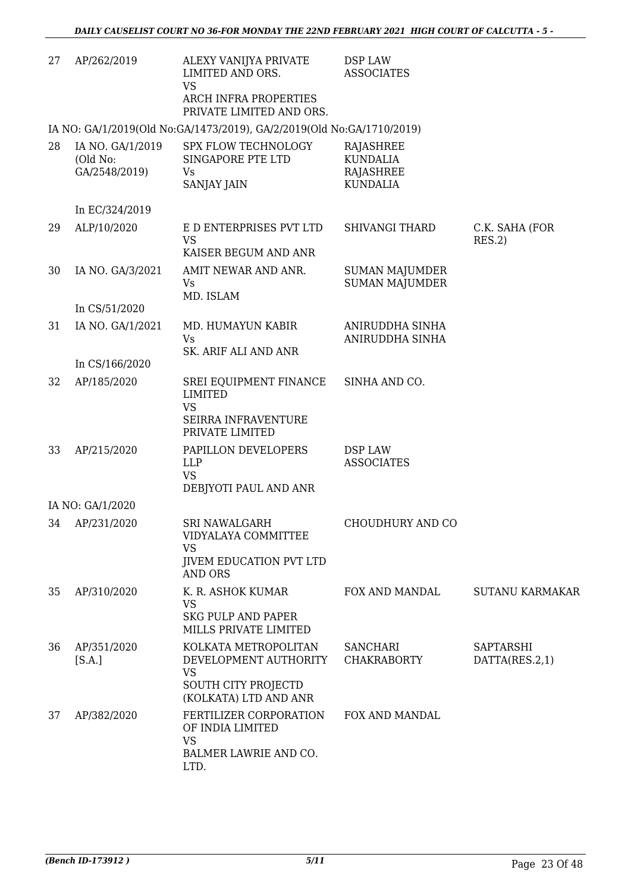| | | | | |
|---|---|---|---|---|
| 27 | AP/262/2019 | ALEXY VANIJYA PRIVATE LIMITED AND ORS. VS ARCH INFRA PROPERTIES PRIVATE LIMITED AND ORS. | DSP LAW ASSOCIATES | |
| | IA NO: GA/1/2019(Old No:GA/1473/2019), GA/2/2019(Old No:GA/1710/2019) | | | |
| 28 | IA NO. GA/1/2019 (Old No: GA/2548/2019) In EC/324/2019 | SPX FLOW TECHNOLOGY SINGAPORE PTE LTD Vs SANJAY JAIN | RAJASHREE KUNDALIA RAJASHREE KUNDALIA | |
| 29 | ALP/10/2020 | E D ENTERPRISES PVT LTD VS KAISER BEGUM AND ANR | SHIVANGI THARD | C.K. SAHA (FOR RES.2) |
| 30 | IA NO. GA/3/2021 In CS/51/2020 | AMIT NEWAR AND ANR. Vs MD. ISLAM | SUMAN MAJUMDER SUMAN MAJUMDER | |
| 31 | IA NO. GA/1/2021 In CS/166/2020 | MD. HUMAYUN KABIR Vs SK. ARIF ALI AND ANR | ANIRUDDHA SINHA ANIRUDDHA SINHA | |
| 32 | AP/185/2020 | SREI EQUIPMENT FINANCE LIMITED VS SEIRRA INFRAVENTURE PRIVATE LIMITED | SINHA AND CO. | |
| 33 | AP/215/2020 | PAPILLON DEVELOPERS LLP VS DEBJYOTI PAUL AND ANR | DSP LAW ASSOCIATES | |
| | IA NO: GA/1/2020 | | | |
| 34 | AP/231/2020 | SRI NAWALGARH VIDYALAYA COMMITTEE VS JIVEM EDUCATION PVT LTD AND ORS | CHOUDHURY AND CO | |
| 35 | AP/310/2020 | K. R. ASHOK KUMAR VS SKG PULP AND PAPER MILLS PRIVATE LIMITED | FOX AND MANDAL | SUTANU KARMAKAR |
| 36 | AP/351/2020 [S.A.] | KOLKATA METROPOLITAN DEVELOPMENT AUTHORITY VS SOUTH CITY PROJECTD (KOLKATA) LTD AND ANR | SANCHARI CHAKRABORTY | SAPTARSHI DATTA(RES.2,1) |
| 37 | AP/382/2020 | FERTILIZER CORPORATION OF INDIA LIMITED VS BALMER LAWRIE AND CO. LTD. | FOX AND MANDAL | |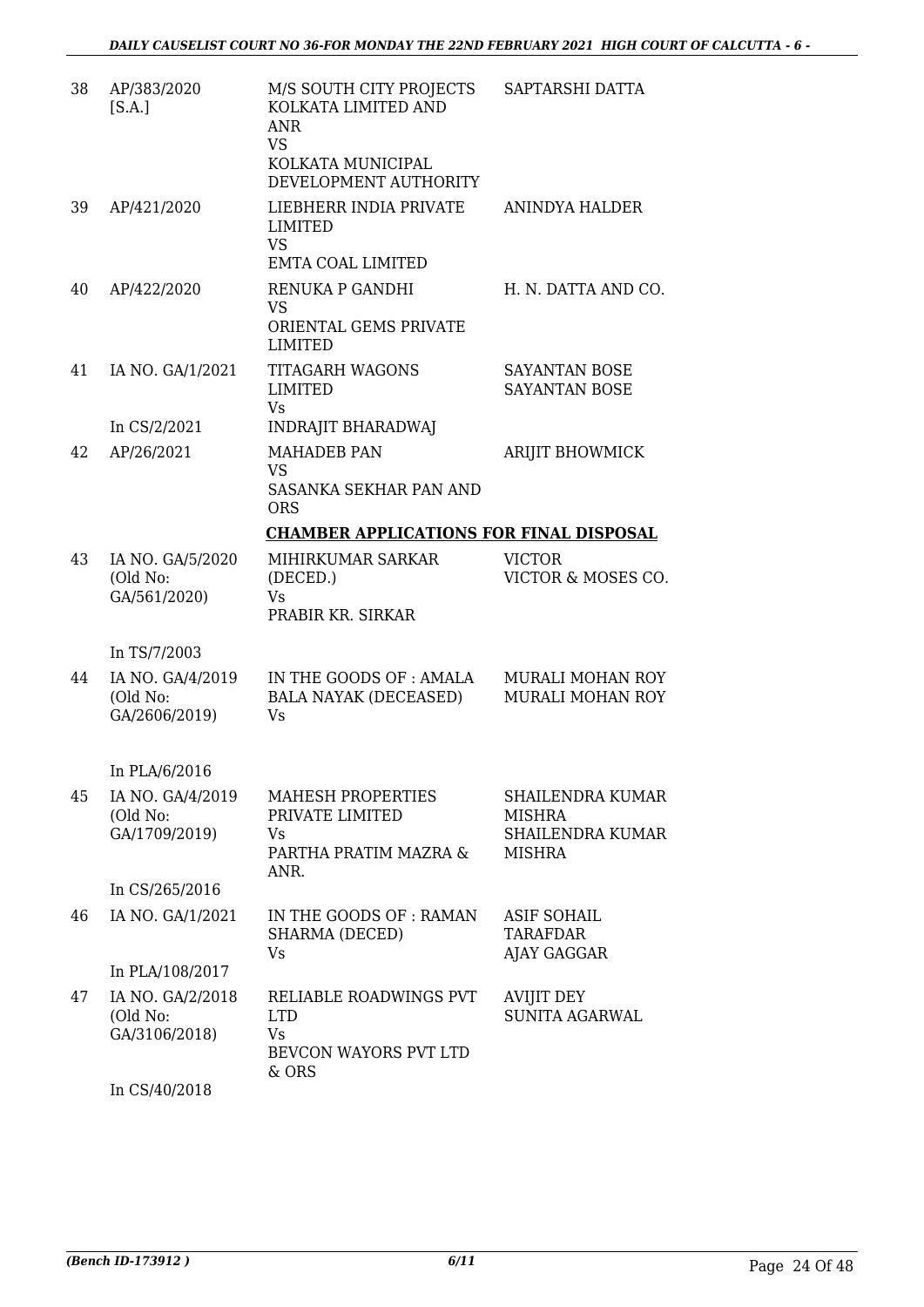| | | | |
|---|---|---|---|
| 38 | AP/383/2020 [S.A.] | M/S SOUTH CITY PROJECTS KOLKATA LIMITED AND ANR VS KOLKATA MUNICIPAL DEVELOPMENT AUTHORITY | SAPTARSHI DATTA |
| 39 | AP/421/2020 | LIEBHERR INDIA PRIVATE LIMITED VS EMTA COAL LIMITED | ANINDYA HALDER |
| 40 | AP/422/2020 | RENUKA P GANDHI VS ORIENTAL GEMS PRIVATE LIMITED | H. N. DATTA AND CO. |
| 41 | IA NO. GA/1/2021 In CS/2/2021 | TITAGARH WAGONS LIMITED Vs INDRAJIT BHARADWAJ | SAYANTAN BOSE SAYANTAN BOSE |
| 42 | AP/26/2021 | MAHADEB PAN VS SASANKA SEKHAR PAN AND ORS | ARIJIT BHOWMICK |

**CHAMBER APPLICATIONS FOR FINAL DISPOSAL**

| | | | |
|---|---|---|---|
| 43 | IA NO. GA/5/2020 (Old No: GA/561/2020) In TS/7/2003 | MIHIRKUMAR SARKAR (DECED.) Vs PRABIR KR. SIRKAR | VICTOR VICTOR & MOSES CO. |
| 44 | IA NO. GA/4/2019 (Old No: GA/2606/2019) In PLA/6/2016 | IN THE GOODS OF : AMALA BALA NAYAK (DECEASED) Vs | MURALI MOHAN ROY MURALI MOHAN ROY |
| 45 | IA NO. GA/4/2019 (Old No: GA/1709/2019) In CS/265/2016 | MAHESH PROPERTIES PRIVATE LIMITED Vs PARTHA PRATIM MAZRA & ANR. | SHAILENDRA KUMAR MISHRA SHAILENDRA KUMAR MISHRA |
| 46 | IA NO. GA/1/2021 In PLA/108/2017 | IN THE GOODS OF : RAMAN SHARMA (DECED) Vs | ASIF SOHAIL TARAFDAR AJAY GAGGAR |
| 47 | IA NO. GA/2/2018 (Old No: GA/3106/2018) In CS/40/2018 | RELIABLE ROADWINGS PVT LTD Vs BEVCON WAYORS PVT LTD & ORS | AVIJIT DEY SUNITA AGARWAL |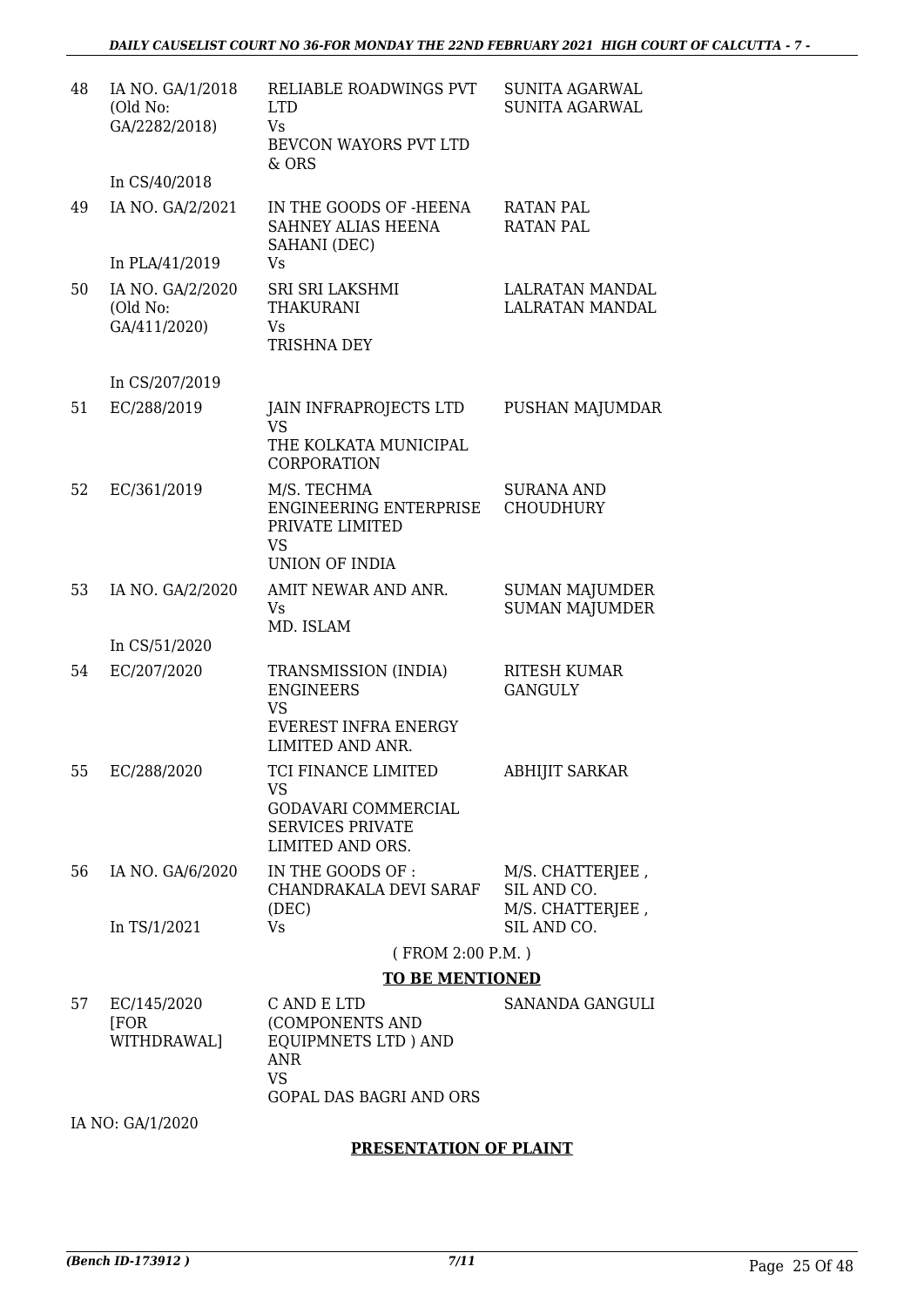| | | | |
|---|---|---|---|
| 48 | IA NO. GA/1/2018 (Old No: GA/2282/2018)<br><br>In CS/40/2018 | RELIABLE ROADWINGS PVT LTD<br>Vs<br>BEVCON WAYORS PVT LTD & ORS | SUNITA AGARWAL<br>SUNITA AGARWAL |
| 49 | IA NO. GA/2/2021<br><br>In PLA/41/2019 | IN THE GOODS OF -HEENA SAHNEY ALIAS HEENA SAHANI (DEC)<br>Vs | RATAN PAL<br>RATAN PAL |
| 50 | IA NO. GA/2/2020 (Old No: GA/411/2020)<br><br>In CS/207/2019 | SRI SRI LAKSHMI THAKURANI<br>Vs<br>TRISHNA DEY | LALRATAN MANDAL<br>LALRATAN MANDAL |
| 51 | EC/288/2019 | JAIN INFRAPROJECTS LTD<br>VS<br>THE KOLKATA MUNICIPAL CORPORATION | PUSHAN MAJUMDAR |
| 52 | EC/361/2019 | M/S. TECHMA ENGINEERING ENTERPRISE PRIVATE LIMITED<br>VS<br>UNION OF INDIA | SURANA AND CHOUDHURY |
| 53 | IA NO. GA/2/2020<br><br>In CS/51/2020 | AMIT NEWAR AND ANR.<br>Vs<br>MD. ISLAM | SUMAN MAJUMDER<br>SUMAN MAJUMDER |
| 54 | EC/207/2020 | TRANSMISSION (INDIA) ENGINEERS<br>VS<br>EVEREST INFRA ENERGY LIMITED AND ANR. | RITESH KUMAR GANGULY |
| 55 | EC/288/2020 | TCI FINANCE LIMITED<br>VS<br>GODAVARI COMMERCIAL SERVICES PRIVATE LIMITED AND ORS. | ABHIJIT SARKAR |
| 56 | IA NO. GA/6/2020<br><br>In TS/1/2021 | IN THE GOODS OF : CHANDRAKALA DEVI SARAF (DEC)<br>Vs | M/S. CHATTERJEE , SIL AND CO.<br>M/S. CHATTERJEE , SIL AND CO. |

( FROM 2:00 P.M. )

**TO BE MENTIONED**

| | | | |
|---|---|---|---|
| 57 | EC/145/2020 [FOR WITHDRAWAL] | C AND E LTD (COMPONENTS AND EQUIPMNETS LTD ) AND ANR<br>VS<br>GOPAL DAS BAGRI AND ORS | SANANDA GANGULI |

IA NO: GA/1/2020

**PRESENTATION OF PLAINT**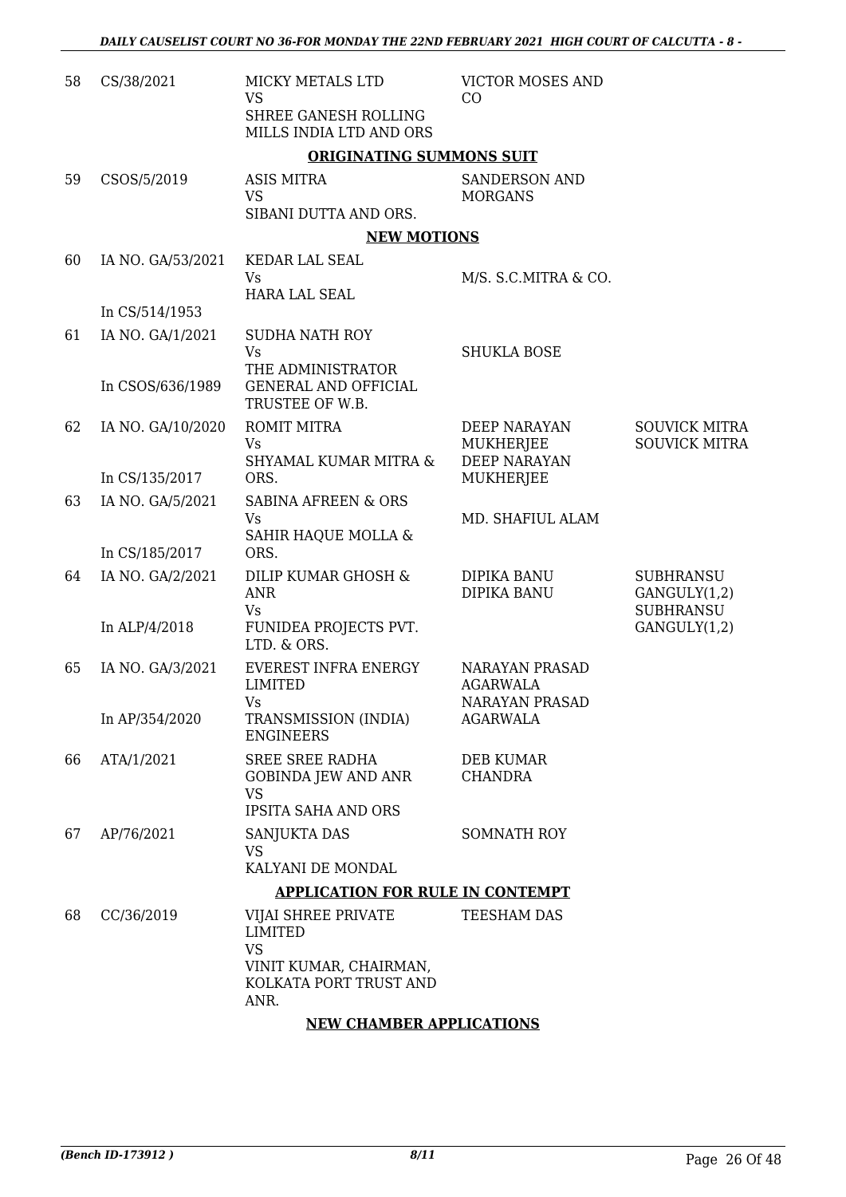| | | | | |
|---|---|---|---|---|
| 58 | CS/38/2021 | MICKY METALS LTD<br>VS<br>SHREE GANESH ROLLING MILLS INDIA LTD AND ORS | VICTOR MOSES AND CO | |

**ORIGINATING SUMMONS SUIT**

| | | | | |
|---|---|---|---|---|
| 59 | CSOS/5/2019 | ASIS MITRA<br>VS<br>SIBANI DUTTA AND ORS. | SANDERSON AND MORGANS | |

**NEW MOTIONS**

| | | | | |
|---|---|---|---|---|
| 60 | IA NO. GA/53/2021<br><br>In CS/514/1953 | KEDAR LAL SEAL<br>Vs<br>HARA LAL SEAL | M/S. S.C.MITRA & CO. | |
| 61 | IA NO. GA/1/2021<br><br>In CSOS/636/1989 | SUDHA NATH ROY<br>Vs<br>THE ADMINISTRATOR GENERAL AND OFFICIAL TRUSTEE OF W.B. | SHUKLA BOSE | |
| 62 | IA NO. GA/10/2020<br><br>In CS/135/2017 | ROMIT MITRA<br>Vs<br>SHYAMAL KUMAR MITRA & ORS. | DEEP NARAYAN MUKHERJEE<br>DEEP NARAYAN MUKHERJEE | SOUVICK MITRA<br>SOUVICK MITRA |
| 63 | IA NO. GA/5/2021<br><br>In CS/185/2017 | SABINA AFREEN & ORS<br>Vs<br>SAHIR HAQUE MOLLA & ORS. | MD. SHAFIUL ALAM | |
| 64 | IA NO. GA/2/2021<br><br>In ALP/4/2018 | DILIP KUMAR GHOSH & ANR<br>Vs<br>FUNIDEA PROJECTS PVT. LTD. & ORS. | DIPIKA BANU<br>DIPIKA BANU | SUBHRANSU GANGULY(1,2)<br>SUBHRANSU GANGULY(1,2) |
| 65 | IA NO. GA/3/2021<br><br>In AP/354/2020 | EVEREST INFRA ENERGY LIMITED<br>Vs<br>TRANSMISSION (INDIA) ENGINEERS | NARAYAN PRASAD AGARWALA<br>NARAYAN PRASAD AGARWALA | |
| 66 | ATA/1/2021 | SREE SREE RADHA GOBINDA JEW AND ANR<br>VS<br>IPSITA SAHA AND ORS | DEB KUMAR CHANDRA | |
| 67 | AP/76/2021 | SANJUKTA DAS<br>VS<br>KALYANI DE MONDAL | SOMNATH ROY | |

**APPLICATION FOR RULE IN CONTEMPT**

| | | | | |
|---|---|---|---|---|
| 68 | CC/36/2019 | VIJAI SHREE PRIVATE LIMITED<br>VS<br>VINIT KUMAR, CHAIRMAN, KOLKATA PORT TRUST AND ANR. | TEESHAM DAS | |

**NEW CHAMBER APPLICATIONS**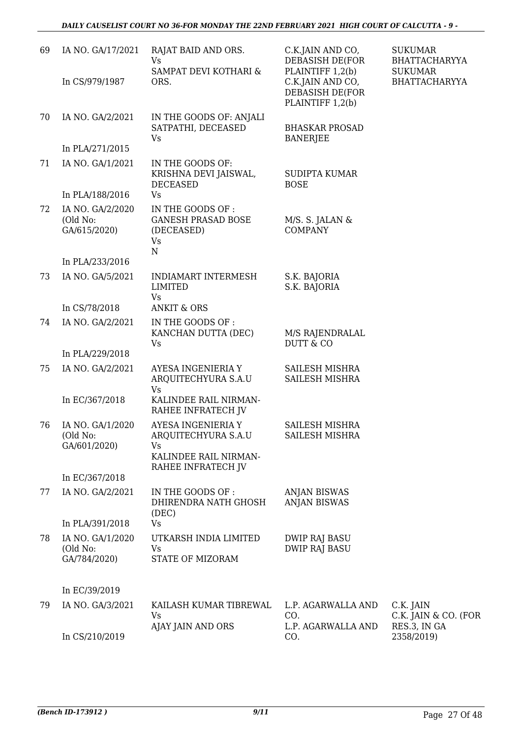| | | | | |
|---|---|---|---|---|
| 69 | IA NO. GA/17/2021<br><br>In CS/979/1987 | RAJAT BAID AND ORS.<br>Vs<br>SAMPAT DEVI KOTHARI & ORS. | C.K.JAIN AND CO, DEBASISH DE(FOR PLAINTIFF 1,2(b)<br>C.K.JAIN AND CO, DEBASISH DE(FOR PLAINTIFF 1,2(b) | SUKUMAR BHATTACHARYYA<br>SUKUMAR BHATTACHARYYA |
| 70 | IA NO. GA/2/2021<br><br>In PLA/271/2015 | IN THE GOODS OF: ANJALI SATPATHI, DECEASED<br>Vs | BHASKAR PROSAD BANERJEE | |
| 71 | IA NO. GA/1/2021<br><br>In PLA/188/2016 | IN THE GOODS OF: KRISHNA DEVI JAISWAL, DECEASED<br>Vs | SUDIPTA KUMAR BOSE | |
| 72 | IA NO. GA/2/2020 (Old No: GA/615/2020)<br><br>In PLA/233/2016 | IN THE GOODS OF : GANESH PRASAD BOSE (DECEASED)<br>Vs<br>N | M/S. S. JALAN & COMPANY | |
| 73 | IA NO. GA/5/2021<br><br>In CS/78/2018 | INDIAMART INTERMESH LIMITED<br>Vs<br>ANKIT & ORS | S.K. BAJORIA<br>S.K. BAJORIA | |
| 74 | IA NO. GA/2/2021<br><br>In PLA/229/2018 | IN THE GOODS OF : KANCHAN DUTTA (DEC)<br>Vs | M/S RAJENDRALAL DUTT & CO | |
| 75 | IA NO. GA/2/2021<br><br>In EC/367/2018 | AYESA INGENIERIA Y ARQUITECHYURA S.A.U<br>Vs<br>KALINDEE RAIL NIRMAN-RAHEE INFRATECH JV | SAILESH MISHRA<br>SAILESH MISHRA | |
| 76 | IA NO. GA/1/2020 (Old No: GA/601/2020)<br><br>In EC/367/2018 | AYESA INGENIERIA Y ARQUITECHYURA S.A.U<br>Vs<br>KALINDEE RAIL NIRMAN-RAHEE INFRATECH JV | SAILESH MISHRA<br>SAILESH MISHRA | |
| 77 | IA NO. GA/2/2021<br><br>In PLA/391/2018 | IN THE GOODS OF : DHIRENDRA NATH GHOSH (DEC)<br>Vs | ANJAN BISWAS<br>ANJAN BISWAS | |
| 78 | IA NO. GA/1/2020 (Old No: GA/784/2020)<br><br>In EC/39/2019 | UTKARSH INDIA LIMITED<br>Vs<br>STATE OF MIZORAM | DWIP RAJ BASU<br>DWIP RAJ BASU | |
| 79 | IA NO. GA/3/2021<br><br>In CS/210/2019 | KAILASH KUMAR TIBREWAL<br>Vs<br>AJAY JAIN AND ORS | L.P. AGARWALLA AND CO.<br>L.P. AGARWALLA AND CO. | C.K. JAIN<br>C.K. JAIN & CO. (FOR RES.3, IN GA 2358/2019) |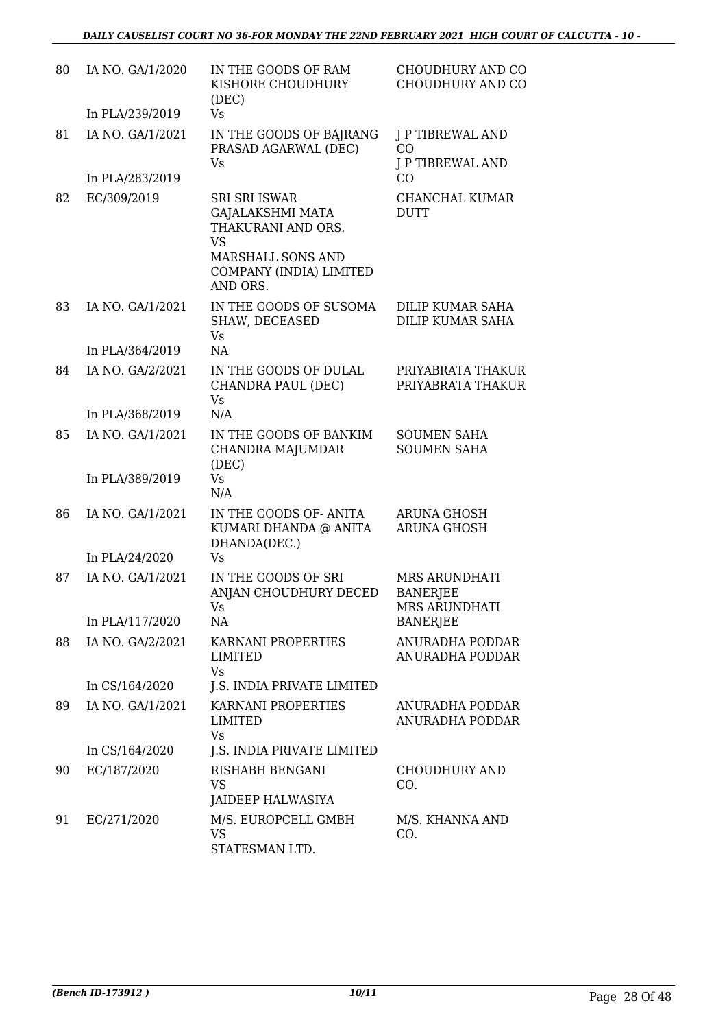| | | | |
|---|---|---|---|
| 80 | IA NO. GA/1/2020<br><br>In PLA/239/2019 | IN THE GOODS OF RAM KISHORE CHOUDHURY (DEC)<br>Vs | CHOUDHURY AND CO<br>CHOUDHURY AND CO |
| 81 | IA NO. GA/1/2021<br><br>In PLA/283/2019 | IN THE GOODS OF BAJRANG PRASAD AGARWAL (DEC)<br>Vs | J P TIBREWAL AND CO<br>J P TIBREWAL AND CO |
| 82 | EC/309/2019 | SRI SRI ISWAR GAJALAKSHMI MATA THAKURANI AND ORS.<br>VS<br>MARSHALL SONS AND COMPANY (INDIA) LIMITED AND ORS. | CHANCHAL KUMAR DUTT |
| 83 | IA NO. GA/1/2021<br><br>In PLA/364/2019 | IN THE GOODS OF SUSOMA SHAW, DECEASED<br>Vs<br>NA | DILIP KUMAR SAHA<br>DILIP KUMAR SAHA |
| 84 | IA NO. GA/2/2021<br><br>In PLA/368/2019 | IN THE GOODS OF DULAL CHANDRA PAUL (DEC)<br>Vs<br>N/A | PRIYABRATA THAKUR<br>PRIYABRATA THAKUR |
| 85 | IA NO. GA/1/2021<br><br>In PLA/389/2019 | IN THE GOODS OF BANKIM CHANDRA MAJUMDAR (DEC)<br>Vs<br>N/A | SOUMEN SAHA<br>SOUMEN SAHA |
| 86 | IA NO. GA/1/2021<br><br>In PLA/24/2020 | IN THE GOODS OF- ANITA KUMARI DHANDA @ ANITA DHANDA(DEC.)<br>Vs | ARUNA GHOSH<br>ARUNA GHOSH |
| 87 | IA NO. GA/1/2021<br><br>In PLA/117/2020 | IN THE GOODS OF SRI ANJAN CHOUDHURY DECED<br>Vs<br>NA | MRS ARUNDHATI BANERJEE<br>MRS ARUNDHATI BANERJEE |
| 88 | IA NO. GA/2/2021<br><br>In CS/164/2020 | KARNANI PROPERTIES LIMITED<br>Vs<br>J.S. INDIA PRIVATE LIMITED | ANURADHA PODDAR<br>ANURADHA PODDAR |
| 89 | IA NO. GA/1/2021<br><br>In CS/164/2020 | KARNANI PROPERTIES LIMITED<br>Vs<br>J.S. INDIA PRIVATE LIMITED | ANURADHA PODDAR<br>ANURADHA PODDAR |
| 90 | EC/187/2020 | RISHABH BENGANI<br>VS<br>JAIDEEP HALWASIYA | CHOUDHURY AND CO. |
| 91 | EC/271/2020 | M/S. EUROPCELL GMBH<br>VS<br>STATESMAN LTD. | M/S. KHANNA AND CO. |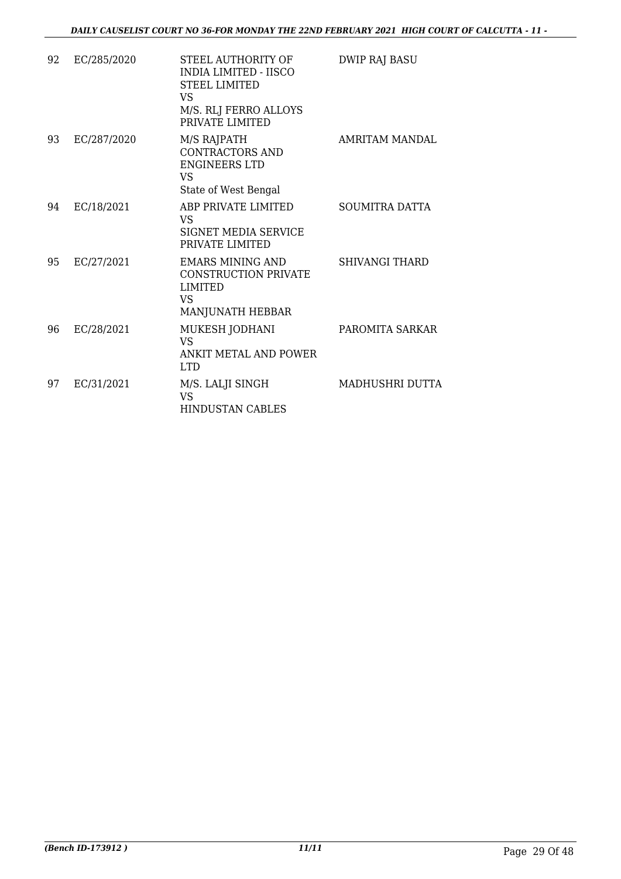| 92 | EC/285/2020 | STEEL AUTHORITY OF INDIA LIMITED - IISCO STEEL LIMITED VS M/S. RLJ FERRO ALLOYS PRIVATE LIMITED | DWIP RAJ BASU |
|---|---|---|---|
| 93 | EC/287/2020 | M/S RAJPATH CONTRACTORS AND ENGINEERS LTD VS State of West Bengal | AMRITAM MANDAL |
| 94 | EC/18/2021 | ABP PRIVATE LIMITED VS SIGNET MEDIA SERVICE PRIVATE LIMITED | SOUMITRA DATTA |
| 95 | EC/27/2021 | EMARS MINING AND CONSTRUCTION PRIVATE LIMITED VS MANJUNATH HEBBAR | SHIVANGI THARD |
| 96 | EC/28/2021 | MUKESH JODHANI VS ANKIT METAL AND POWER LTD | PAROMITA SARKAR |
| 97 | EC/31/2021 | M/S. LALJI SINGH VS HINDUSTAN CABLES | MADHUSHRI DUTTA |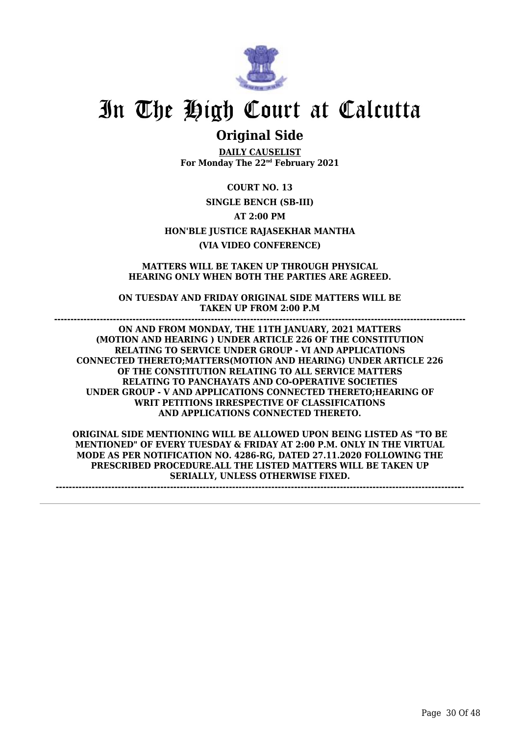# In The High Court at Calcutta

## Original Side

**DAILY CAUSELIST**
**For Monday The 22nd February 2021**

**COURT NO. 13**

**SINGLE BENCH (SB-III)**

**AT 2:00 PM**

**HON'BLE JUSTICE RAJASEKHAR MANTHA**

**(VIA VIDEO CONFERENCE)**

**MATTERS WILL BE TAKEN UP THROUGH PHYSICAL HEARING ONLY WHEN BOTH THE PARTIES ARE AGREED.**

**ON TUESDAY AND FRIDAY ORIGINAL SIDE MATTERS WILL BE TAKEN UP FROM 2:00 P.M**

---

**ON AND FROM MONDAY, THE 11TH JANUARY, 2021 MATTERS (MOTION AND HEARING ) UNDER ARTICLE 226 OF THE CONSTITUTION RELATING TO SERVICE UNDER GROUP - VI AND APPLICATIONS CONNECTED THERETO;MATTERS(MOTION AND HEARING) UNDER ARTICLE 226 OF THE CONSTITUTION RELATING TO ALL SERVICE MATTERS RELATING TO PANCHAYATS AND CO-OPERATIVE SOCIETIES UNDER GROUP - V AND APPLICATIONS CONNECTED THERETO;HEARING OF WRIT PETITIONS IRRESPECTIVE OF CLASSIFICATIONS AND APPLICATIONS CONNECTED THERETO.**

**ORIGINAL SIDE MENTIONING WILL BE ALLOWED UPON BEING LISTED AS "TO BE MENTIONED" OF EVERY TUESDAY & FRIDAY AT 2:00 P.M. ONLY IN THE VIRTUAL MODE AS PER NOTIFICATION NO. 4286-RG, DATED 27.11.2020 FOLLOWING THE PRESCRIBED PROCEDURE.ALL THE LISTED MATTERS WILL BE TAKEN UP SERIALLY, UNLESS OTHERWISE FIXED.**

---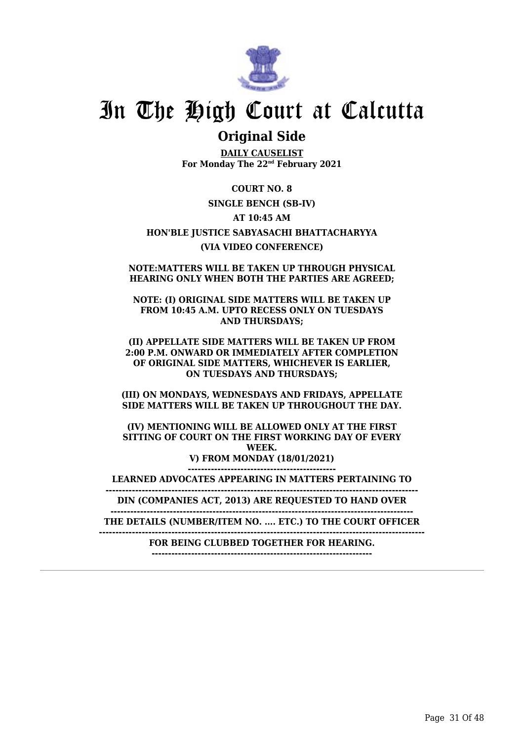# In The High Court at Calcutta

## Original Side

**DAILY CAUSELIST**
**For Monday The 22nd February 2021**

**COURT NO. 8**

**SINGLE BENCH (SB-IV)**

**AT 10:45 AM**

**HON'BLE JUSTICE SABYASACHI BHATTACHARYYA**

**(VIA VIDEO CONFERENCE)**

**NOTE:MATTERS WILL BE TAKEN UP THROUGH PHYSICAL HEARING ONLY WHEN BOTH THE PARTIES ARE AGREED;**

**NOTE: (I) ORIGINAL SIDE MATTERS WILL BE TAKEN UP FROM 10:45 A.M. UPTO RECESS ONLY ON TUESDAYS AND THURSDAYS;**

**(II) APPELLATE SIDE MATTERS WILL BE TAKEN UP FROM 2:00 P.M. ONWARD OR IMMEDIATELY AFTER COMPLETION OF ORIGINAL SIDE MATTERS, WHICHEVER IS EARLIER, ON TUESDAYS AND THURSDAYS;**

**(III) ON MONDAYS, WEDNESDAYS AND FRIDAYS, APPELLATE SIDE MATTERS WILL BE TAKEN UP THROUGHOUT THE DAY.**

**(IV) MENTIONING WILL BE ALLOWED ONLY AT THE FIRST SITTING OF COURT ON THE FIRST WORKING DAY OF EVERY WEEK.**

**V) FROM MONDAY (18/01/2021)**

**LEARNED ADVOCATES APPEARING IN MATTERS PERTAINING TO**

**DIN (COMPANIES ACT, 2013) ARE REQUESTED TO HAND OVER**

**THE DETAILS (NUMBER/ITEM NO. .... ETC.) TO THE COURT OFFICER**

**FOR BEING CLUBBED TOGETHER FOR HEARING.**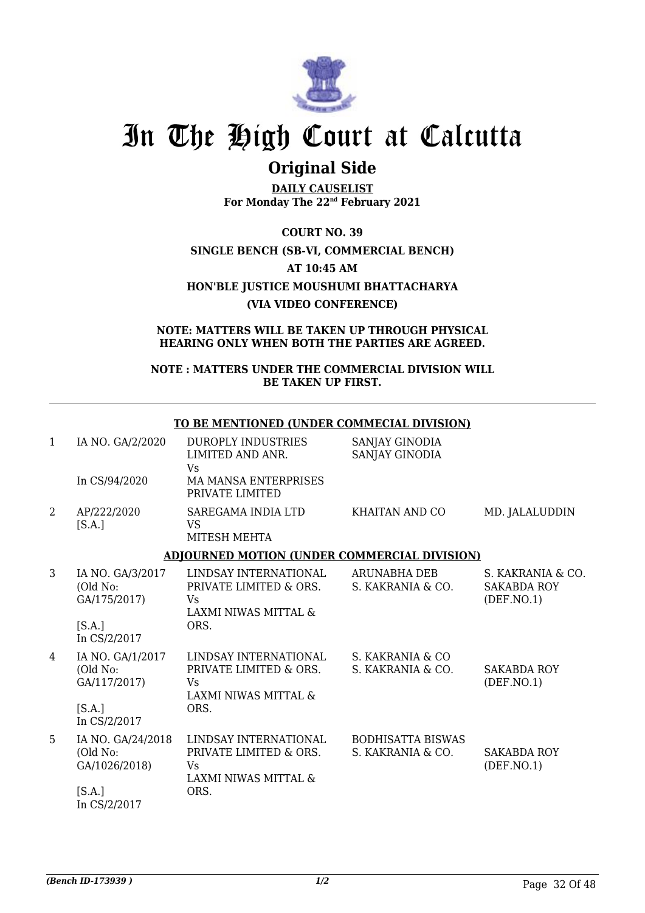# In The High Court at Calcutta

## Original Side

**DAILY CAUSELIST**
**For Monday The 22nd February 2021**

**COURT NO. 39**

**SINGLE BENCH (SB-VI, COMMERCIAL BENCH)**

**AT 10:45 AM**

**HON'BLE JUSTICE MOUSHUMI BHATTACHARYA**

**(VIA VIDEO CONFERENCE)**

**NOTE: MATTERS WILL BE TAKEN UP THROUGH PHYSICAL HEARING ONLY WHEN BOTH THE PARTIES ARE AGREED.**

**NOTE : MATTERS UNDER THE COMMERCIAL DIVISION WILL BE TAKEN UP FIRST.**

**TO BE MENTIONED (UNDER COMMECIAL DIVISION)**

| | | | | |
|---|---|---|---|---|
| 1 | IA NO. GA/2/2020<br><br>In CS/94/2020 | DUROPLY INDUSTRIES LIMITED AND ANR.<br>Vs<br>MA MANSA ENTERPRISES PRIVATE LIMITED | SANJAY GINODIA<br>SANJAY GINODIA | |
| 2 | AP/222/2020<br>[S.A.] | SAREGAMA INDIA LTD<br>VS<br>MITESH MEHTA | KHAITAN AND CO | MD. JALALUDDIN |

**ADJOURNED MOTION (UNDER COMMERCIAL DIVISION)**

| | | | | |
|---|---|---|---|---|
| 3 | IA NO. GA/3/2017<br>(Old No: GA/175/2017)<br><br>[S.A.]<br>In CS/2/2017 | LINDSAY INTERNATIONAL PRIVATE LIMITED & ORS.<br>Vs<br>LAXMI NIWAS MITTAL & ORS. | ARUNABHA DEB<br>S. KAKRANIA & CO. | S. KAKRANIA & CO.<br>SAKABDA ROY<br>(DEF.NO.1) |
| 4 | IA NO. GA/1/2017<br>(Old No: GA/117/2017)<br><br>[S.A.]<br>In CS/2/2017 | LINDSAY INTERNATIONAL PRIVATE LIMITED & ORS.<br>Vs<br>LAXMI NIWAS MITTAL & ORS. | S. KAKRANIA & CO<br>S. KAKRANIA & CO. | SAKABDA ROY<br>(DEF.NO.1) |
| 5 | IA NO. GA/24/2018<br>(Old No: GA/1026/2018)<br><br>[S.A.]<br>In CS/2/2017 | LINDSAY INTERNATIONAL PRIVATE LIMITED & ORS.<br>Vs<br>LAXMI NIWAS MITTAL & ORS. | BODHISATTA BISWAS<br>S. KAKRANIA & CO. | SAKABDA ROY<br>(DEF.NO.1) |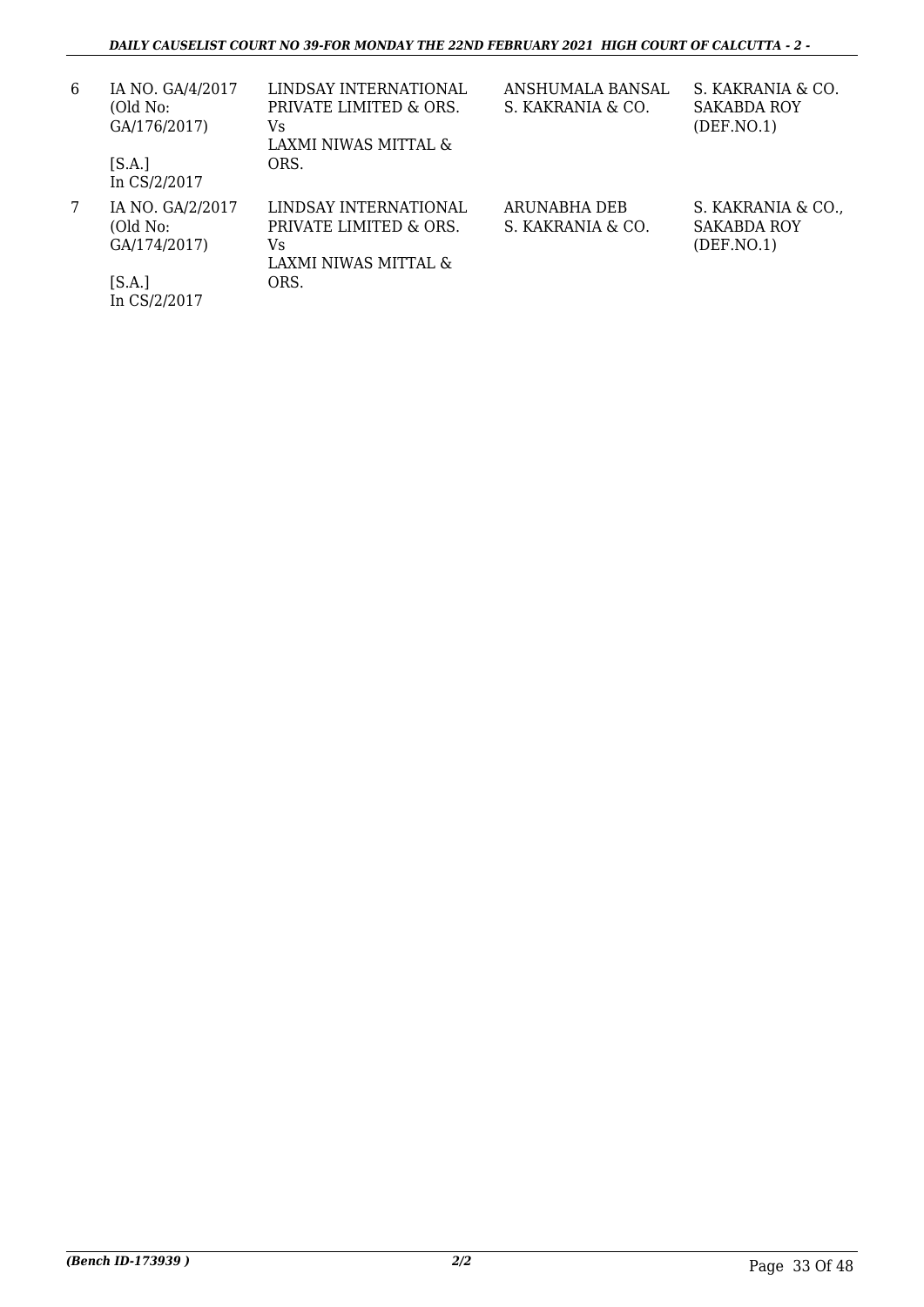| 6 | IA NO. GA/4/2017 (Old No: GA/176/2017) [S.A.] In CS/2/2017 | LINDSAY INTERNATIONAL PRIVATE LIMITED & ORS. Vs LAXMI NIWAS MITTAL & ORS. | ANSHUMALA BANSAL S. KAKRANIA & CO. | S. KAKRANIA & CO. SAKABDA ROY (DEF.NO.1) |
|---|---|---|---|---|
| 7 | IA NO. GA/2/2017 (Old No: GA/174/2017) [S.A.] In CS/2/2017 | LINDSAY INTERNATIONAL PRIVATE LIMITED & ORS. Vs LAXMI NIWAS MITTAL & ORS. | ARUNABHA DEB S. KAKRANIA & CO. | S. KAKRANIA & CO., SAKABDA ROY (DEF.NO.1) |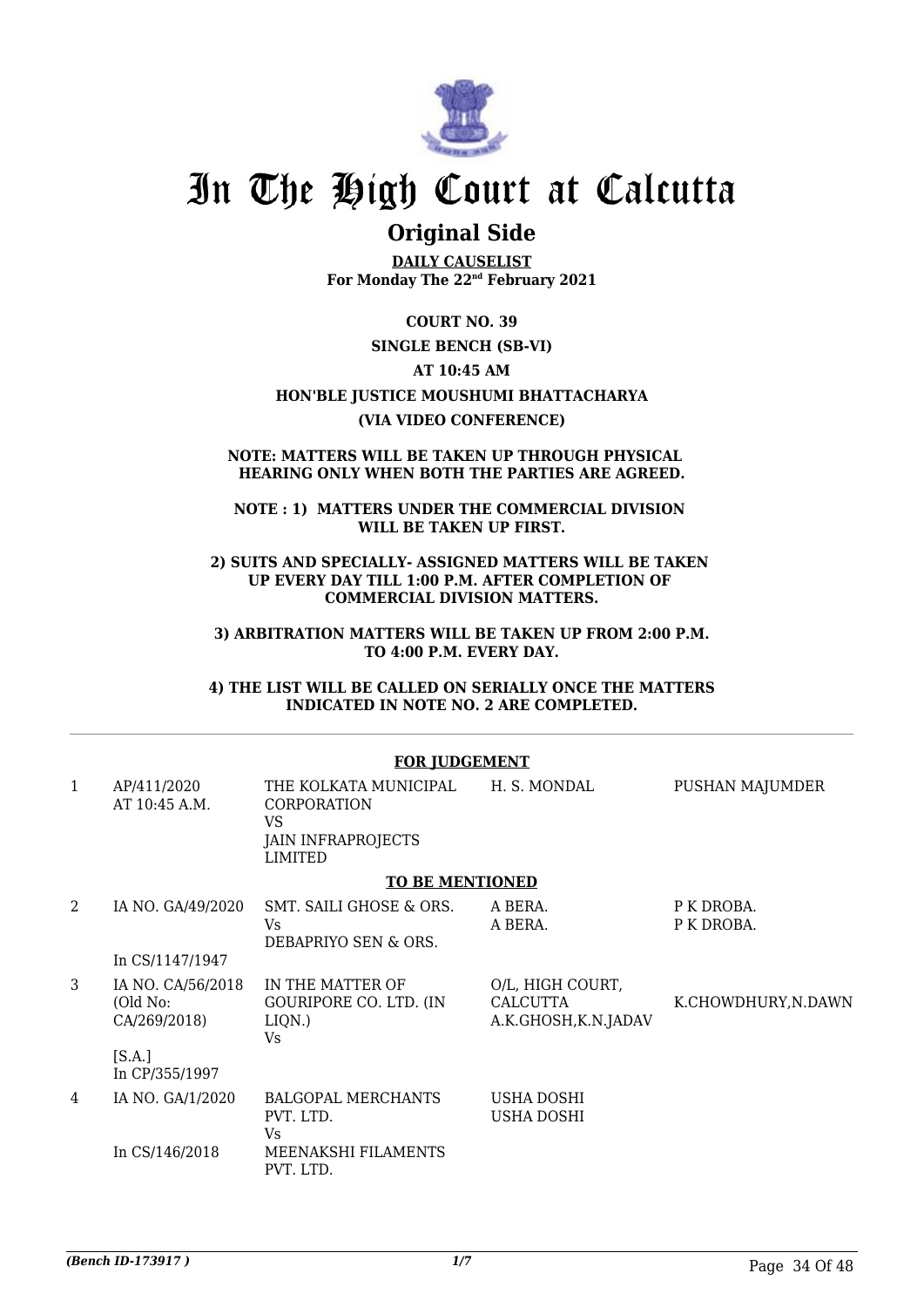# In The High Court at Calcutta

## Original Side

**DAILY CAUSELIST**
**For Monday The 22nd February 2021**

**COURT NO. 39**

**SINGLE BENCH (SB-VI)**

**AT 10:45 AM**

**HON'BLE JUSTICE MOUSHUMI BHATTACHARYA**

**(VIA VIDEO CONFERENCE)**

**NOTE: MATTERS WILL BE TAKEN UP THROUGH PHYSICAL HEARING ONLY WHEN BOTH THE PARTIES ARE AGREED.**

**NOTE : 1) MATTERS UNDER THE COMMERCIAL DIVISION WILL BE TAKEN UP FIRST.**

**2) SUITS AND SPECIALLY- ASSIGNED MATTERS WILL BE TAKEN UP EVERY DAY TILL 1:00 P.M. AFTER COMPLETION OF COMMERCIAL DIVISION MATTERS.**

**3) ARBITRATION MATTERS WILL BE TAKEN UP FROM 2:00 P.M. TO 4:00 P.M. EVERY DAY.**

**4) THE LIST WILL BE CALLED ON SERIALLY ONCE THE MATTERS INDICATED IN NOTE NO. 2 ARE COMPLETED.**

**FOR JUDGEMENT**

| | | | | |
|---|---|---|---|---|
| 1 | AP/411/2020 AT 10:45 A.M. | THE KOLKATA MUNICIPAL CORPORATION VS JAIN INFRAPROJECTS LIMITED | H. S. MONDAL | PUSHAN MAJUMDER |

**TO BE MENTIONED**

| | | | | |
|---|---|---|---|---|
| 2 | IA NO. GA/49/2020 In CS/1147/1947 | SMT. SAILI GHOSE & ORS. Vs DEBAPRIYO SEN & ORS. | A BERA. A BERA. | P K DROBA. P K DROBA. |
| 3 | IA NO. CA/56/2018 (Old No: CA/269/2018) [S.A.] In CP/355/1997 | IN THE MATTER OF GOURIPORE CO. LTD. (IN LIQN.) Vs | O/L, HIGH COURT, CALCUTTA A.K.GHOSH,K.N.JADAV | K.CHOWDHURY,N.DAWN |
| 4 | IA NO. GA/1/2020 In CS/146/2018 | BALGOPAL MERCHANTS PVT. LTD. Vs MEENAKSHI FILAMENTS PVT. LTD. | USHA DOSHI USHA DOSHI | |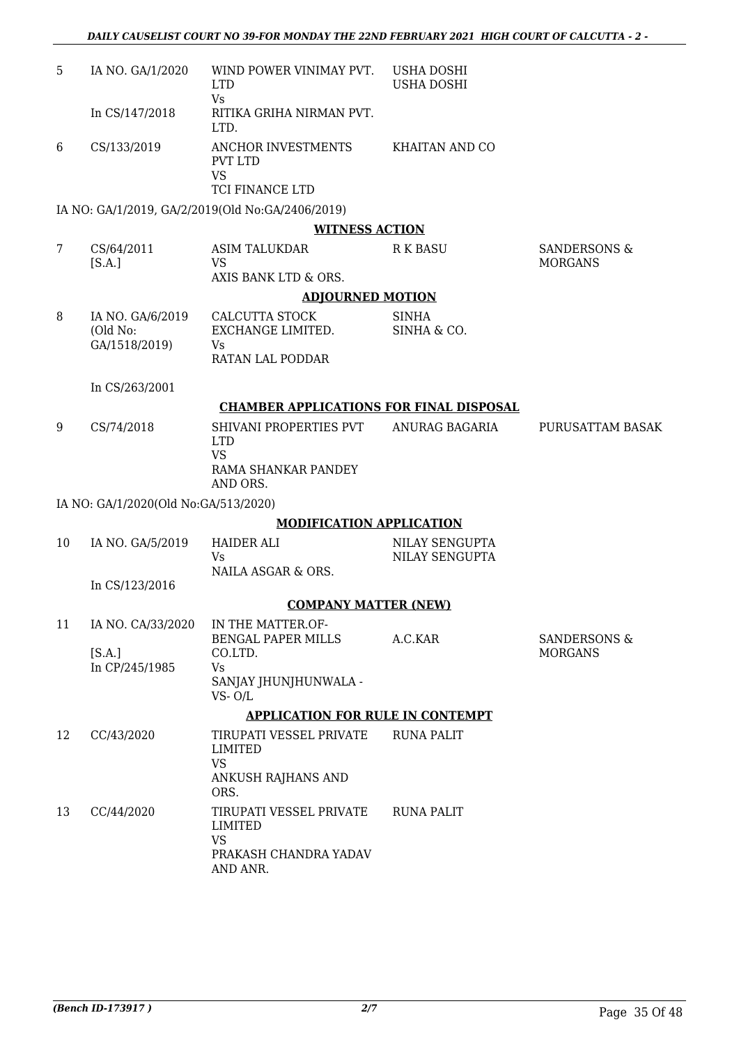| | | | | |
|---|---|---|---|---|
| 5 | IA NO. GA/1/2020<br><br>In CS/147/2018 | WIND POWER VINIMAY PVT. LTD<br>Vs<br>RITIKA GRIHA NIRMAN PVT. LTD. | USHA DOSHI<br>USHA DOSHI | |
| 6 | CS/133/2019 | ANCHOR INVESTMENTS PVT LTD<br>VS<br>TCI FINANCE LTD | KHAITAN AND CO | |

IA NO: GA/1/2019, GA/2/2019(Old No:GA/2406/2019)

**WITNESS ACTION**

| | | | | |
|---|---|---|---|---|
| 7 | CS/64/2011<br>[S.A.] | ASIM TALUKDAR<br>VS<br>AXIS BANK LTD & ORS. | R K BASU | SANDERSONS & MORGANS |

**ADJOURNED MOTION**

| | | | | |
|---|---|---|---|---|
| 8 | IA NO. GA/6/2019<br>(Old No: GA/1518/2019)<br><br>In CS/263/2001 | CALCUTTA STOCK EXCHANGE LIMITED.<br>Vs<br>RATAN LAL PODDAR | SINHA<br>SINHA & CO. | |

**CHAMBER APPLICATIONS FOR FINAL DISPOSAL**

| | | | | |
|---|---|---|---|---|
| 9 | CS/74/2018 | SHIVANI PROPERTIES PVT LTD<br>VS<br>RAMA SHANKAR PANDEY AND ORS. | ANURAG BAGARIA | PURUSATTAM BASAK |

IA NO: GA/1/2020(Old No:GA/513/2020)

**MODIFICATION APPLICATION**

| | | | | |
|---|---|---|---|---|
| 10 | IA NO. GA/5/2019<br><br>In CS/123/2016 | HAIDER ALI<br>Vs<br>NAILA ASGAR & ORS. | NILAY SENGUPTA<br>NILAY SENGUPTA | |

**COMPANY MATTER (NEW)**

| | | | | |
|---|---|---|---|---|
| 11 | IA NO. CA/33/2020<br><br>[S.A.]<br>In CP/245/1985 | IN THE MATTER.OF-<br>BENGAL PAPER MILLS CO.LTD.<br>Vs<br>SANJAY JHUNJHUNWALA -VS- O/L | A.C.KAR | SANDERSONS & MORGANS |

**APPLICATION FOR RULE IN CONTEMPT**

| | | | | |
|---|---|---|---|---|
| 12 | CC/43/2020 | TIRUPATI VESSEL PRIVATE LIMITED<br>VS<br>ANKUSH RAJHANS AND ORS. | RUNA PALIT | |
| 13 | CC/44/2020 | TIRUPATI VESSEL PRIVATE LIMITED<br>VS<br>PRAKASH CHANDRA YADAV AND ANR. | RUNA PALIT | |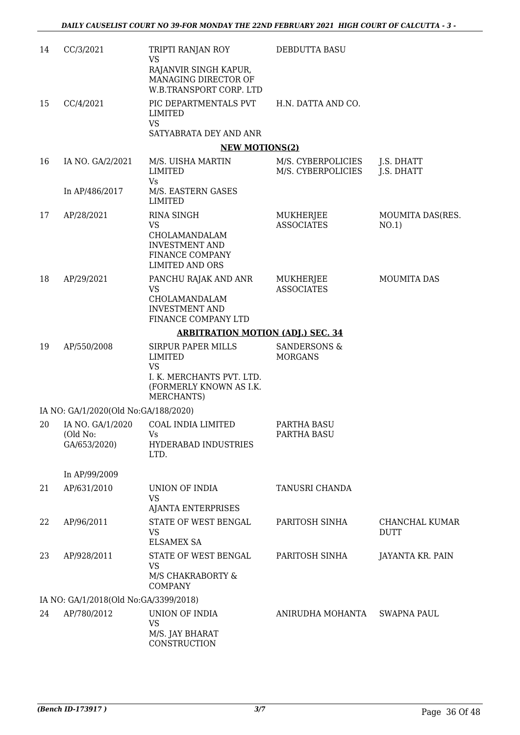| | | | | |
|---|---|---|---|---|
| 14 | CC/3/2021 | TRIPTI RANJAN ROY<br>VS<br>RAJANVIR SINGH KAPUR, MANAGING DIRECTOR OF W.B.TRANSPORT CORP. LTD | DEBDUTTA BASU | |
| 15 | CC/4/2021 | PIC DEPARTMENTALS PVT LIMITED<br>VS<br>SATYABRATA DEY AND ANR | H.N. DATTA AND CO. | |

**NEW MOTIONS(2)**

| | | | | |
|---|---|---|---|---|
| 16 | IA NO. GA/2/2021<br><br>In AP/486/2017 | M/S. UISHA MARTIN LIMITED<br>Vs<br>M/S. EASTERN GASES LIMITED | M/S. CYBERPOLICIES<br>M/S. CYBERPOLICIES | J.S. DHATT<br>J.S. DHATT |
| 17 | AP/28/2021 | RINA SINGH<br>VS<br>CHOLAMANDALAM INVESTMENT AND FINANCE COMPANY LIMITED AND ORS | MUKHERJEE ASSOCIATES | MOUMITA DAS(RES. NO.1) |
| 18 | AP/29/2021 | PANCHU RAJAK AND ANR<br>VS<br>CHOLAMANDALAM INVESTMENT AND FINANCE COMPANY LTD | MUKHERJEE ASSOCIATES | MOUMITA DAS |

**ARBITRATION MOTION (ADJ.) SEC. 34**

| | | | | |
|---|---|---|---|---|
| 19 | AP/550/2008 | SIRPUR PAPER MILLS LIMITED<br>VS<br>I. K. MERCHANTS PVT. LTD. (FORMERLY KNOWN AS I.K. MERCHANTS) | SANDERSONS & MORGANS | |
| | IA NO: GA/1/2020(Old No:GA/188/2020) | | | |
| 20 | IA NO. GA/1/2020 (Old No: GA/653/2020)<br><br>In AP/99/2009 | COAL INDIA LIMITED<br>Vs<br>HYDERABAD INDUSTRIES LTD. | PARTHA BASU<br>PARTHA BASU | |
| 21 | AP/631/2010 | UNION OF INDIA<br>VS<br>AJANTA ENTERPRISES | TANUSRI CHANDA | |
| 22 | AP/96/2011 | STATE OF WEST BENGAL<br>VS<br>ELSAMEX SA | PARITOSH SINHA | CHANCHAL KUMAR DUTT |
| 23 | AP/928/2011 | STATE OF WEST BENGAL<br>VS<br>M/S CHAKRABORTY & COMPANY | PARITOSH SINHA | JAYANTA KR. PAIN |
| | IA NO: GA/1/2018(Old No:GA/3399/2018) | | | |
| 24 | AP/780/2012 | UNION OF INDIA<br>VS<br>M/S. JAY BHARAT CONSTRUCTION | ANIRUDHA MOHANTA | SWAPNA PAUL |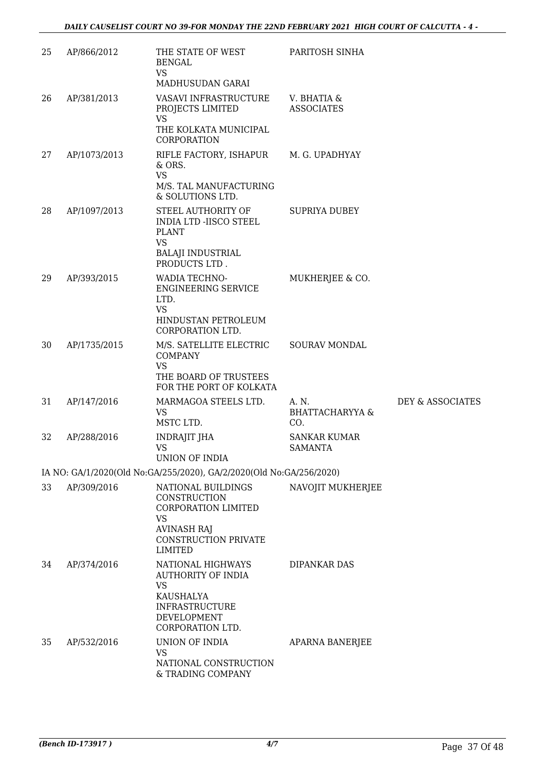| | | | | |
|---|---|---|---|---|
| 25 | AP/866/2012 | THE STATE OF WEST BENGAL<br>VS<br>MADHUSUDAN GARAI | PARITOSH SINHA | |
| 26 | AP/381/2013 | VASAVI INFRASTRUCTURE PROJECTS LIMITED<br>VS<br>THE KOLKATA MUNICIPAL CORPORATION | V. BHATIA & ASSOCIATES | |
| 27 | AP/1073/2013 | RIFLE FACTORY, ISHAPUR & ORS.<br>VS<br>M/S. TAL MANUFACTURING & SOLUTIONS LTD. | M. G. UPADHYAY | |
| 28 | AP/1097/2013 | STEEL AUTHORITY OF INDIA LTD -IISCO STEEL PLANT<br>VS<br>BALAJI INDUSTRIAL PRODUCTS LTD . | SUPRIYA DUBEY | |
| 29 | AP/393/2015 | WADIA TECHNO-ENGINEERING SERVICE LTD.<br>VS<br>HINDUSTAN PETROLEUM CORPORATION LTD. | MUKHERJEE & CO. | |
| 30 | AP/1735/2015 | M/S. SATELLITE ELECTRIC COMPANY<br>VS<br>THE BOARD OF TRUSTEES FOR THE PORT OF KOLKATA | SOURAV MONDAL | |
| 31 | AP/147/2016 | MARMAGOA STEELS LTD.<br>VS<br>MSTC LTD. | A. N. BHATTACHARYYA & CO. | DEY & ASSOCIATES |
| 32 | AP/288/2016 | INDRAJIT JHA<br>VS<br>UNION OF INDIA | SANKAR KUMAR SAMANTA | |

IA NO: GA/1/2020(Old No:GA/255/2020), GA/2/2020(Old No:GA/256/2020)

| | | | | |
|---|---|---|---|---|
| 33 | AP/309/2016 | NATIONAL BUILDINGS CONSTRUCTION CORPORATION LIMITED<br>VS<br>AVINASH RAJ CONSTRUCTION PRIVATE LIMITED | NAVOJIT MUKHERJEE | |
| 34 | AP/374/2016 | NATIONAL HIGHWAYS AUTHORITY OF INDIA<br>VS<br>KAUSHALYA INFRASTRUCTURE DEVELOPMENT CORPORATION LTD. | DIPANKAR DAS | |
| 35 | AP/532/2016 | UNION OF INDIA<br>VS<br>NATIONAL CONSTRUCTION & TRADING COMPANY | APARNA BANERJEE | |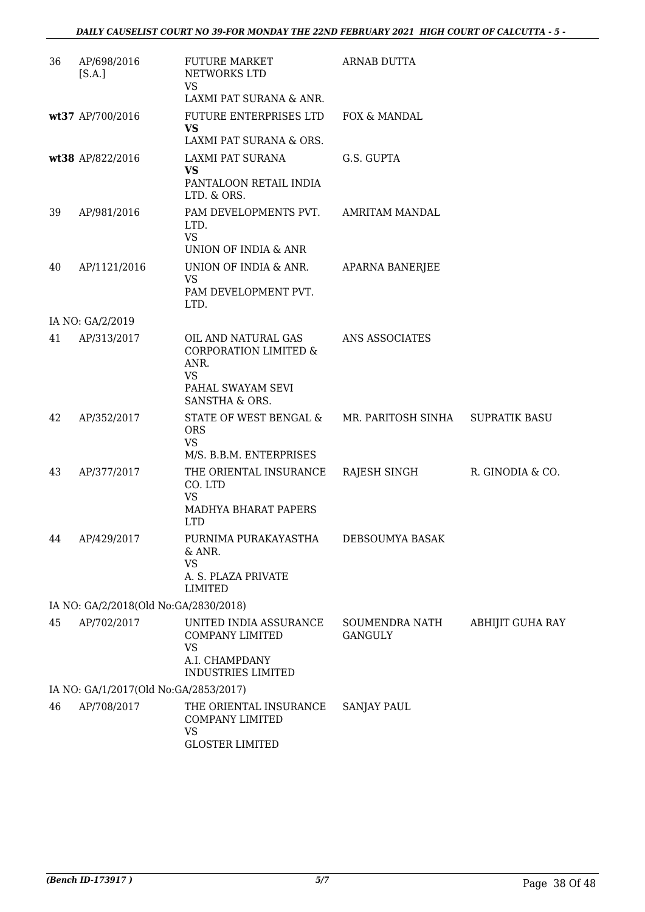| | | | | |
|---|---|---|---|---|
| 36 | AP/698/2016 [S.A.] | FUTURE MARKET NETWORKS LTD VS LAXMI PAT SURANA & ANR. | ARNAB DUTTA | |
| **wt37** | AP/700/2016 | FUTURE ENTERPRISES LTD **VS** LAXMI PAT SURANA & ORS. | FOX & MANDAL | |
| **wt38** | AP/822/2016 | LAXMI PAT SURANA **VS** PANTALOON RETAIL INDIA LTD. & ORS. | G.S. GUPTA | |
| 39 | AP/981/2016 | PAM DEVELOPMENTS PVT. LTD. VS UNION OF INDIA & ANR | AMRITAM MANDAL | |
| 40 | AP/1121/2016 | UNION OF INDIA & ANR. VS PAM DEVELOPMENT PVT. LTD. | APARNA BANERJEE | |
| | IA NO: GA/2/2019 | | | |
| 41 | AP/313/2017 | OIL AND NATURAL GAS CORPORATION LIMITED & ANR. VS PAHAL SWAYAM SEVI SANSTHA & ORS. | ANS ASSOCIATES | |
| 42 | AP/352/2017 | STATE OF WEST BENGAL & ORS VS M/S. B.B.M. ENTERPRISES | MR. PARITOSH SINHA | SUPRATIK BASU |
| 43 | AP/377/2017 | THE ORIENTAL INSURANCE CO. LTD VS MADHYA BHARAT PAPERS LTD | RAJESH SINGH | R. GINODIA & CO. |
| 44 | AP/429/2017 | PURNIMA PURAKAYASTHA & ANR. VS A. S. PLAZA PRIVATE LIMITED | DEBSOUMYA BASAK | |
| | IA NO: GA/2/2018(Old No:GA/2830/2018) | | | |
| 45 | AP/702/2017 | UNITED INDIA ASSURANCE COMPANY LIMITED VS A.I. CHAMPDANY INDUSTRIES LIMITED | SOUMENDRA NATH GANGULY | ABHIJIT GUHA RAY |
| | IA NO: GA/1/2017(Old No:GA/2853/2017) | | | |
| 46 | AP/708/2017 | THE ORIENTAL INSURANCE COMPANY LIMITED VS GLOSTER LIMITED | SANJAY PAUL | |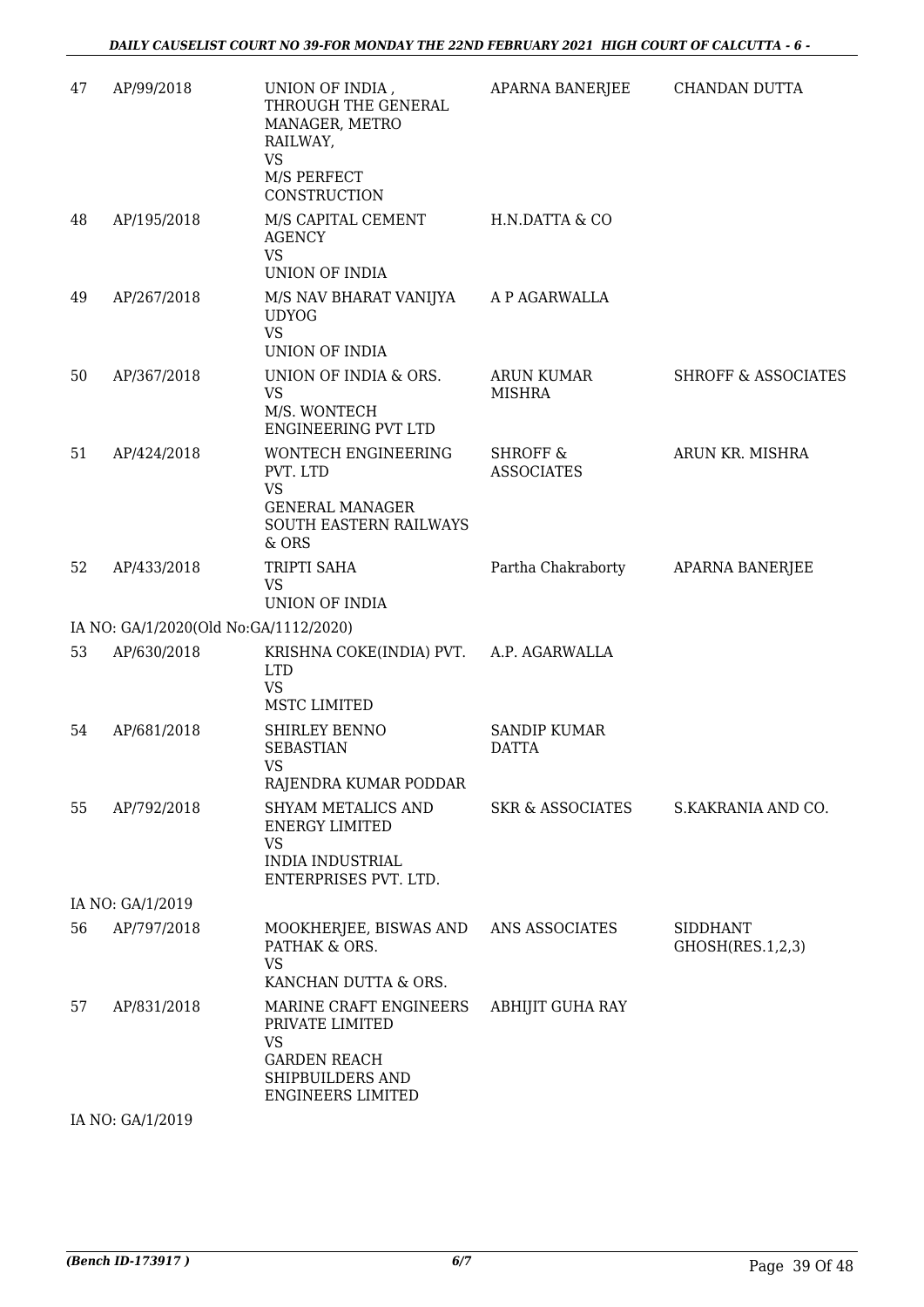| 47 | AP/99/2018 | UNION OF INDIA , THROUGH THE GENERAL MANAGER, METRO RAILWAY, VS M/S PERFECT CONSTRUCTION | APARNA BANERJEE | CHANDAN DUTTA |
|---|---|---|---|---|
| 48 | AP/195/2018 | M/S CAPITAL CEMENT AGENCY VS UNION OF INDIA | H.N.DATTA & CO | |
| 49 | AP/267/2018 | M/S NAV BHARAT VANIJYA UDYOG VS UNION OF INDIA | A P AGARWALLA | |
| 50 | AP/367/2018 | UNION OF INDIA & ORS. VS M/S. WONTECH ENGINEERING PVT LTD | ARUN KUMAR MISHRA | SHROFF & ASSOCIATES |
| 51 | AP/424/2018 | WONTECH ENGINEERING PVT. LTD VS GENERAL MANAGER SOUTH EASTERN RAILWAYS & ORS | SHROFF & ASSOCIATES | ARUN KR. MISHRA |
| 52 | AP/433/2018 | TRIPTI SAHA VS UNION OF INDIA | Partha Chakraborty | APARNA BANERJEE |
| | IA NO: GA/1/2020(Old No:GA/1112/2020) | | | |
| 53 | AP/630/2018 | KRISHNA COKE(INDIA) PVT. LTD VS MSTC LIMITED | A.P. AGARWALLA | |
| 54 | AP/681/2018 | SHIRLEY BENNO SEBASTIAN VS RAJENDRA KUMAR PODDAR | SANDIP KUMAR DATTA | |
| 55 | AP/792/2018 | SHYAM METALICS AND ENERGY LIMITED VS INDIA INDUSTRIAL ENTERPRISES PVT. LTD. | SKR & ASSOCIATES | S.KAKRANIA AND CO. |
| | IA NO: GA/1/2019 | | | |
| 56 | AP/797/2018 | MOOKHERJEE, BISWAS AND PATHAK & ORS. VS KANCHAN DUTTA & ORS. | ANS ASSOCIATES | SIDDHANT GHOSH(RES.1,2,3) |
| 57 | AP/831/2018 | MARINE CRAFT ENGINEERS PRIVATE LIMITED VS GARDEN REACH SHIPBUILDERS AND ENGINEERS LIMITED | ABHIJIT GUHA RAY | |
| | IA NO: GA/1/2019 | | | |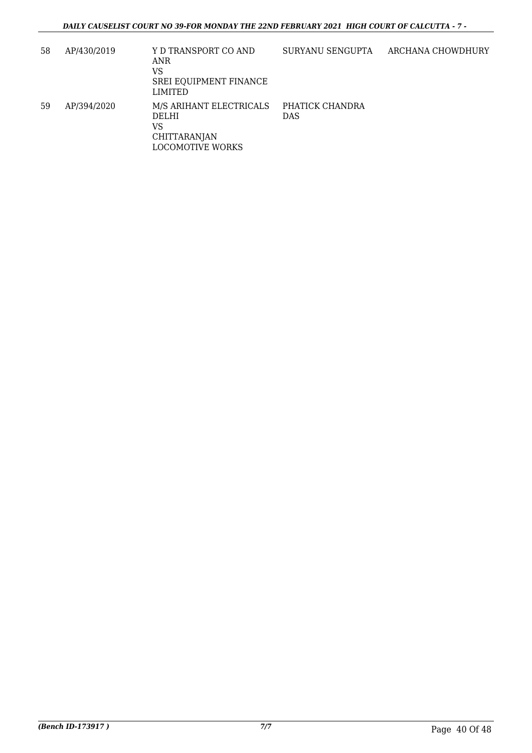| | | | | |
|---|---|---|---|---|
| 58 | AP/430/2019 | Y D TRANSPORT CO AND ANR<br>VS<br>SREI EQUIPMENT FINANCE LIMITED | SURYANU SENGUPTA | ARCHANA CHOWDHURY |
| 59 | AP/394/2020 | M/S ARIHANT ELECTRICALS DELHI<br>VS<br>CHITTARANJAN LOCOMOTIVE WORKS | PHATICK CHANDRA DAS | |

*(Bench ID-173917 )* 7/7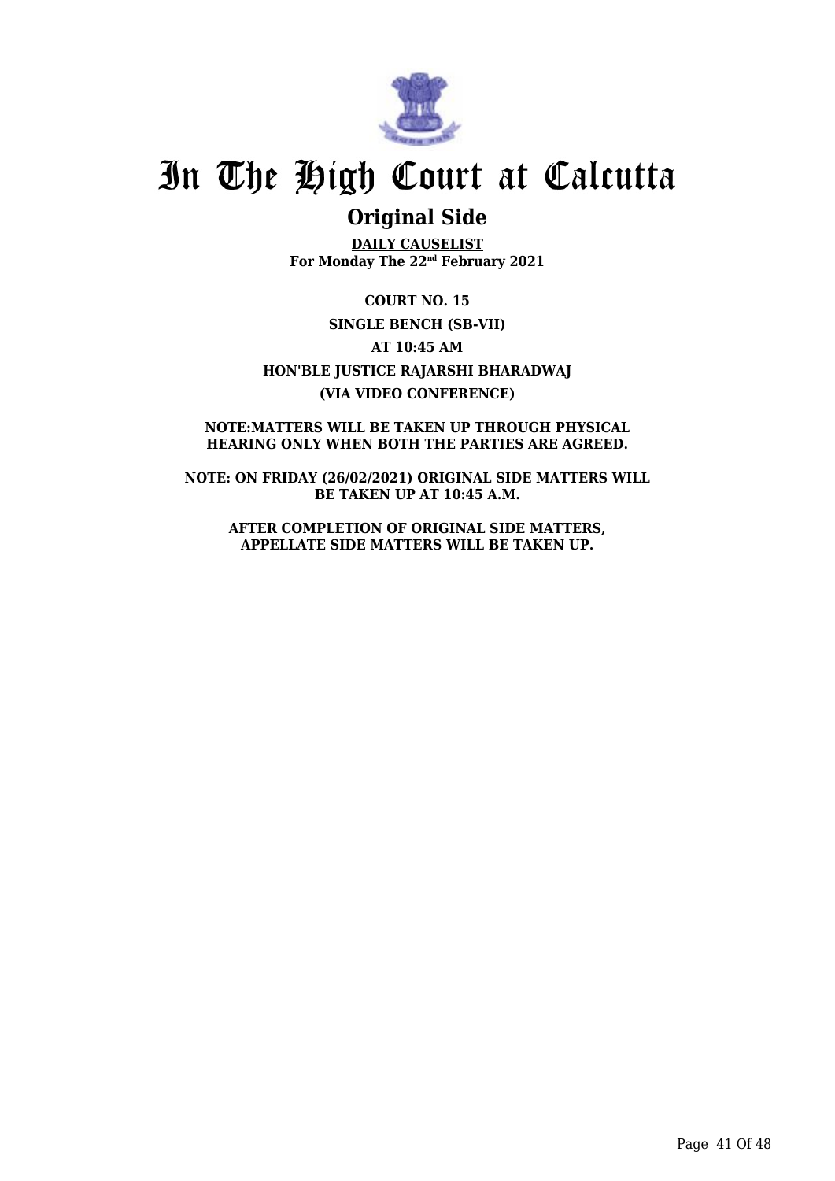# In The High Court at Calcutta

## Original Side

**DAILY CAUSELIST**
**For Monday The 22nd February 2021**

**COURT NO. 15**

**SINGLE BENCH (SB-VII)**

**AT 10:45 AM**

**HON'BLE JUSTICE RAJARSHI BHARADWAJ**

**(VIA VIDEO CONFERENCE)**

**NOTE:MATTERS WILL BE TAKEN UP THROUGH PHYSICAL HEARING ONLY WHEN BOTH THE PARTIES ARE AGREED.**

**NOTE: ON FRIDAY (26/02/2021) ORIGINAL SIDE MATTERS WILL BE TAKEN UP AT 10:45 A.M.**

**AFTER COMPLETION OF ORIGINAL SIDE MATTERS, APPELLATE SIDE MATTERS WILL BE TAKEN UP.**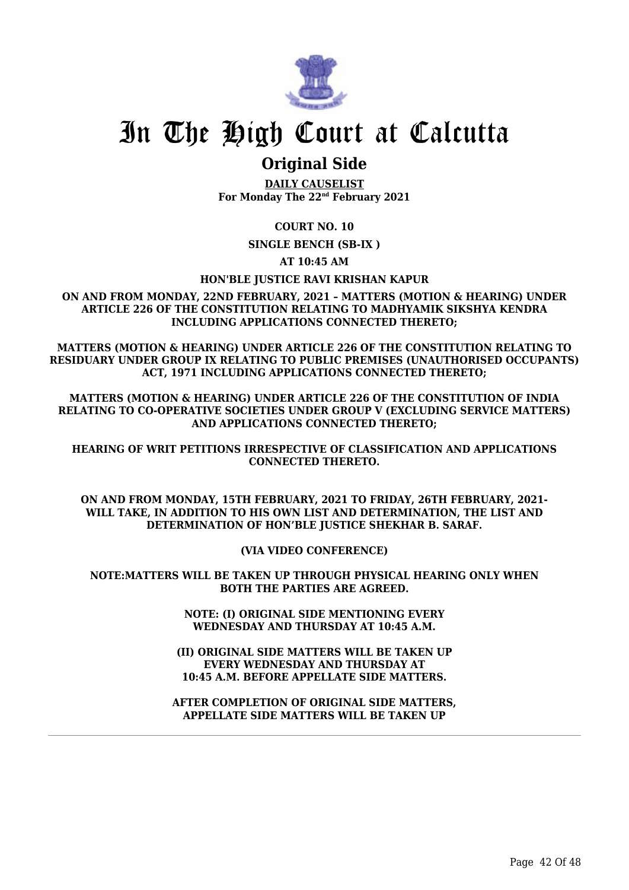# In The High Court at Calcutta

## Original Side

**DAILY CAUSELIST**
**For Monday The 22nd February 2021**

**COURT NO. 10**

**SINGLE BENCH (SB-IX )**

**AT 10:45 AM**

**HON'BLE JUSTICE RAVI KRISHAN KAPUR**

**ON AND FROM MONDAY, 22ND FEBRUARY, 2021 – MATTERS (MOTION & HEARING) UNDER ARTICLE 226 OF THE CONSTITUTION RELATING TO MADHYAMIK SIKSHYA KENDRA INCLUDING APPLICATIONS CONNECTED THERETO;**

**MATTERS (MOTION & HEARING) UNDER ARTICLE 226 OF THE CONSTITUTION RELATING TO RESIDUARY UNDER GROUP IX RELATING TO PUBLIC PREMISES (UNAUTHORISED OCCUPANTS) ACT, 1971 INCLUDING APPLICATIONS CONNECTED THERETO;**

**MATTERS (MOTION & HEARING) UNDER ARTICLE 226 OF THE CONSTITUTION OF INDIA RELATING TO CO-OPERATIVE SOCIETIES UNDER GROUP V (EXCLUDING SERVICE MATTERS) AND APPLICATIONS CONNECTED THERETO;**

**HEARING OF WRIT PETITIONS IRRESPECTIVE OF CLASSIFICATION AND APPLICATIONS CONNECTED THERETO.**

**ON AND FROM MONDAY, 15TH FEBRUARY, 2021 TO FRIDAY, 26TH FEBRUARY, 2021- WILL TAKE, IN ADDITION TO HIS OWN LIST AND DETERMINATION, THE LIST AND DETERMINATION OF HON'BLE JUSTICE SHEKHAR B. SARAF.**

**(VIA VIDEO CONFERENCE)**

**NOTE:MATTERS WILL BE TAKEN UP THROUGH PHYSICAL HEARING ONLY WHEN BOTH THE PARTIES ARE AGREED.**

**NOTE: (I) ORIGINAL SIDE MENTIONING EVERY WEDNESDAY AND THURSDAY AT 10:45 A.M.**

**(II) ORIGINAL SIDE MATTERS WILL BE TAKEN UP EVERY WEDNESDAY AND THURSDAY AT 10:45 A.M. BEFORE APPELLATE SIDE MATTERS.**

**AFTER COMPLETION OF ORIGINAL SIDE MATTERS, APPELLATE SIDE MATTERS WILL BE TAKEN UP**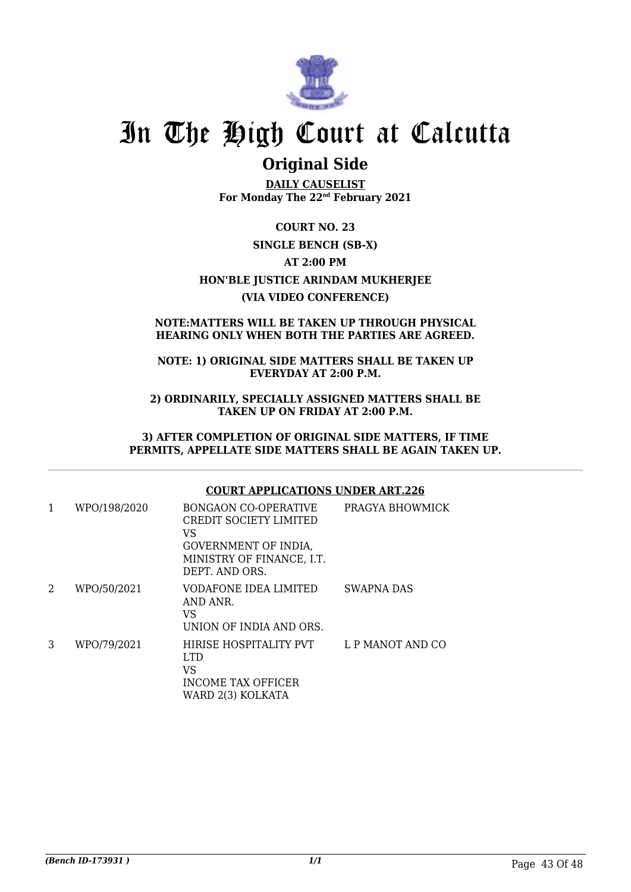# In The High Court at Calcutta

## Original Side

**DAILY CAUSELIST**
**For Monday The 22nd February 2021**

**COURT NO. 23**

**SINGLE BENCH (SB-X)**

**AT 2:00 PM**

**HON'BLE JUSTICE ARINDAM MUKHERJEE**

**(VIA VIDEO CONFERENCE)**

**NOTE:MATTERS WILL BE TAKEN UP THROUGH PHYSICAL HEARING ONLY WHEN BOTH THE PARTIES ARE AGREED.**

**NOTE: 1) ORIGINAL SIDE MATTERS SHALL BE TAKEN UP EVERYDAY AT 2:00 P.M.**

**2) ORDINARILY, SPECIALLY ASSIGNED MATTERS SHALL BE TAKEN UP ON FRIDAY AT 2:00 P.M.**

**3) AFTER COMPLETION OF ORIGINAL SIDE MATTERS, IF TIME PERMITS, APPELLATE SIDE MATTERS SHALL BE AGAIN TAKEN UP.**

**COURT APPLICATIONS UNDER ART.226**

| | | | |
|---|---|---|---|
| 1 | WPO/198/2020 | BONGAON CO-OPERATIVE CREDIT SOCIETY LIMITED VS GOVERNMENT OF INDIA, MINISTRY OF FINANCE, I.T. DEPT. AND ORS. | PRAGYA BHOWMICK |
| 2 | WPO/50/2021 | VODAFONE IDEA LIMITED AND ANR. VS UNION OF INDIA AND ORS. | SWAPNA DAS |
| 3 | WPO/79/2021 | HIRISE HOSPITALITY PVT LTD VS INCOME TAX OFFICER WARD 2(3) KOLKATA | L P MANOT AND CO |

*(Bench ID-173931 )* 1/1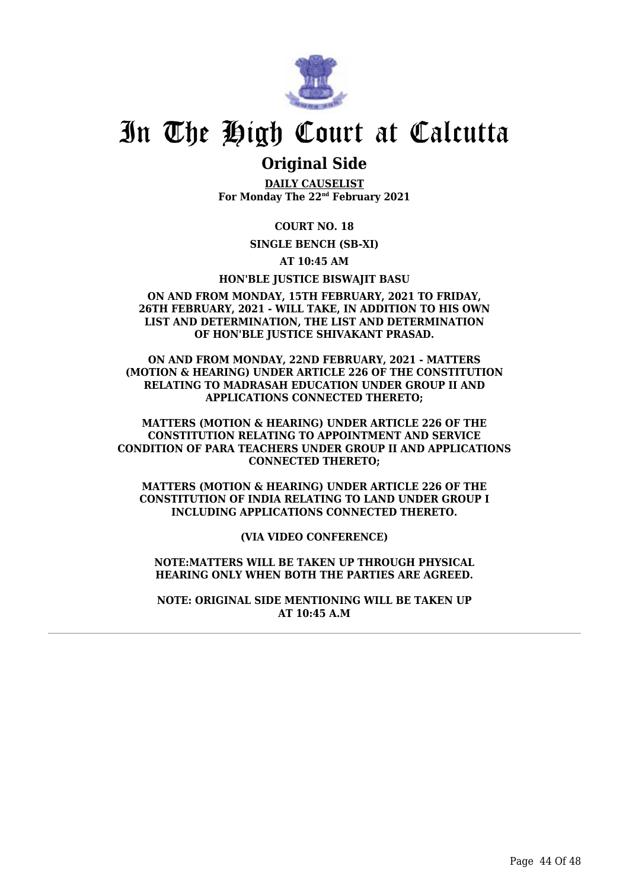# In The High Court at Calcutta

## Original Side

**DAILY CAUSELIST**
**For Monday The 22nd February 2021**

**COURT NO. 18**

**SINGLE BENCH (SB-XI)**

**AT 10:45 AM**

**HON'BLE JUSTICE BISWAJIT BASU**

**ON AND FROM MONDAY, 15TH FEBRUARY, 2021 TO FRIDAY, 26TH FEBRUARY, 2021 - WILL TAKE, IN ADDITION TO HIS OWN LIST AND DETERMINATION, THE LIST AND DETERMINATION OF HON'BLE JUSTICE SHIVAKANT PRASAD.**

**ON AND FROM MONDAY, 22ND FEBRUARY, 2021 - MATTERS (MOTION & HEARING) UNDER ARTICLE 226 OF THE CONSTITUTION RELATING TO MADRASAH EDUCATION UNDER GROUP II AND APPLICATIONS CONNECTED THERETO;**

**MATTERS (MOTION & HEARING) UNDER ARTICLE 226 OF THE CONSTITUTION RELATING TO APPOINTMENT AND SERVICE CONDITION OF PARA TEACHERS UNDER GROUP II AND APPLICATIONS CONNECTED THERETO;**

**MATTERS (MOTION & HEARING) UNDER ARTICLE 226 OF THE CONSTITUTION OF INDIA RELATING TO LAND UNDER GROUP I INCLUDING APPLICATIONS CONNECTED THERETO.**

**(VIA VIDEO CONFERENCE)**

**NOTE:MATTERS WILL BE TAKEN UP THROUGH PHYSICAL HEARING ONLY WHEN BOTH THE PARTIES ARE AGREED.**

**NOTE: ORIGINAL SIDE MENTIONING WILL BE TAKEN UP AT 10:45 A.M**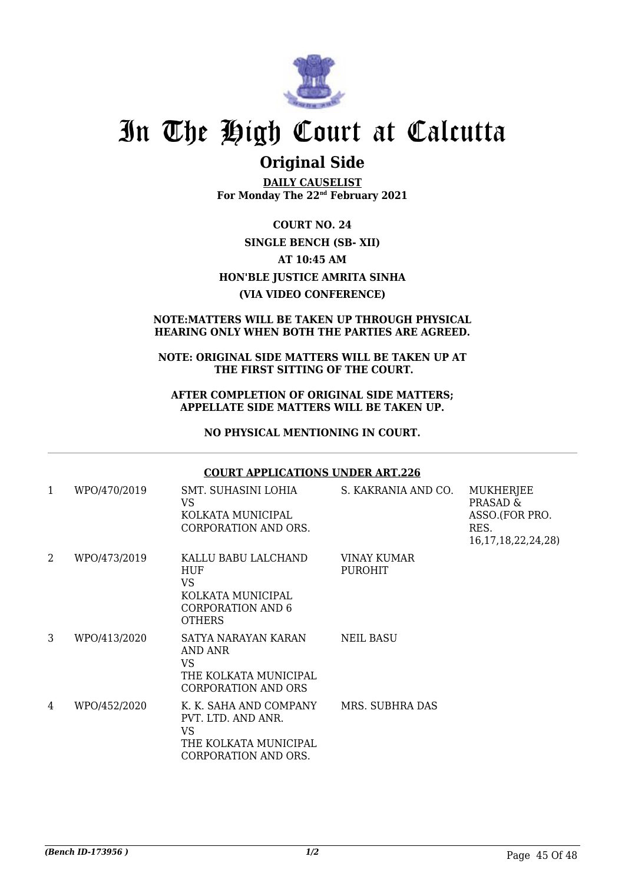# In The High Court at Calcutta

## Original Side

**DAILY CAUSELIST**
**For Monday The 22nd February 2021**

**COURT NO. 24**

**SINGLE BENCH (SB- XII)**

**AT 10:45 AM**

**HON'BLE JUSTICE AMRITA SINHA**

**(VIA VIDEO CONFERENCE)**

**NOTE:MATTERS WILL BE TAKEN UP THROUGH PHYSICAL HEARING ONLY WHEN BOTH THE PARTIES ARE AGREED.**

**NOTE: ORIGINAL SIDE MATTERS WILL BE TAKEN UP AT THE FIRST SITTING OF THE COURT.**

**AFTER COMPLETION OF ORIGINAL SIDE MATTERS; APPELLATE SIDE MATTERS WILL BE TAKEN UP.**

**NO PHYSICAL MENTIONING IN COURT.**

**COURT APPLICATIONS UNDER ART.226**

| | | | | |
|---|---|---|---|---|
| 1 | WPO/470/2019 | SMT. SUHASINI LOHIA VS KOLKATA MUNICIPAL CORPORATION AND ORS. | S. KAKRANIA AND CO. | MUKHERJEE PRASAD & ASSO.(FOR PRO. RES. 16,17,18,22,24,28) |
| 2 | WPO/473/2019 | KALLU BABU LALCHAND HUF VS KOLKATA MUNICIPAL CORPORATION AND 6 OTHERS | VINAY KUMAR PUROHIT | |
| 3 | WPO/413/2020 | SATYA NARAYAN KARAN AND ANR VS THE KOLKATA MUNICIPAL CORPORATION AND ORS | NEIL BASU | |
| 4 | WPO/452/2020 | K. K. SAHA AND COMPANY PVT. LTD. AND ANR. VS THE KOLKATA MUNICIPAL CORPORATION AND ORS. | MRS. SUBHRA DAS | |

*(Bench ID-173956 )*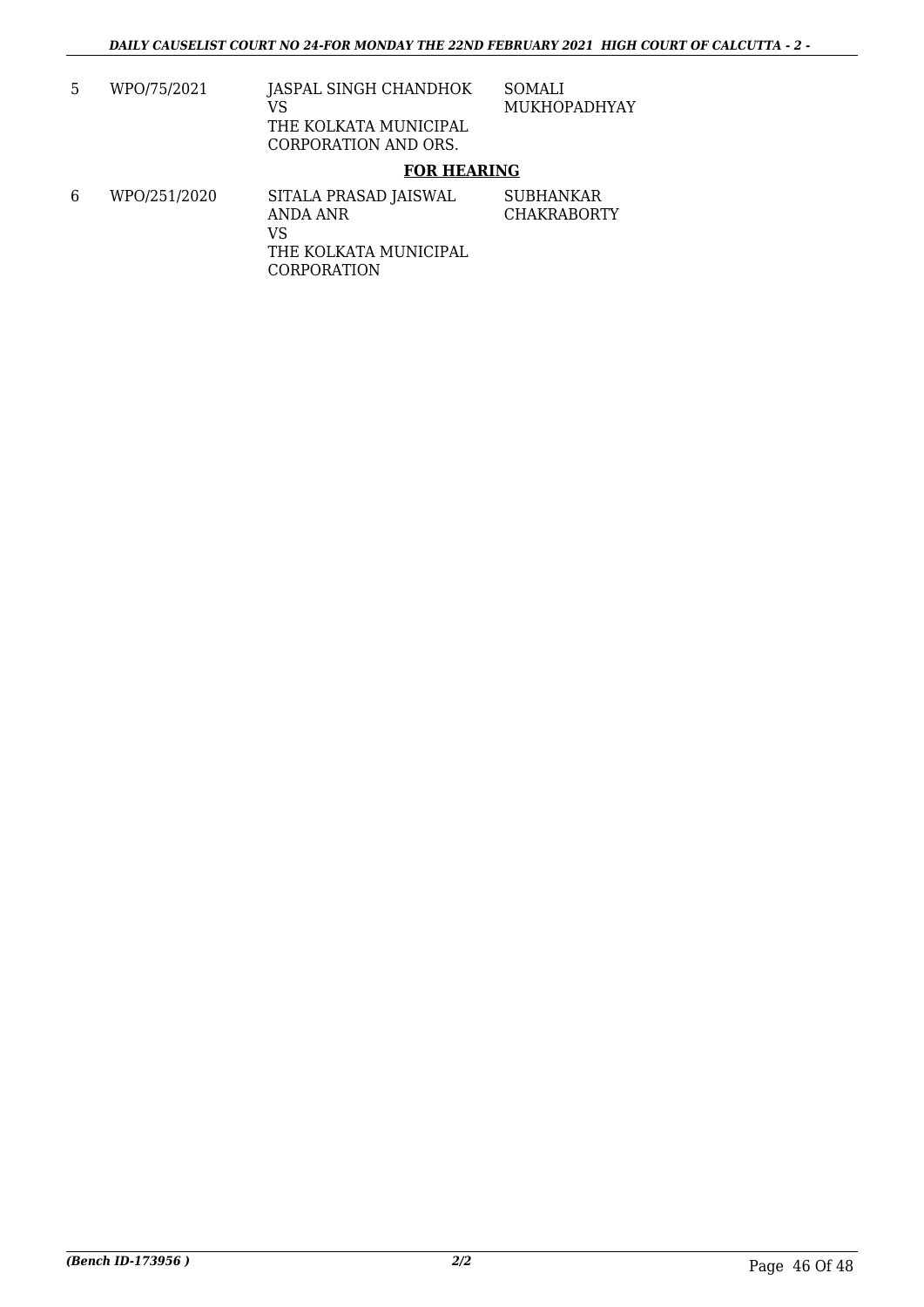| 5 | WPO/75/2021 | JASPAL SINGH CHANDHOK<br>VS<br>THE KOLKATA MUNICIPAL CORPORATION AND ORS. | SOMALI MUKHOPADHYAY |
|---|---|---|---|

**FOR HEARING**

| 6 | WPO/251/2020 | SITALA PRASAD JAISWAL ANDA ANR<br>VS<br>THE KOLKATA MUNICIPAL CORPORATION | SUBHANKAR CHAKRABORTY |
|---|---|---|---|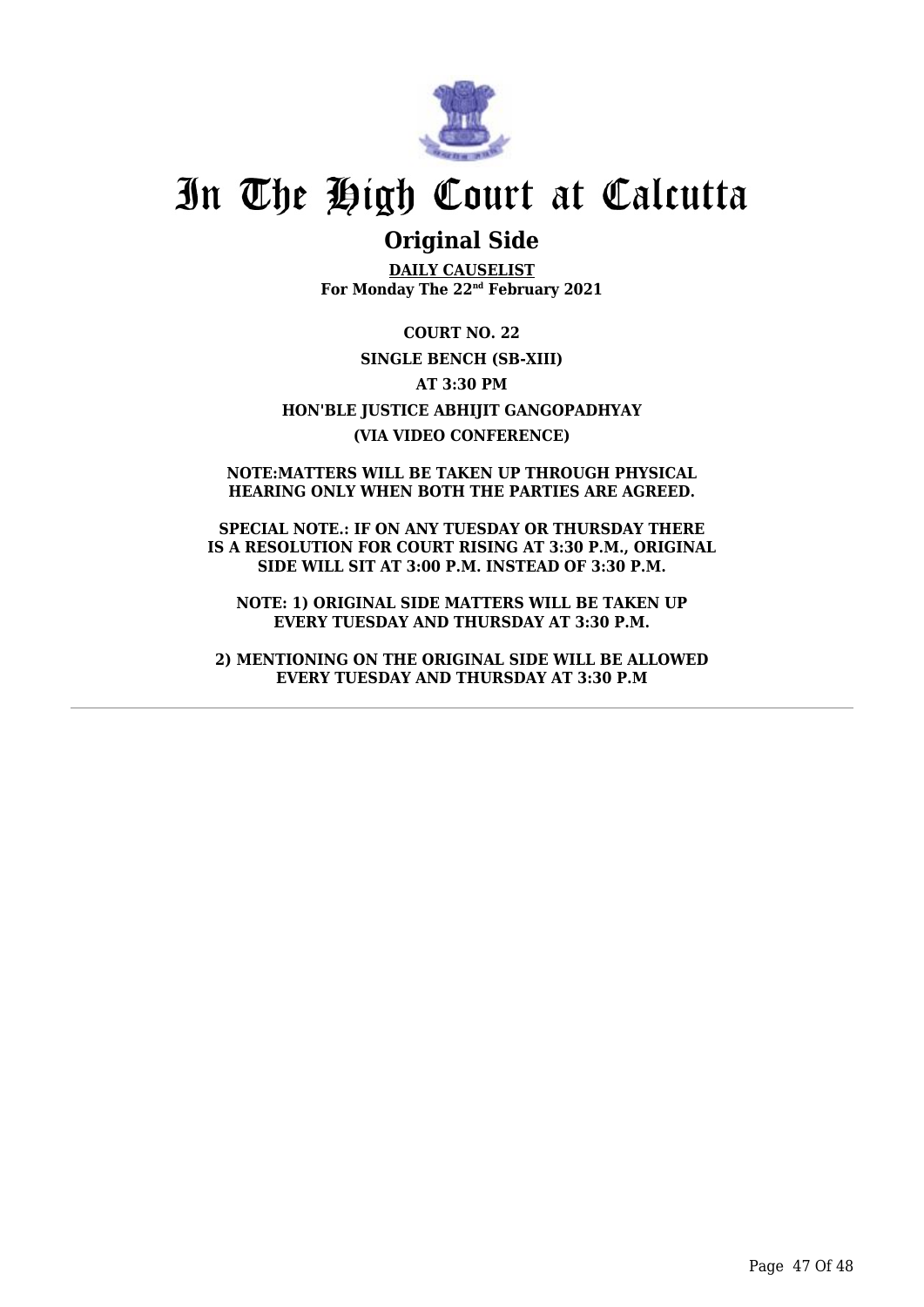# In The High Court at Calcutta

## Original Side

**DAILY CAUSELIST**
**For Monday The 22nd February 2021**

**COURT NO. 22**

**SINGLE BENCH (SB-XIII)**

**AT 3:30 PM**

**HON'BLE JUSTICE ABHIJIT GANGOPADHYAY**

**(VIA VIDEO CONFERENCE)**

**NOTE:MATTERS WILL BE TAKEN UP THROUGH PHYSICAL HEARING ONLY WHEN BOTH THE PARTIES ARE AGREED.**

**SPECIAL NOTE.: IF ON ANY TUESDAY OR THURSDAY THERE IS A RESOLUTION FOR COURT RISING AT 3:30 P.M., ORIGINAL SIDE WILL SIT AT 3:00 P.M. INSTEAD OF 3:30 P.M.**

**NOTE: 1) ORIGINAL SIDE MATTERS WILL BE TAKEN UP EVERY TUESDAY AND THURSDAY AT 3:30 P.M.**

**2) MENTIONING ON THE ORIGINAL SIDE WILL BE ALLOWED EVERY TUESDAY AND THURSDAY AT 3:30 P.M**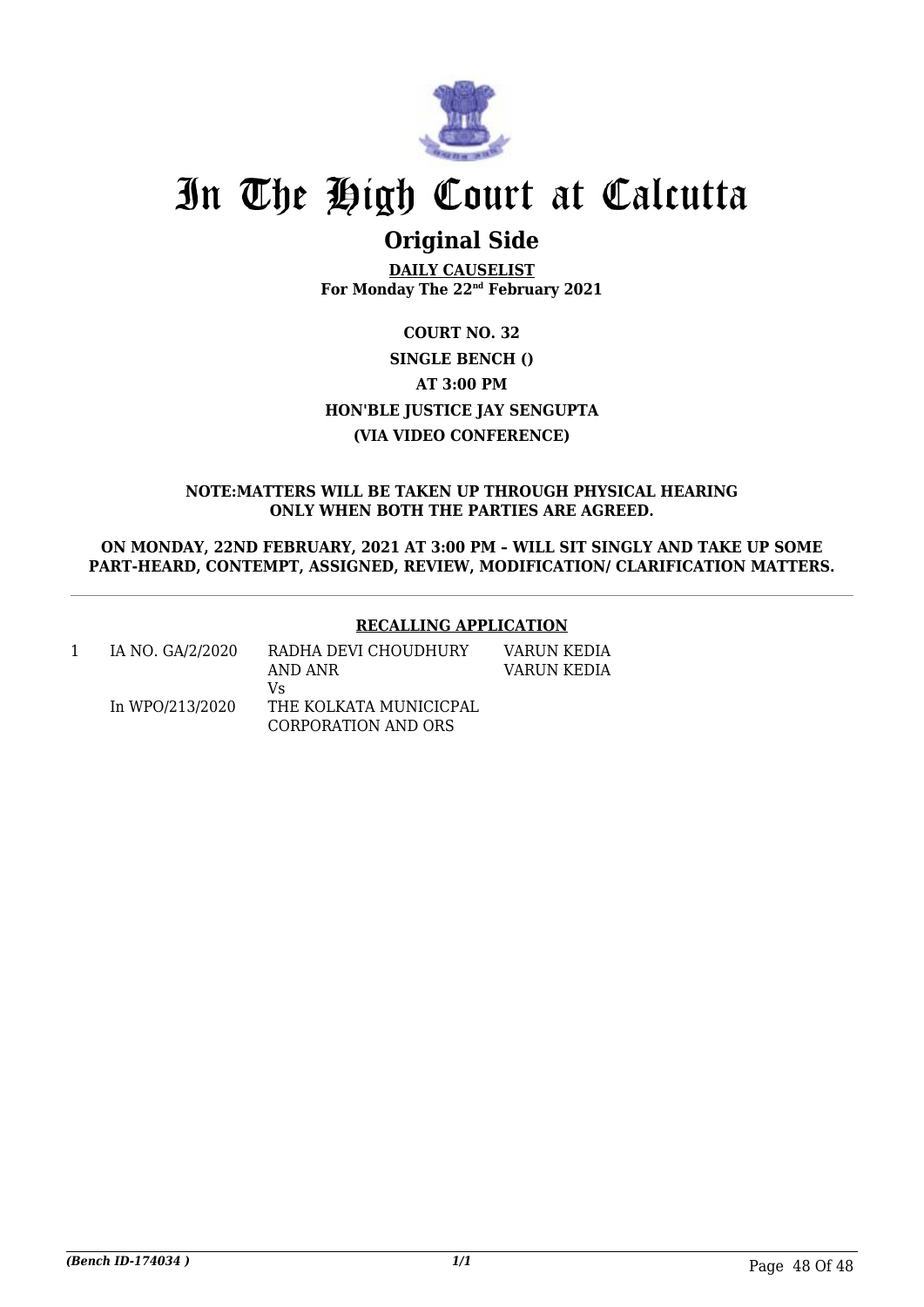# In The High Court at Calcutta

## Original Side

**DAILY CAUSELIST**
**For Monday The 22[nd] February 2021**

**COURT NO. 32**
**SINGLE BENCH ()**
**AT 3:00 PM**
**HON'BLE JUSTICE JAY SENGUPTA**
**(VIA VIDEO CONFERENCE)**

**NOTE:MATTERS WILL BE TAKEN UP THROUGH PHYSICAL HEARING ONLY WHEN BOTH THE PARTIES ARE AGREED.**

**ON MONDAY, 22ND FEBRUARY, 2021 AT 3:00 PM – WILL SIT SINGLY AND TAKE UP SOME PART-HEARD, CONTEMPT, ASSIGNED, REVIEW, MODIFICATION/ CLARIFICATION MATTERS.**

**RECALLING APPLICATION**

| | | | |
|---|---|---|---|
| 1 | IA NO. GA/2/2020<br>In WPO/213/2020 | RADHA DEVI CHOUDHURY AND ANR<br>Vs<br>THE KOLKATA MUNICICPAL CORPORATION AND ORS | VARUN KEDIA<br>VARUN KEDIA |

*(Bench ID-174034 )*